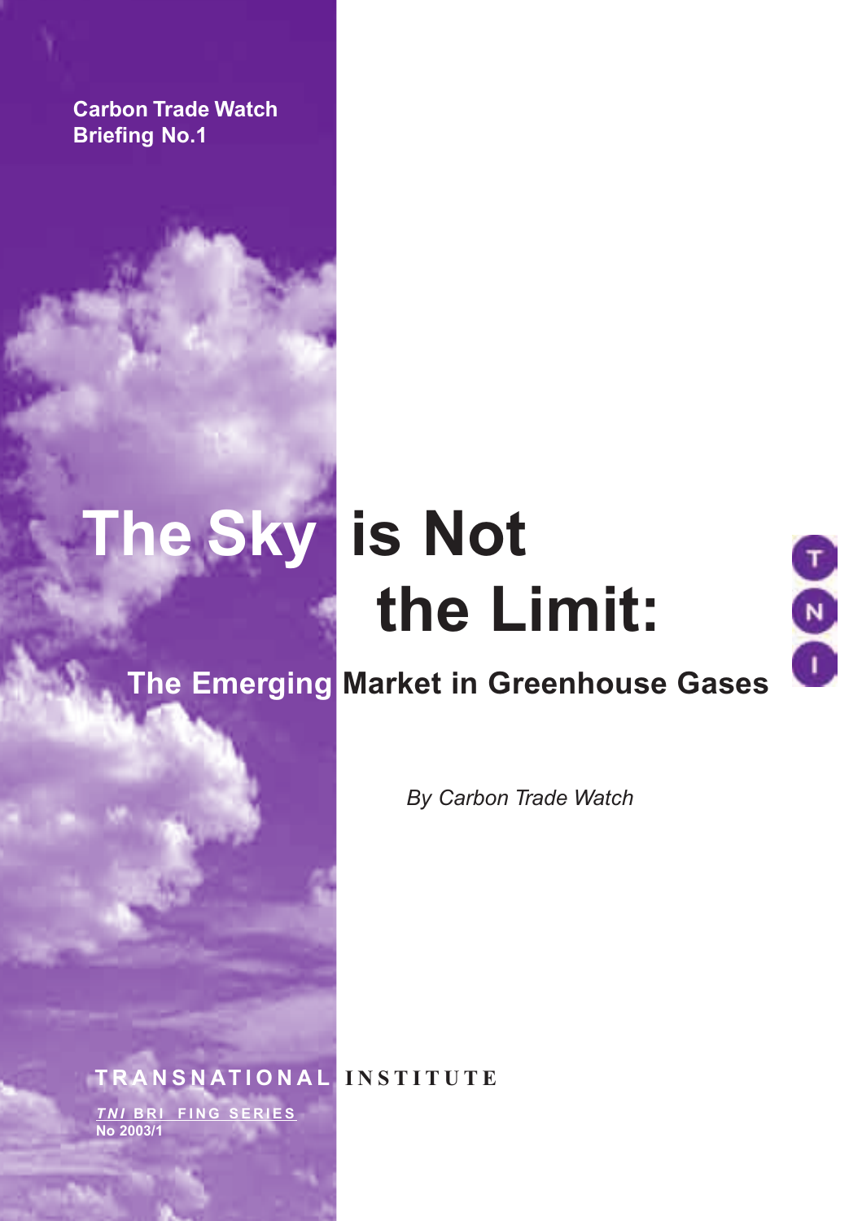**Carbon Trade Watch**
**Briefing No.1**

# The Sky is Not the Limit:

## The Emerging Market in Greenhouse Gases

*By Carbon Trade Watch*

TRANSNATIONAL INSTITUTE

*TNI* BRI FING SERIES
No 2003/1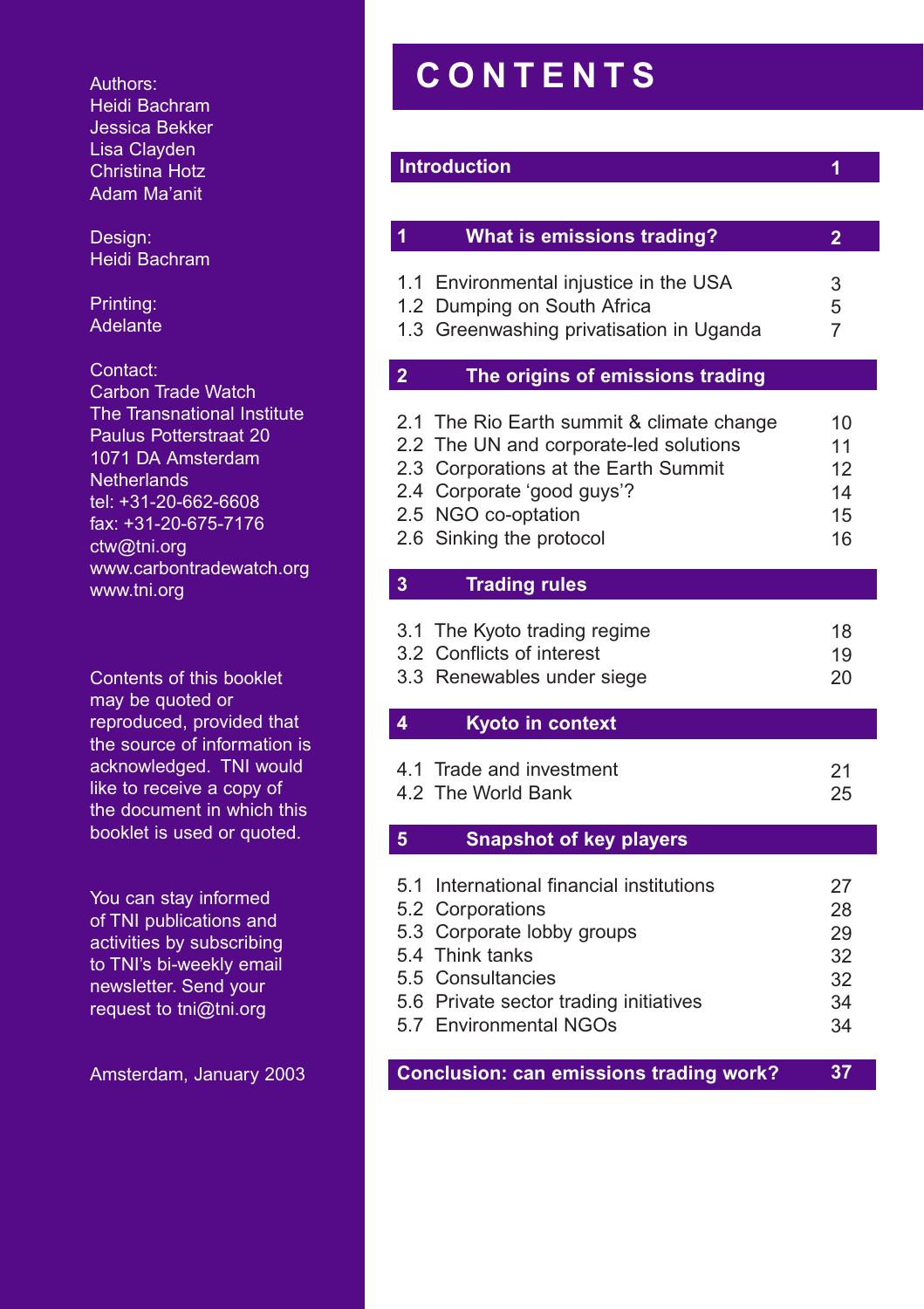Authors:
Heidi Bachram
Jessica Bekker
Lisa Clayden
Christina Hotz
Adam Ma'anit

Design:
Heidi Bachram

Printing:
Adelante

Contact:
Carbon Trade Watch
The Transnational Institute
Paulus Potterstraat 20
1071 DA Amsterdam
Netherlands
tel: +31-20-662-6608
fax: +31-20-675-7176
ctw@tni.org
www.carbontradewatch.org
www.tni.org

Contents of this booklet may be quoted or reproduced, provided that the source of information is acknowledged. TNI would like to receive a copy of the document in which this booklet is used or quoted.

You can stay informed of TNI publications and activities by subscribing to TNI's bi-weekly email newsletter. Send your request to tni@tni.org

Amsterdam, January 2003

# CONTENTS

| | | |
|---|---|---|
| **Introduction** | | **1** |
| **1** | **What is emissions trading?** | **2** |
| 1.1 | Environmental injustice in the USA | 3 |
| 1.2 | Dumping on South Africa | 5 |
| 1.3 | Greenwashing privatisation in Uganda | 7 |
| **2** | **The origins of emissions trading** | |
| 2.1 | The Rio Earth summit & climate change | 10 |
| 2.2 | The UN and corporate-led solutions | 11 |
| 2.3 | Corporations at the Earth Summit | 12 |
| 2.4 | Corporate 'good guys'? | 14 |
| 2.5 | NGO co-optation | 15 |
| 2.6 | Sinking the protocol | 16 |
| **3** | **Trading rules** | |
| 3.1 | The Kyoto trading regime | 18 |
| 3.2 | Conflicts of interest | 19 |
| 3.3 | Renewables under siege | 20 |
| **4** | **Kyoto in context** | |
| 4.1 | Trade and investment | 21 |
| 4.2 | The World Bank | 25 |
| **5** | **Snapshot of key players** | |
| 5.1 | International financial institutions | 27 |
| 5.2 | Corporations | 28 |
| 5.3 | Corporate lobby groups | 29 |
| 5.4 | Think tanks | 32 |
| 5.5 | Consultancies | 32 |
| 5.6 | Private sector trading initiatives | 34 |
| 5.7 | Environmental NGOs | 34 |
| **Conclusion: can emissions trading work?** | | **37** |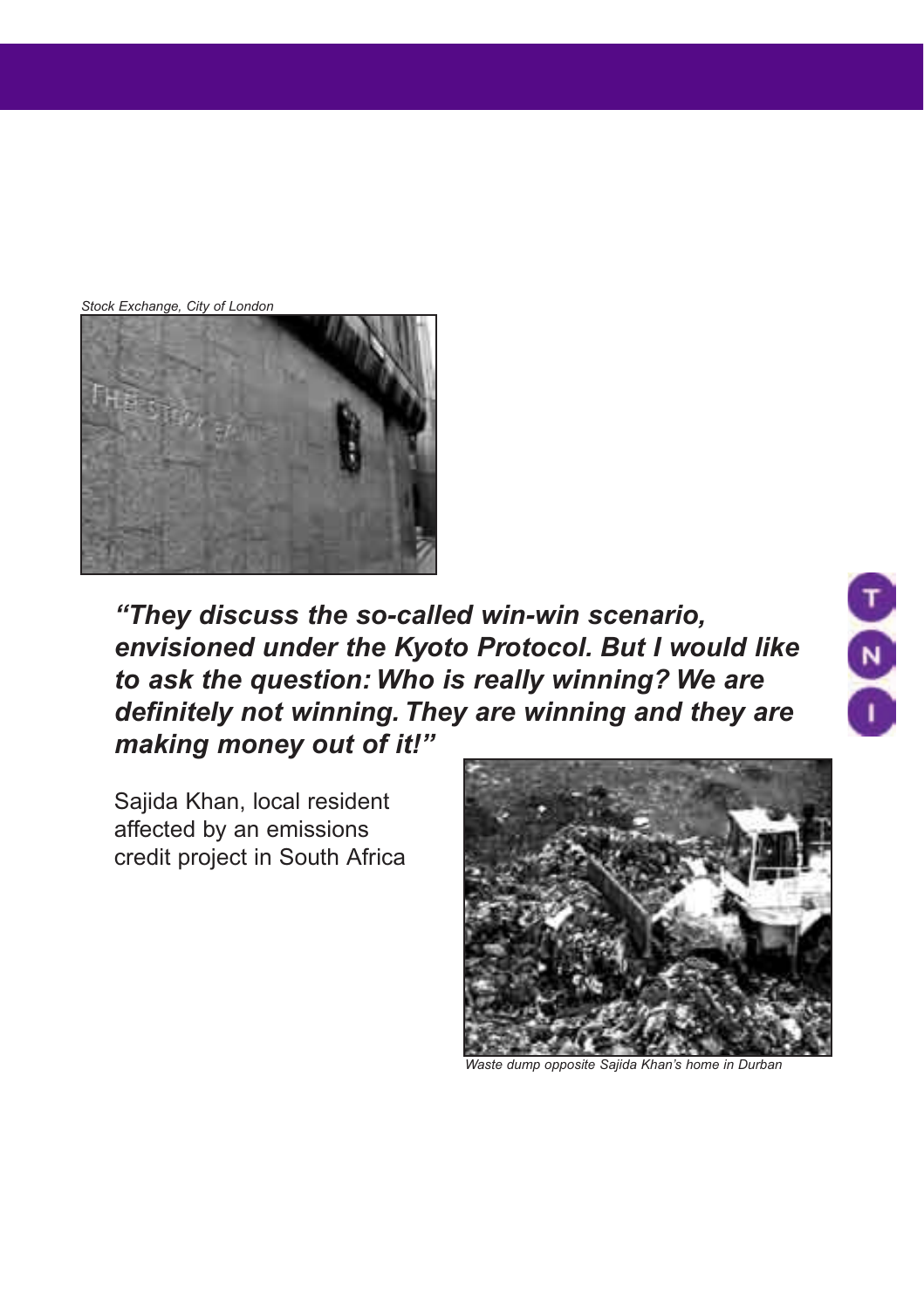Stock Exchange, City of London

***"They discuss the so-called win-win scenario, envisioned under the Kyoto Protocol. But I would like to ask the question: Who is really winning? We are definitely not winning. They are winning and they are making money out of it!"***

Sajida Khan, local resident affected by an emissions credit project in South Africa

*Waste dump opposite Sajida Khan's home in Durban*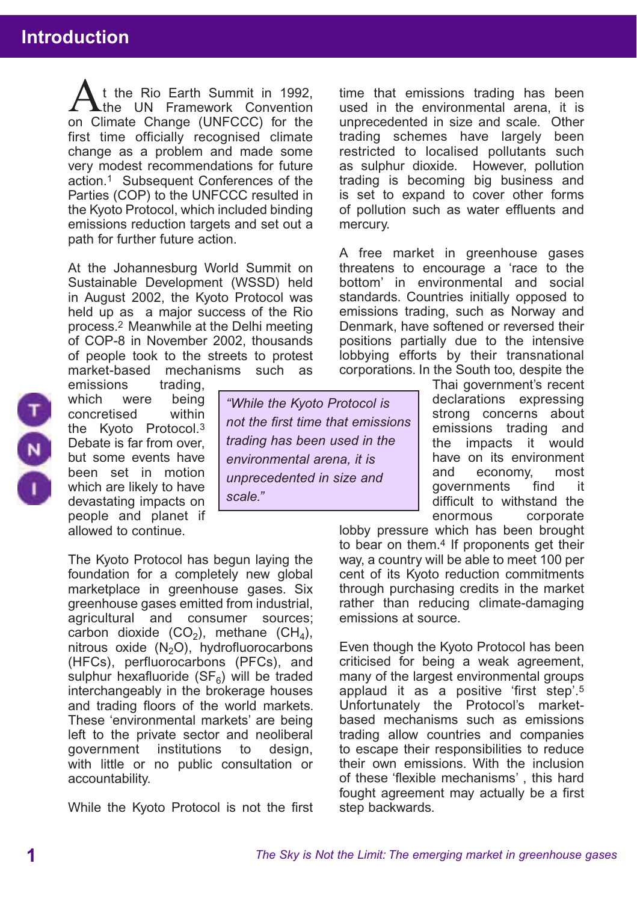# Introduction

At the Rio Earth Summit in 1992, the UN Framework Convention on Climate Change (UNFCCC) for the first time officially recognised climate change as a problem and made some very modest recommendations for future action.[1] Subsequent Conferences of the Parties (COP) to the UNFCCC resulted in the Kyoto Protocol, which included binding emissions reduction targets and set out a path for further future action.

At the Johannesburg World Summit on Sustainable Development (WSSD) held in August 2002, the Kyoto Protocol was held up as a major success of the Rio process.[2] Meanwhile at the Delhi meeting of COP-8 in November 2002, thousands of people took to the streets to protest market-based mechanisms such as emissions trading, which were being concretised within the Kyoto Protocol.[3] Debate is far from over, but some events have been set in motion which are likely to have devastating impacts on people and planet if allowed to continue.

> *"While the Kyoto Protocol is not the first time that emissions trading has been used in the environmental arena, it is unprecedented in size and scale."*

The Kyoto Protocol has begun laying the foundation for a completely new global marketplace in greenhouse gases. Six greenhouse gases emitted from industrial, agricultural and consumer sources; carbon dioxide ($CO_2$), methane ($CH_4$), nitrous oxide ($N_2O$), hydrofluorocarbons (HFCs), perfluorocarbons (PFCs), and sulphur hexafluoride ($SF_6$) will be traded interchangeably in the brokerage houses and trading floors of the world markets. These 'environmental markets' are being left to the private sector and neoliberal government institutions to design, with little or no public consultation or accountability.

While the Kyoto Protocol is not the first time that emissions trading has been used in the environmental arena, it is unprecedented in size and scale. Other trading schemes have largely been restricted to localised pollutants such as sulphur dioxide. However, pollution trading is becoming big business and is set to expand to cover other forms of pollution such as water effluents and mercury.

A free market in greenhouse gases threatens to encourage a 'race to the bottom' in environmental and social standards. Countries initially opposed to emissions trading, such as Norway and Denmark, have softened or reversed their positions partially due to the intensive lobbying efforts by their transnational corporations. In the South too, despite the Thai government's recent declarations expressing strong concerns about emissions trading and the impacts it would have on its environment and economy, most governments find it difficult to withstand the enormous corporate lobby pressure which has been brought to bear on them.[4] If proponents get their way, a country will be able to meet 100 per cent of its Kyoto reduction commitments through purchasing credits in the market rather than reducing climate-damaging emissions at source.

Even though the Kyoto Protocol has been criticised for being a weak agreement, many of the largest environmental groups applaud it as a positive 'first step'.[5] Unfortunately the Protocol's market-based mechanisms such as emissions trading allow countries and companies to escape their responsibilities to reduce their own emissions. With the inclusion of these 'flexible mechanisms' , this hard fought agreement may actually be a first step backwards.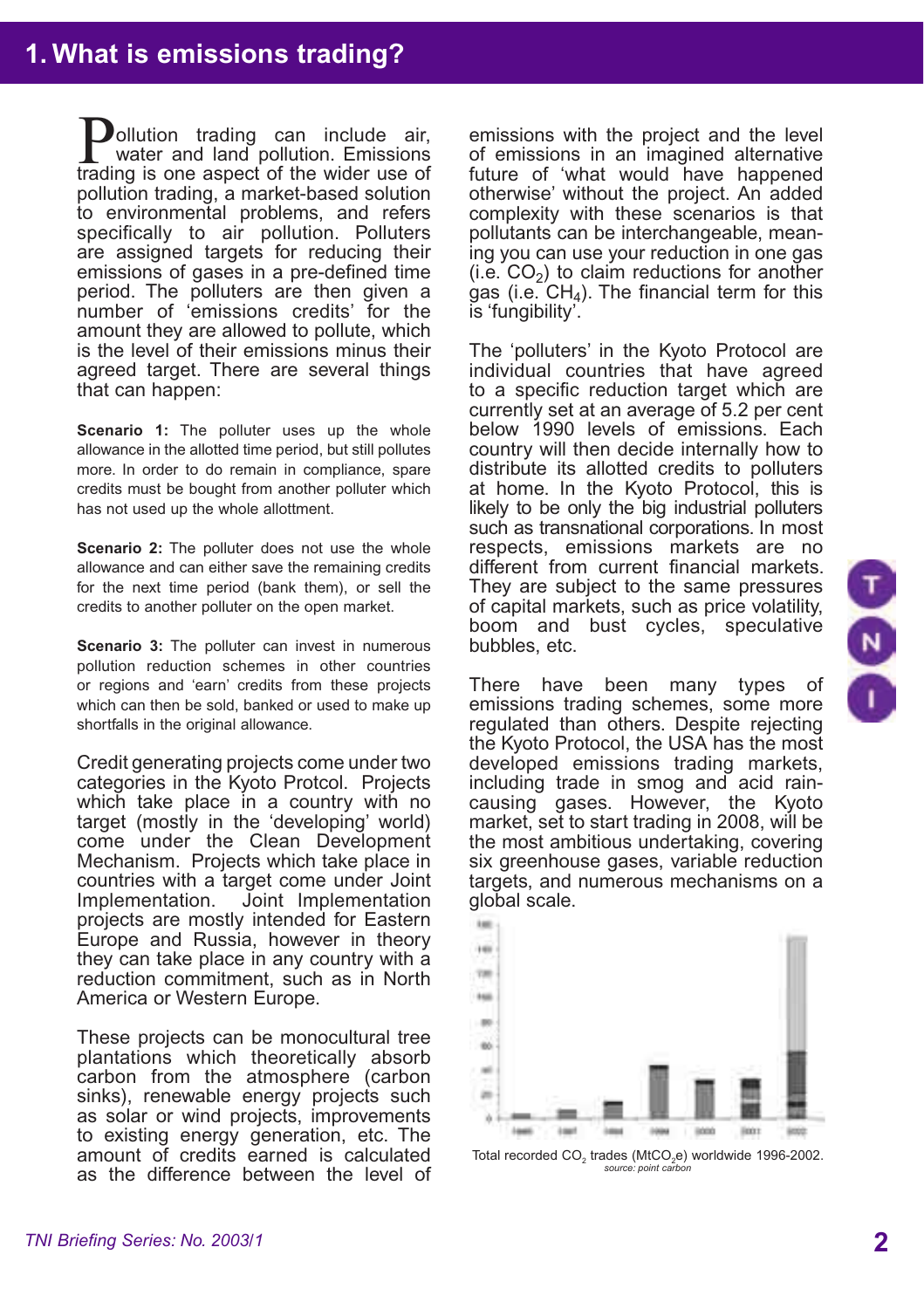# 1. What is emissions trading?

Pollution trading can include air, water and land pollution. Emissions trading is one aspect of the wider use of pollution trading, a market-based solution to environmental problems, and refers specifically to air pollution. Polluters are assigned targets for reducing their emissions of gases in a pre-defined time period. The polluters are then given a number of 'emissions credits' for the amount they are allowed to pollute, which is the level of their emissions minus their agreed target. There are several things that can happen:

**Scenario 1:** The polluter uses up the whole allowance in the allotted time period, but still pollutes more. In order to do remain in compliance, spare credits must be bought from another polluter which has not used up the whole allottment.

**Scenario 2:** The polluter does not use the whole allowance and can either save the remaining credits for the next time period (bank them), or sell the credits to another polluter on the open market.

**Scenario 3:** The polluter can invest in numerous pollution reduction schemes in other countries or regions and 'earn' credits from these projects which can then be sold, banked or used to make up shortfalls in the original allowance.

Credit generating projects come under two categories in the Kyoto Protcol. Projects which take place in a country with no target (mostly in the 'developing' world) come under the Clean Development Mechanism. Projects which take place in countries with a target come under Joint Implementation. Joint Implementation projects are mostly intended for Eastern Europe and Russia, however in theory they can take place in any country with a reduction commitment, such as in North America or Western Europe.

These projects can be monocultural tree plantations which theoretically absorb carbon from the atmosphere (carbon sinks), renewable energy projects such as solar or wind projects, improvements to existing energy generation, etc. The amount of credits earned is calculated as the difference between the level of emissions with the project and the level of emissions in an imagined alternative future of 'what would have happened otherwise' without the project. An added complexity with these scenarios is that pollutants can be interchangeable, meaning you can use your reduction in one gas (i.e. $CO_2$) to claim reductions for another gas (i.e. $CH_4$). The financial term for this is 'fungibility'.

The 'polluters' in the Kyoto Protocol are individual countries that have agreed to a specific reduction target which are currently set at an average of 5.2 per cent below 1990 levels of emissions. Each country will then decide internally how to distribute its allotted credits to polluters at home. In the Kyoto Protocol, this is likely to be only the big industrial polluters such as transnational corporations. In most respects, emissions markets are no different from current financial markets. They are subject to the same pressures of capital markets, such as price volatility, boom and bust cycles, speculative bubbles, etc.

There have been many types of emissions trading schemes, some more regulated than others. Despite rejecting the Kyoto Protocol, the USA has the most developed emissions trading markets, including trade in smog and acid rain-causing gases. However, the Kyoto market, set to start trading in 2008, will be the most ambitious undertaking, covering six greenhouse gases, variable reduction targets, and numerous mechanisms on a global scale.

Total recorded $CO_2$ trades ($MtCO_2e$) worldwide 1996-2002.
*source: point carbon*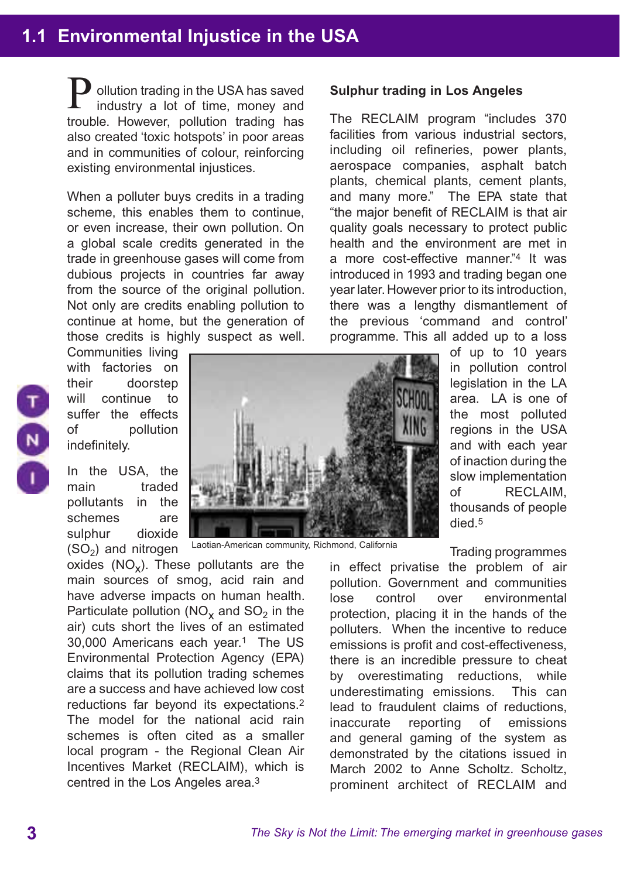## 1.1 Environmental Injustice in the USA

Pollution trading in the USA has saved industry a lot of time, money and trouble. However, pollution trading has also created 'toxic hotspots' in poor areas and in communities of colour, reinforcing existing environmental injustices.

When a polluter buys credits in a trading scheme, this enables them to continue, or even increase, their own pollution. On a global scale credits generated in the trade in greenhouse gases will come from dubious projects in countries far away from the source of the original pollution. Not only are credits enabling pollution to continue at home, but the generation of those credits is highly suspect as well. Communities living with factories on their doorstep will continue to suffer the effects of pollution indefinitely.

In the USA, the main traded pollutants in the schemes are sulphur dioxide ($SO_2$) and nitrogen oxides ($NO_x$). These pollutants are the main sources of smog, acid rain and have adverse impacts on human health. Particulate pollution ($NO_x$ and $SO_2$ in the air) cuts short the lives of an estimated 30,000 Americans each year.[1] The US Environmental Protection Agency (EPA) claims that its pollution trading schemes are a success and have achieved low cost reductions far beyond its expectations.[2] The model for the national acid rain schemes is often cited as a smaller local program - the Regional Clean Air Incentives Market (RECLAIM), which is centred in the Los Angeles area.[3]

Laotian-American community, Richmond, California

**Sulphur trading in Los Angeles**

The RECLAIM program "includes 370 facilities from various industrial sectors, including oil refineries, power plants, aerospace companies, asphalt batch plants, chemical plants, cement plants, and many more." The EPA state that "the major benefit of RECLAIM is that air quality goals necessary to protect public health and the environment are met in a more cost-effective manner."[4] It was introduced in 1993 and trading began one year later. However prior to its introduction, there was a lengthy dismantlement of the previous 'command and control' programme. This all added up to a loss of up to 10 years in pollution control legislation in the LA area. LA is one of the most polluted regions in the USA and with each year of inaction during the slow implementation of RECLAIM, thousands of people died.[5]

Trading programmes in effect privatise the problem of air pollution. Government and communities lose control over environmental protection, placing it in the hands of the polluters. When the incentive to reduce emissions is profit and cost-effectiveness, there is an incredible pressure to cheat by overestimating reductions, while underestimating emissions. This can lead to fraudulent claims of reductions, inaccurate reporting of emissions and general gaming of the system as demonstrated by the citations issued in March 2002 to Anne Scholtz. Scholtz, prominent architect of RECLAIM and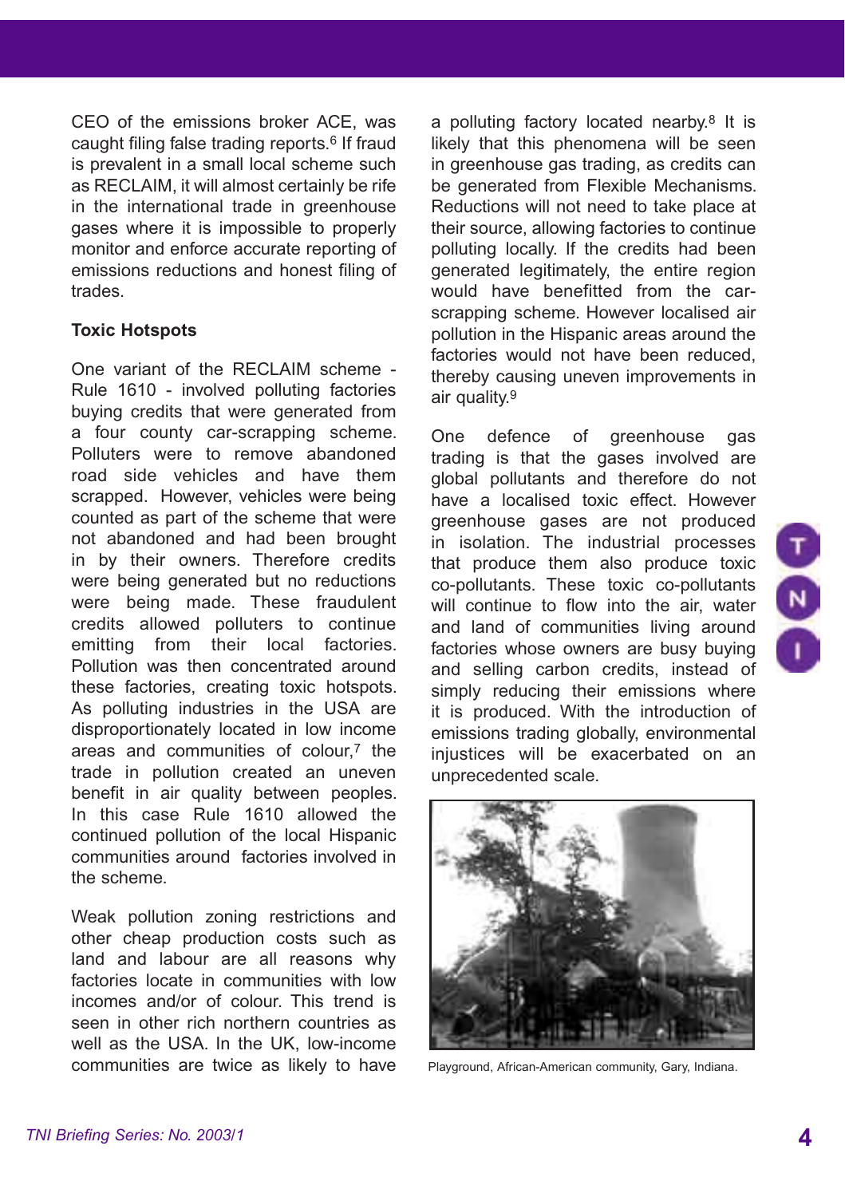CEO of the emissions broker ACE, was caught filing false trading reports.[6] If fraud is prevalent in a small local scheme such as RECLAIM, it will almost certainly be rife in the international trade in greenhouse gases where it is impossible to properly monitor and enforce accurate reporting of emissions reductions and honest filing of trades.

**Toxic Hotspots**

One variant of the RECLAIM scheme - Rule 1610 - involved polluting factories buying credits that were generated from a four county car-scrapping scheme. Polluters were to remove abandoned road side vehicles and have them scrapped. However, vehicles were being counted as part of the scheme that were not abandoned and had been brought in by their owners. Therefore credits were being generated but no reductions were being made. These fraudulent credits allowed polluters to continue emitting from their local factories. Pollution was then concentrated around these factories, creating toxic hotspots. As polluting industries in the USA are disproportionately located in low income areas and communities of colour,[7] the trade in pollution created an uneven benefit in air quality between peoples. In this case Rule 1610 allowed the continued pollution of the local Hispanic communities around factories involved in the scheme.

Weak pollution zoning restrictions and other cheap production costs such as land and labour are all reasons why factories locate in communities with low incomes and/or of colour. This trend is seen in other rich northern countries as well as the USA. In the UK, low-income communities are twice as likely to have a polluting factory located nearby.[8] It is likely that this phenomena will be seen in greenhouse gas trading, as credits can be generated from Flexible Mechanisms. Reductions will not need to take place at their source, allowing factories to continue polluting locally. If the credits had been generated legitimately, the entire region would have benefitted from the car-scrapping scheme. However localised air pollution in the Hispanic areas around the factories would not have been reduced, thereby causing uneven improvements in air quality.[9]

One defence of greenhouse gas trading is that the gases involved are global pollutants and therefore do not have a localised toxic effect. However greenhouse gases are not produced in isolation. The industrial processes that produce them also produce toxic co-pollutants. These toxic co-pollutants will continue to flow into the air, water and land of communities living around factories whose owners are busy buying and selling carbon credits, instead of simply reducing their emissions where it is produced. With the introduction of emissions trading globally, environmental injustices will be exacerbated on an unprecedented scale.

Playground, African-American community, Gary, Indiana.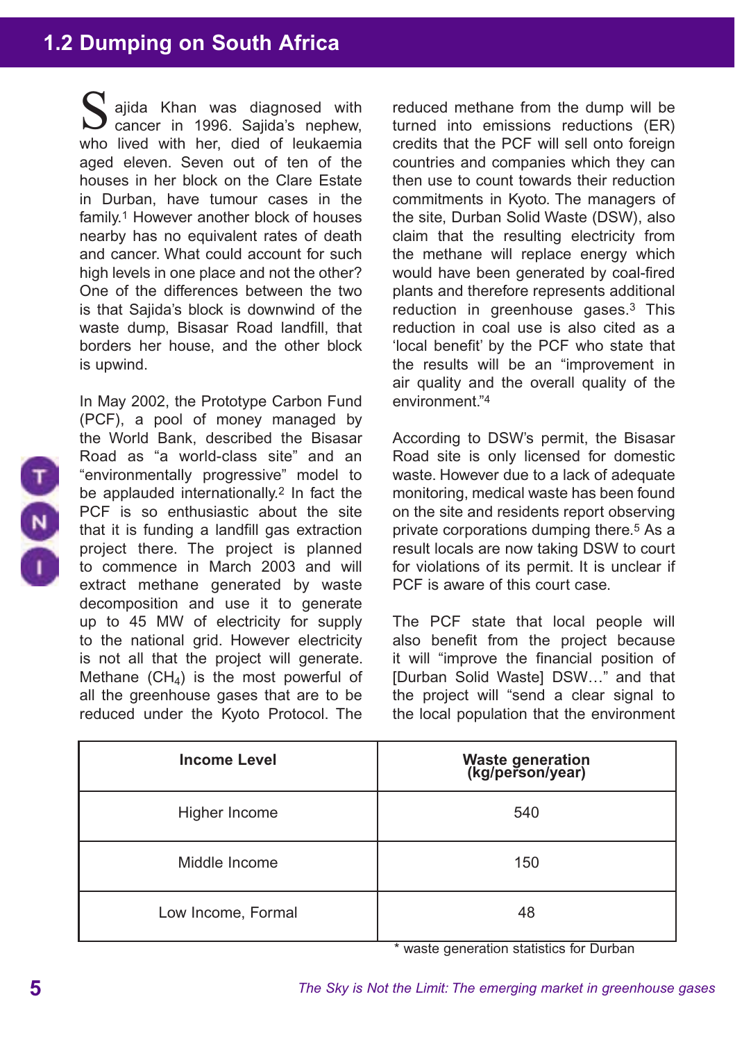## 1.2 Dumping on South Africa

Sajida Khan was diagnosed with cancer in 1996. Sajida's nephew, who lived with her, died of leukaemia aged eleven. Seven out of ten of the houses in her block on the Clare Estate in Durban, have tumour cases in the family.[1] However another block of houses nearby has no equivalent rates of death and cancer. What could account for such high levels in one place and not the other? One of the differences between the two is that Sajida's block is downwind of the waste dump, Bisasar Road landfill, that borders her house, and the other block is upwind.

In May 2002, the Prototype Carbon Fund (PCF), a pool of money managed by the World Bank, described the Bisasar Road as "a world-class site" and an "environmentally progressive" model to be applauded internationally.[2] In fact the PCF is so enthusiastic about the site that it is funding a landfill gas extraction project there. The project is planned to commence in March 2003 and will extract methane generated by waste decomposition and use it to generate up to 45 MW of electricity for supply to the national grid. However electricity is not all that the project will generate. Methane ($CH_4$) is the most powerful of all the greenhouse gases that are to be reduced under the Kyoto Protocol. The reduced methane from the dump will be turned into emissions reductions (ER) credits that the PCF will sell onto foreign countries and companies which they can then use to count towards their reduction commitments in Kyoto. The managers of the site, Durban Solid Waste (DSW), also claim that the resulting electricity from the methane will replace energy which would have been generated by coal-fired plants and therefore represents additional reduction in greenhouse gases.[3] This reduction in coal use is also cited as a 'local benefit' by the PCF who state that the results will be an "improvement in air quality and the overall quality of the environment."[4]

According to DSW's permit, the Bisasar Road site is only licensed for domestic waste. However due to a lack of adequate monitoring, medical waste has been found on the site and residents report observing private corporations dumping there.[5] As a result locals are now taking DSW to court for violations of its permit. It is unclear if PCF is aware of this court case.

The PCF state that local people will also benefit from the project because it will "improve the financial position of [Durban Solid Waste] DSW…" and that the project will "send a clear signal to the local population that the environment

| Income Level | Waste generation (kg/person/year) |
|---|---|
| Higher Income | 540 |
| Middle Income | 150 |
| Low Income, Formal | 48 |

\* waste generation statistics for Durban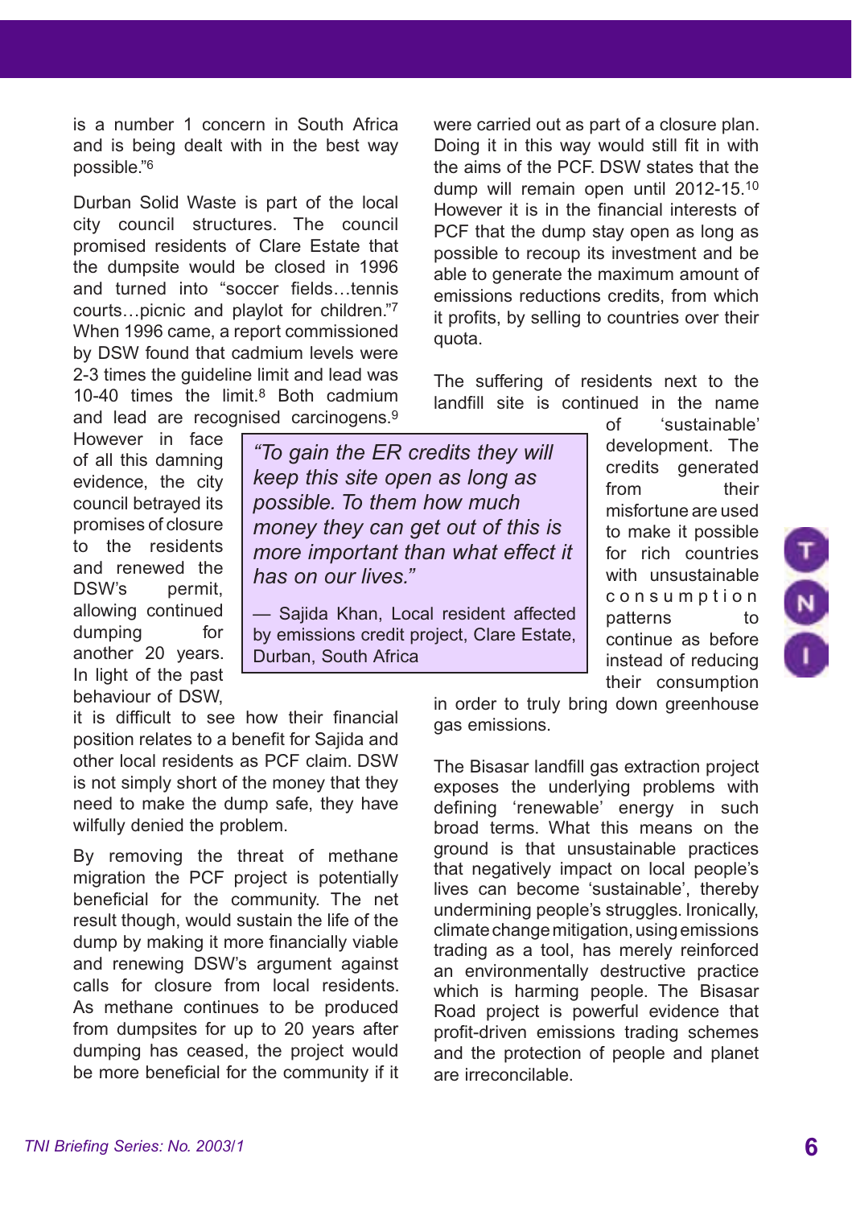is a number 1 concern in South Africa and is being dealt with in the best way possible."[6]

Durban Solid Waste is part of the local city council structures. The council promised residents of Clare Estate that the dumpsite would be closed in 1996 and turned into "soccer fields…tennis courts…picnic and playlot for children."[7] When 1996 came, a report commissioned by DSW found that cadmium levels were 2-3 times the guideline limit and lead was 10-40 times the limit.[8] Both cadmium and lead are recognised carcinogens.[9] However in face of all this damning evidence, the city council betrayed its promises of closure to the residents and renewed the DSW's permit, allowing continued dumping for another 20 years. In light of the past behaviour of DSW, it is difficult to see how their financial position relates to a benefit for Sajida and other local residents as PCF claim. DSW is not simply short of the money that they need to make the dump safe, they have wilfully denied the problem.

> *"To gain the ER credits they will keep this site open as long as possible. To them how much money they can get out of this is more important than what effect it has on our lives."*
>
> — Sajida Khan, Local resident affected by emissions credit project, Clare Estate, Durban, South Africa

By removing the threat of methane migration the PCF project is potentially beneficial for the community. The net result though, would sustain the life of the dump by making it more financially viable and renewing DSW's argument against calls for closure from local residents. As methane continues to be produced from dumpsites for up to 20 years after dumping has ceased, the project would be more beneficial for the community if it were carried out as part of a closure plan. Doing it in this way would still fit in with the aims of the PCF. DSW states that the dump will remain open until 2012-15.[10] However it is in the financial interests of PCF that the dump stay open as long as possible to recoup its investment and be able to generate the maximum amount of emissions reductions credits, from which it profits, by selling to countries over their quota.

The suffering of residents next to the landfill site is continued in the name of 'sustainable' development. The credits generated from their misfortune are used to make it possible for rich countries with unsustainable consumption patterns to continue as before instead of reducing their consumption in order to truly bring down greenhouse gas emissions.

The Bisasar landfill gas extraction project exposes the underlying problems with defining 'renewable' energy in such broad terms. What this means on the ground is that unsustainable practices that negatively impact on local people's lives can become 'sustainable', thereby undermining people's struggles. Ironically, climate change mitigation, using emissions trading as a tool, has merely reinforced an environmentally destructive practice which is harming people. The Bisasar Road project is powerful evidence that profit-driven emissions trading schemes and the protection of people and planet are irreconcilable.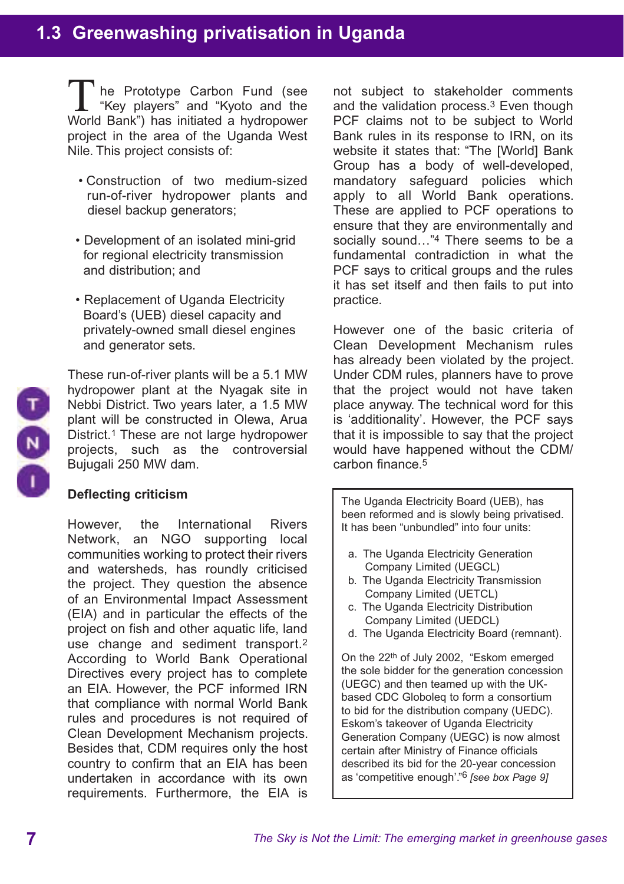## 1.3 Greenwashing privatisation in Uganda

The Prototype Carbon Fund (see "Key players" and "Kyoto and the World Bank") has initiated a hydropower project in the area of the Uganda West Nile. This project consists of:

- Construction of two medium-sized run-of-river hydropower plants and diesel backup generators;
- Development of an isolated mini-grid for regional electricity transmission and distribution; and
- Replacement of Uganda Electricity Board's (UEB) diesel capacity and privately-owned small diesel engines and generator sets.

These run-of-river plants will be a 5.1 MW hydropower plant at the Nyagak site in Nebbi District. Two years later, a 1.5 MW plant will be constructed in Olewa, Arua District.[1] These are not large hydropower projects, such as the controversial Bujugali 250 MW dam.

### Deflecting criticism

However, the International Rivers Network, an NGO supporting local communities working to protect their rivers and watersheds, has roundly criticised the project. They question the absence of an Environmental Impact Assessment (EIA) and in particular the effects of the project on fish and other aquatic life, land use change and sediment transport.[2] According to World Bank Operational Directives every project has to complete an EIA. However, the PCF informed IRN that compliance with normal World Bank rules and procedures is not required of Clean Development Mechanism projects. Besides that, CDM requires only the host country to confirm that an EIA has been undertaken in accordance with its own requirements. Furthermore, the EIA is not subject to stakeholder comments and the validation process.[3] Even though PCF claims not to be subject to World Bank rules in its response to IRN, on its website it states that: "The [World] Bank Group has a body of well-developed, mandatory safeguard policies which apply to all World Bank operations. These are applied to PCF operations to ensure that they are environmentally and socially sound…"[4] There seems to be a fundamental contradiction in what the PCF says to critical groups and the rules it has set itself and then fails to put into practice.

However one of the basic criteria of Clean Development Mechanism rules has already been violated by the project. Under CDM rules, planners have to prove that the project would not have taken place anyway. The technical word for this is 'additionality'. However, the PCF says that it is impossible to say that the project would have happened without the CDM/ carbon finance.[5]

> The Uganda Electricity Board (UEB), has been reformed and is slowly being privatised. It has been "unbundled" into four units:
>
> a. The Uganda Electricity Generation Company Limited (UEGCL)
> b. The Uganda Electricity Transmission Company Limited (UETCL)
> c. The Uganda Electricity Distribution Company Limited (UEDCL)
> d. The Uganda Electricity Board (remnant).
>
> On the 22th of July 2002, "Eskom emerged the sole bidder for the generation concession (UEGC) and then teamed up with the UK-based CDC Globoleq to form a consortium to bid for the distribution company (UEDC). Eskom's takeover of Uganda Electricity Generation Company (UEGC) is now almost certain after Ministry of Finance officials described its bid for the 20-year concession as 'competitive enough'."[6] *[see box Page 9]*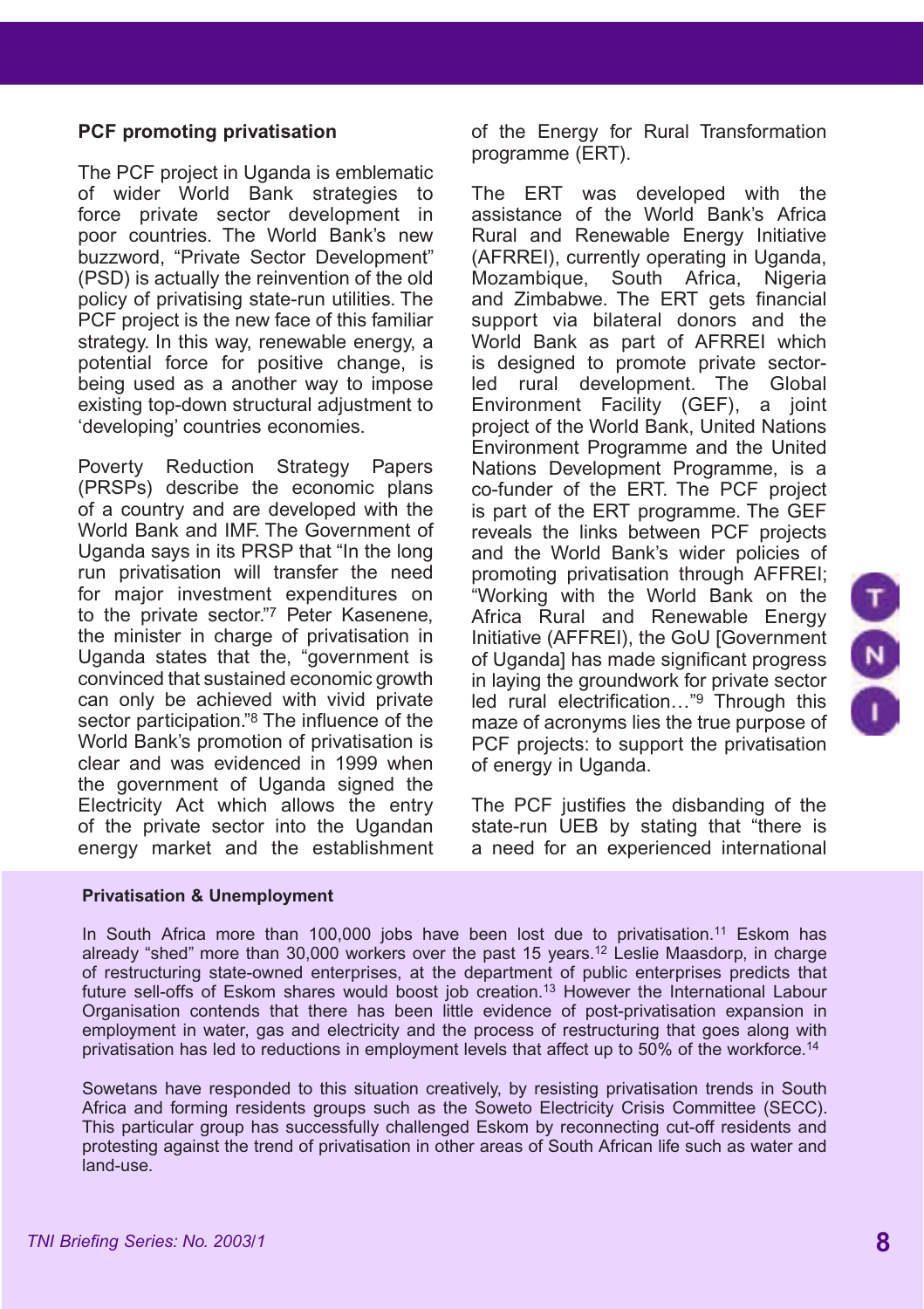### PCF promoting privatisation

The PCF project in Uganda is emblematic of wider World Bank strategies to force private sector development in poor countries. The World Bank's new buzzword, "Private Sector Development" (PSD) is actually the reinvention of the old policy of privatising state-run utilities. The PCF project is the new face of this familiar strategy. In this way, renewable energy, a potential force for positive change, is being used as a another way to impose existing top-down structural adjustment to 'developing' countries economies.

Poverty Reduction Strategy Papers (PRSPs) describe the economic plans of a country and are developed with the World Bank and IMF. The Government of Uganda says in its PRSP that "In the long run privatisation will transfer the need for major investment expenditures on to the private sector."[7] Peter Kasenene, the minister in charge of privatisation in Uganda states that the, "government is convinced that sustained economic growth can only be achieved with vivid private sector participation."[8] The influence of the World Bank's promotion of privatisation is clear and was evidenced in 1999 when the government of Uganda signed the Electricity Act which allows the entry of the private sector into the Ugandan energy market and the establishment of the Energy for Rural Transformation programme (ERT).

The ERT was developed with the assistance of the World Bank's Africa Rural and Renewable Energy Initiative (AFRREI), currently operating in Uganda, Mozambique, South Africa, Nigeria and Zimbabwe. The ERT gets financial support via bilateral donors and the World Bank as part of AFRREI which is designed to promote private sector-led rural development. The Global Environment Facility (GEF), a joint project of the World Bank, United Nations Environment Programme and the United Nations Development Programme, is a co-funder of the ERT. The PCF project is part of the ERT programme. The GEF reveals the links between PCF projects and the World Bank's wider policies of promoting privatisation through AFFREI; "Working with the World Bank on the Africa Rural and Renewable Energy Initiative (AFFREI), the GoU [Government of Uganda] has made significant progress in laying the groundwork for private sector led rural electrification…"[9] Through this maze of acronyms lies the true purpose of PCF projects: to support the privatisation of energy in Uganda.

The PCF justifies the disbanding of the state-run UEB by stating that "there is a need for an experienced international

**Privatisation & Unemployment**

In South Africa more than 100,000 jobs have been lost due to privatisation.[11] Eskom has already "shed" more than 30,000 workers over the past 15 years.[12] Leslie Maasdorp, in charge of restructuring state-owned enterprises, at the department of public enterprises predicts that future sell-offs of Eskom shares would boost job creation.[13] However the International Labour Organisation contends that there has been little evidence of post-privatisation expansion in employment in water, gas and electricity and the process of restructuring that goes along with privatisation has led to reductions in employment levels that affect up to 50% of the workforce.[14]

Sowetans have responded to this situation creatively, by resisting privatisation trends in South Africa and forming residents groups such as the Soweto Electricity Crisis Committee (SECC). This particular group has successfully challenged Eskom by reconnecting cut-off residents and protesting against the trend of privatisation in other areas of South African life such as water and land-use.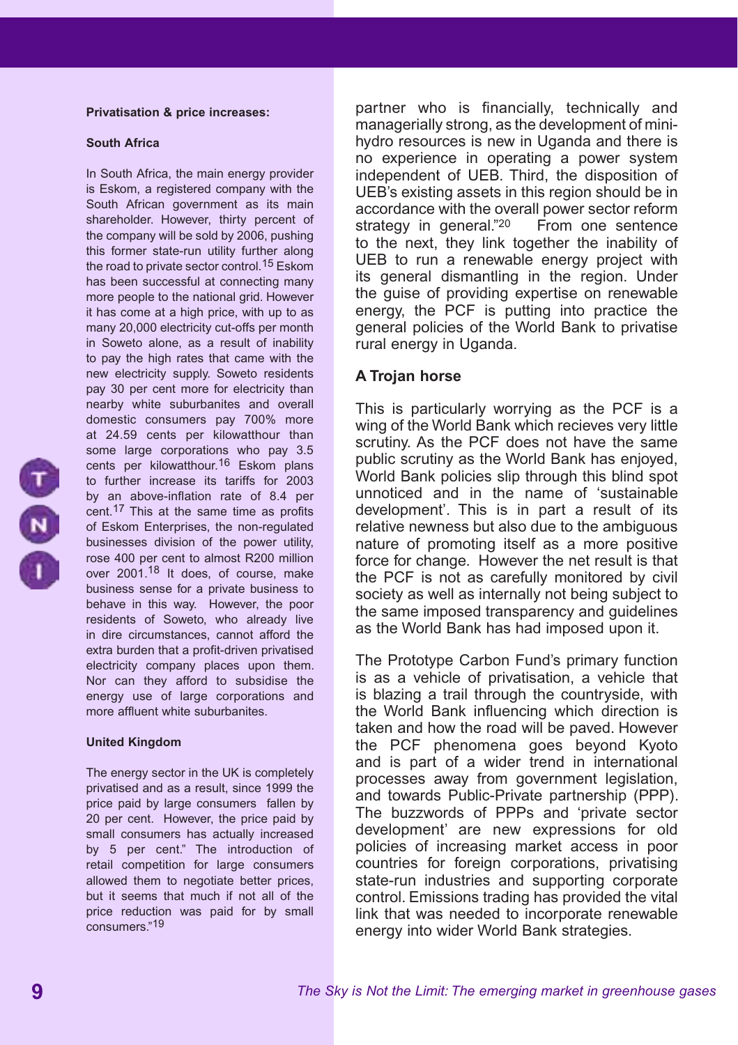**Privatisation & price increases:**

**South Africa**

In South Africa, the main energy provider is Eskom, a registered company with the South African government as its main shareholder. However, thirty percent of the company will be sold by 2006, pushing this former state-run utility further along the road to private sector control.[15] Eskom has been successful at connecting many more people to the national grid. However it has come at a high price, with up to as many 20,000 electricity cut-offs per month in Soweto alone, as a result of inability to pay the high rates that came with the new electricity supply. Soweto residents pay 30 per cent more for electricity than nearby white suburbanites and overall domestic consumers pay 700% more at 24.59 cents per kilowatthour than some large corporations who pay 3.5 cents per kilowatthour.[16] Eskom plans to further increase its tariffs for 2003 by an above-inflation rate of 8.4 per cent.[17] This at the same time as profits of Eskom Enterprises, the non-regulated businesses division of the power utility, rose 400 per cent to almost R200 million over 2001.[18] It does, of course, make business sense for a private business to behave in this way. However, the poor residents of Soweto, who already live in dire circumstances, cannot afford the extra burden that a profit-driven privatised electricity company places upon them. Nor can they afford to subsidise the energy use of large corporations and more affluent white suburbanites.

**United Kingdom**

The energy sector in the UK is completely privatised and as a result, since 1999 the price paid by large consumers fallen by 20 per cent. However, the price paid by small consumers has actually increased by 5 per cent." The introduction of retail competition for large consumers allowed them to negotiate better prices, but it seems that much if not all of the price reduction was paid for by small consumers."[19]

partner who is financially, technically and managerially strong, as the development of mini-hydro resources is new in Uganda and there is no experience in operating a power system independent of UEB. Third, the disposition of UEB's existing assets in this region should be in accordance with the overall power sector reform strategy in general."[20] From one sentence to the next, they link together the inability of UEB to run a renewable energy project with its general dismantling in the region. Under the guise of providing expertise on renewable energy, the PCF is putting into practice the general policies of the World Bank to privatise rural energy in Uganda.

## A Trojan horse

This is particularly worrying as the PCF is a wing of the World Bank which recieves very little scrutiny. As the PCF does not have the same public scrutiny as the World Bank has enjoyed, World Bank policies slip through this blind spot unnoticed and in the name of 'sustainable development'. This is in part a result of its relative newness but also due to the ambiguous nature of promoting itself as a more positive force for change. However the net result is that the PCF is not as carefully monitored by civil society as well as internally not being subject to the same imposed transparency and guidelines as the World Bank has had imposed upon it.

The Prototype Carbon Fund's primary function is as a vehicle of privatisation, a vehicle that is blazing a trail through the countryside, with the World Bank influencing which direction is taken and how the road will be paved. However the PCF phenomena goes beyond Kyoto and is part of a wider trend in international processes away from government legislation, and towards Public-Private partnership (PPP). The buzzwords of PPPs and 'private sector development' are new expressions for old policies of increasing market access in poor countries for foreign corporations, privatising state-run industries and supporting corporate control. Emissions trading has provided the vital link that was needed to incorporate renewable energy into wider World Bank strategies.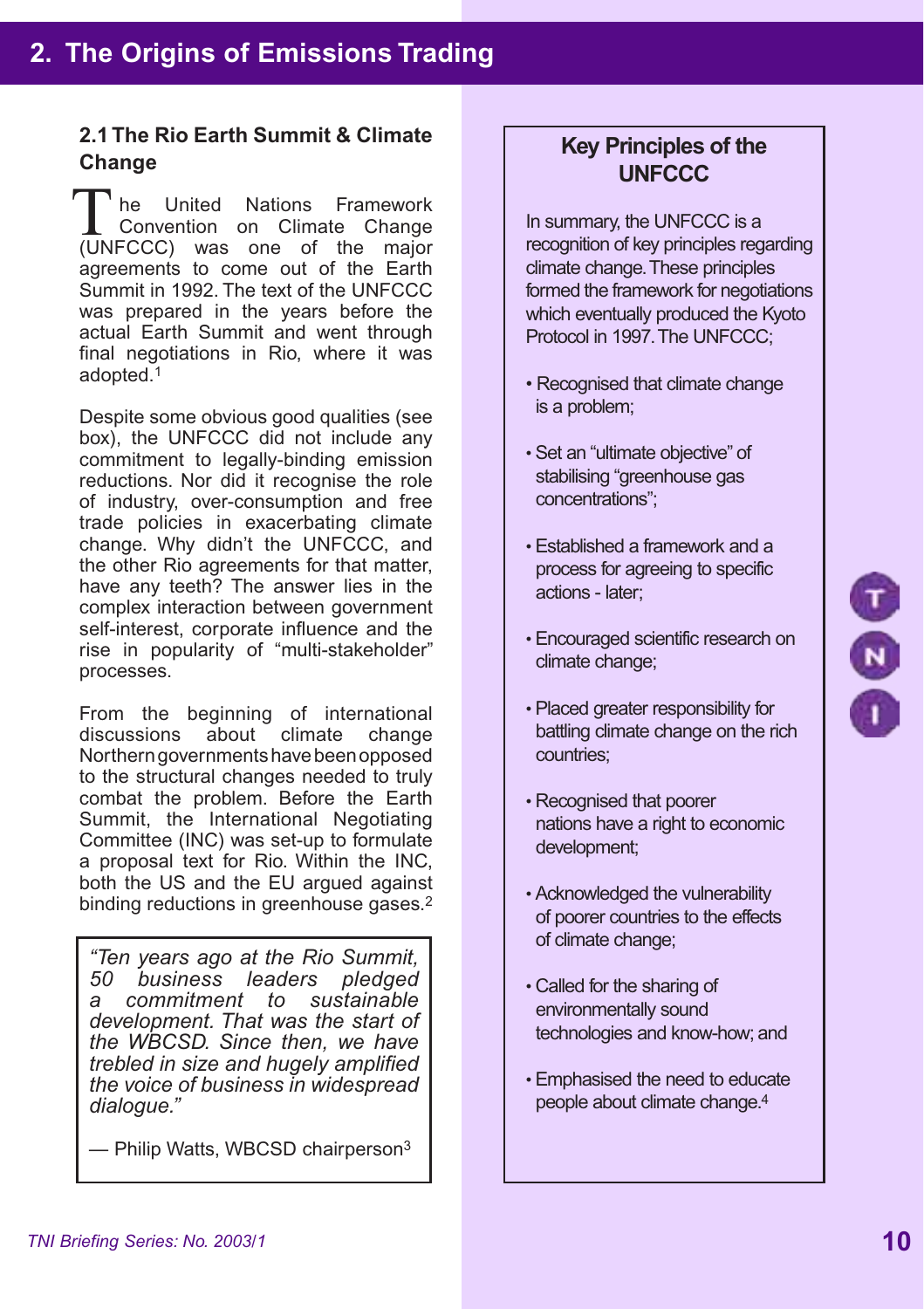# 2. The Origins of Emissions Trading

## 2.1 The Rio Earth Summit & Climate Change

The United Nations Framework Convention on Climate Change (UNFCCC) was one of the major agreements to come out of the Earth Summit in 1992. The text of the UNFCCC was prepared in the years before the actual Earth Summit and went through final negotiations in Rio, where it was adopted.[1]

Despite some obvious good qualities (see box), the UNFCCC did not include any commitment to legally-binding emission reductions. Nor did it recognise the role of industry, over-consumption and free trade policies in exacerbating climate change. Why didn't the UNFCCC, and the other Rio agreements for that matter, have any teeth? The answer lies in the complex interaction between government self-interest, corporate influence and the rise in popularity of "multi-stakeholder" processes.

From the beginning of international discussions about climate change Northern governments have been opposed to the structural changes needed to truly combat the problem. Before the Earth Summit, the International Negotiating Committee (INC) was set-up to formulate a proposal text for Rio. Within the INC, both the US and the EU argued against binding reductions in greenhouse gases.[2]

> *"Ten years ago at the Rio Summit, 50 business leaders pledged a commitment to sustainable development. That was the start of the WBCSD. Since then, we have trebled in size and hugely amplified the voice of business in widespread dialogue."*
>
> — Philip Watts, WBCSD chairperson[3]

### Key Principles of the UNFCCC

In summary, the UNFCCC is a recognition of key principles regarding climate change. These principles formed the framework for negotiations which eventually produced the Kyoto Protocol in 1997. The UNFCCC;

- Recognised that climate change is a problem;
- Set an "ultimate objective" of stabilising "greenhouse gas concentrations";
- Established a framework and a process for agreeing to specific actions - later;
- Encouraged scientific research on climate change;
- Placed greater responsibility for battling climate change on the rich countries;
- Recognised that poorer nations have a right to economic development;
- Acknowledged the vulnerability of poorer countries to the effects of climate change;
- Called for the sharing of environmentally sound technologies and know-how; and
- Emphasised the need to educate people about climate change.[4]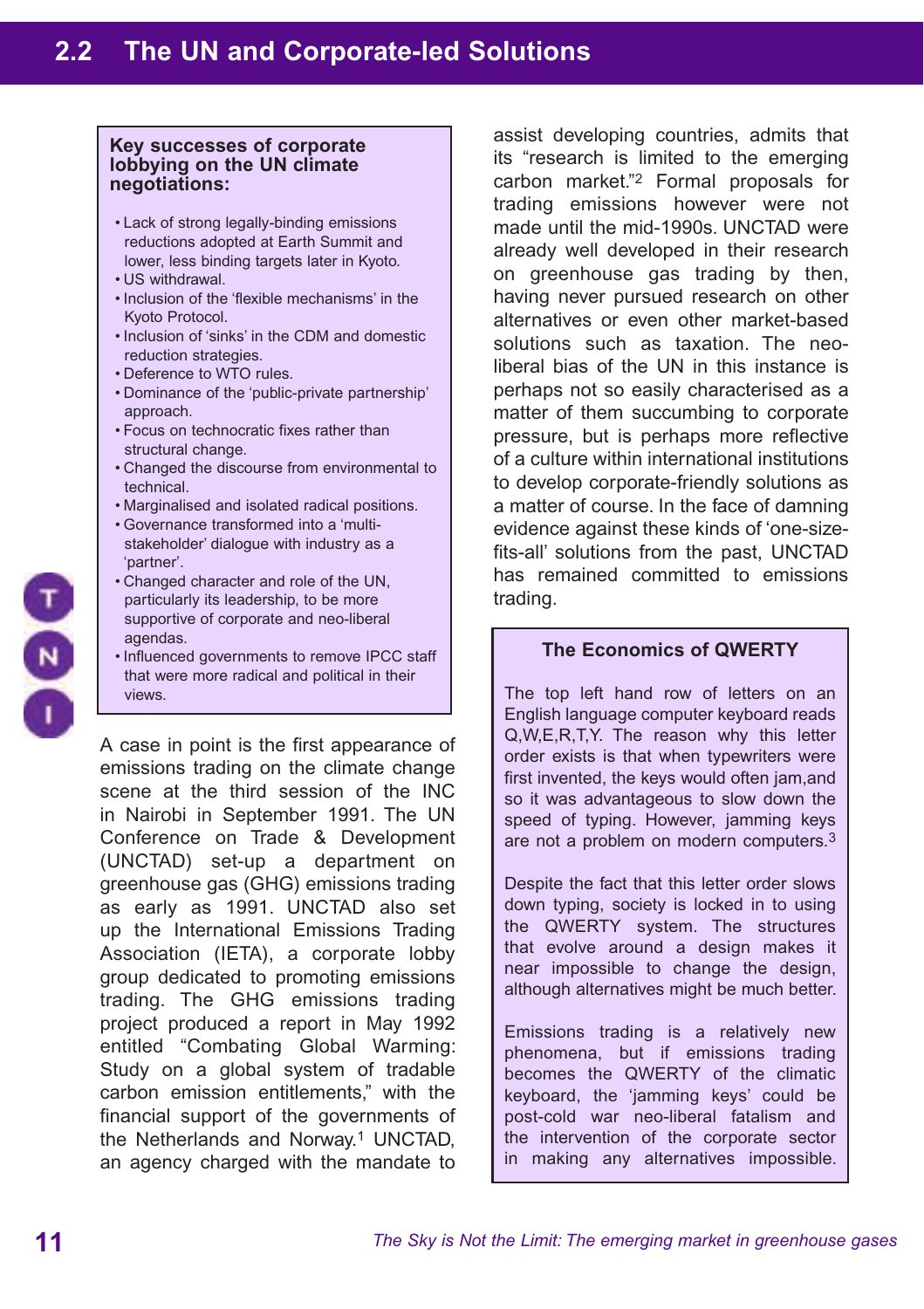## 2.2 The UN and Corporate-led Solutions

**Key successes of corporate lobbying on the UN climate negotiations:**

- Lack of strong legally-binding emissions reductions adopted at Earth Summit and lower, less binding targets later in Kyoto.
- US withdrawal.
- Inclusion of the 'flexible mechanisms' in the Kyoto Protocol.
- Inclusion of 'sinks' in the CDM and domestic reduction strategies.
- Deference to WTO rules.
- Dominance of the 'public-private partnership' approach.
- Focus on technocratic fixes rather than structural change.
- Changed the discourse from environmental to technical.
- Marginalised and isolated radical positions.
- Governance transformed into a 'multi-stakeholder' dialogue with industry as a 'partner'.
- Changed character and role of the UN, particularly its leadership, to be more supportive of corporate and neo-liberal agendas.
- Influenced governments to remove IPCC staff that were more radical and political in their views.

A case in point is the first appearance of emissions trading on the climate change scene at the third session of the INC in Nairobi in September 1991. The UN Conference on Trade & Development (UNCTAD) set-up a department on greenhouse gas (GHG) emissions trading as early as 1991. UNCTAD also set up the International Emissions Trading Association (IETA), a corporate lobby group dedicated to promoting emissions trading. The GHG emissions trading project produced a report in May 1992 entitled "Combating Global Warming: Study on a global system of tradable carbon emission entitlements," with the financial support of the governments of the Netherlands and Norway.[1] UNCTAD, an agency charged with the mandate to assist developing countries, admits that its "research is limited to the emerging carbon market."[2] Formal proposals for trading emissions however were not made until the mid-1990s. UNCTAD were already well developed in their research on greenhouse gas trading by then, having never pursued research on other alternatives or even other market-based solutions such as taxation. The neo-liberal bias of the UN in this instance is perhaps not so easily characterised as a matter of them succumbing to corporate pressure, but is perhaps more reflective of a culture within international institutions to develop corporate-friendly solutions as a matter of course. In the face of damning evidence against these kinds of 'one-size-fits-all' solutions from the past, UNCTAD has remained committed to emissions trading.

**The Economics of QWERTY**

The top left hand row of letters on an English language computer keyboard reads Q,W,E,R,T,Y. The reason why this letter order exists is that when typewriters were first invented, the keys would often jam,and so it was advantageous to slow down the speed of typing. However, jamming keys are not a problem on modern computers.[3]

Despite the fact that this letter order slows down typing, society is locked in to using the QWERTY system. The structures that evolve around a design makes it near impossible to change the design, although alternatives might be much better.

Emissions trading is a relatively new phenomena, but if emissions trading becomes the QWERTY of the climatic keyboard, the 'jamming keys' could be post-cold war neo-liberal fatalism and the intervention of the corporate sector in making any alternatives impossible.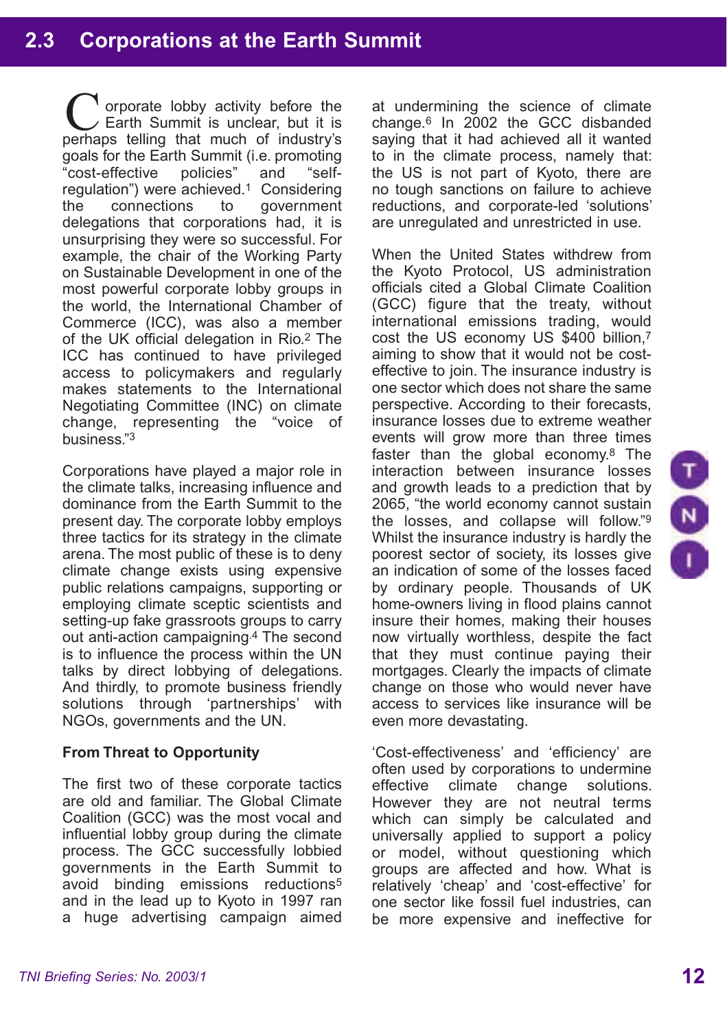## 2.3 Corporations at the Earth Summit

Corporate lobby activity before the Earth Summit is unclear, but it is perhaps telling that much of industry's goals for the Earth Summit (i.e. promoting "cost-effective policies" and "self-regulation") were achieved.[1] Considering the connections to government delegations that corporations had, it is unsurprising they were so successful. For example, the chair of the Working Party on Sustainable Development in one of the most powerful corporate lobby groups in the world, the International Chamber of Commerce (ICC), was also a member of the UK official delegation in Rio.[2] The ICC has continued to have privileged access to policymakers and regularly makes statements to the International Negotiating Committee (INC) on climate change, representing the "voice of business."[3]

Corporations have played a major role in the climate talks, increasing influence and dominance from the Earth Summit to the present day. The corporate lobby employs three tactics for its strategy in the climate arena. The most public of these is to deny climate change exists using expensive public relations campaigns, supporting or employing climate sceptic scientists and setting-up fake grassroots groups to carry out anti-action campaigning.[4] The second is to influence the process within the UN talks by direct lobbying of delegations. And thirdly, to promote business friendly solutions through 'partnerships' with NGOs, governments and the UN.

**From Threat to Opportunity**

The first two of these corporate tactics are old and familiar. The Global Climate Coalition (GCC) was the most vocal and influential lobby group during the climate process. The GCC successfully lobbied governments in the Earth Summit to avoid binding emissions reductions[5] and in the lead up to Kyoto in 1997 ran a huge advertising campaign aimed at undermining the science of climate change.[6] In 2002 the GCC disbanded saying that it had achieved all it wanted to in the climate process, namely that: the US is not part of Kyoto, there are no tough sanctions on failure to achieve reductions, and corporate-led 'solutions' are unregulated and unrestricted in use.

When the United States withdrew from the Kyoto Protocol, US administration officials cited a Global Climate Coalition (GCC) figure that the treaty, without international emissions trading, would cost the US economy US $400 billion,[7] aiming to show that it would not be cost-effective to join. The insurance industry is one sector which does not share the same perspective. According to their forecasts, insurance losses due to extreme weather events will grow more than three times faster than the global economy.[8] The interaction between insurance losses and growth leads to a prediction that by 2065, "the world economy cannot sustain the losses, and collapse will follow."[9] Whilst the insurance industry is hardly the poorest sector of society, its losses give an indication of some of the losses faced by ordinary people. Thousands of UK home-owners living in flood plains cannot insure their homes, making their houses now virtually worthless, despite the fact that they must continue paying their mortgages. Clearly the impacts of climate change on those who would never have access to services like insurance will be even more devastating.

'Cost-effectiveness' and 'efficiency' are often used by corporations to undermine effective climate change solutions. However they are not neutral terms which can simply be calculated and universally applied to support a policy or model, without questioning which groups are affected and how. What is relatively 'cheap' and 'cost-effective' for one sector like fossil fuel industries, can be more expensive and ineffective for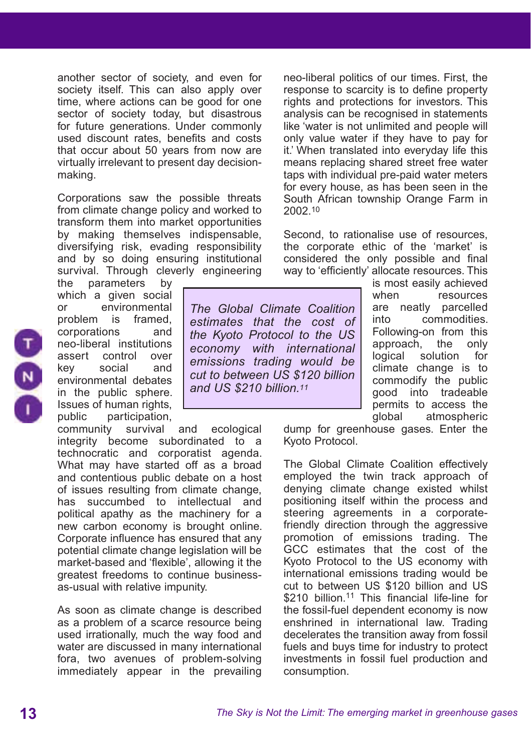another sector of society, and even for society itself. This can also apply over time, where actions can be good for one sector of society today, but disastrous for future generations. Under commonly used discount rates, benefits and costs that occur about 50 years from now are virtually irrelevant to present day decision-making.

Corporations saw the possible threats from climate change policy and worked to transform them into market opportunities by making themselves indispensable, diversifying risk, evading responsibility and by so doing ensuring institutional survival. Through cleverly engineering the parameters by which a given social or environmental problem is framed, corporations and neo-liberal institutions assert control over key social and environmental debates in the public sphere. Issues of human rights, public participation, community survival and ecological integrity become subordinated to a technocratic and corporatist agenda. What may have started out as a broad and contentious public debate on a host of issues resulting from climate change, has succumbed to intellectual and political apathy as the machinery for a new carbon economy is brought online. Corporate influence has ensured that any potential climate change legislation will be market-based and 'flexible', allowing it the greatest freedoms to continue business-as-usual with relative impunity.

As soon as climate change is described as a problem of a scarce resource being used irrationally, much the way food and water are discussed in many international fora, two avenues of problem-solving immediately appear in the prevailing neo-liberal politics of our times. First, the response to scarcity is to define property rights and protections for investors. This analysis can be recognised in statements like 'water is not unlimited and people will only value water if they have to pay for it.' When translated into everyday life this means replacing shared street free water taps with individual pre-paid water meters for every house, as has been seen in the South African township Orange Farm in 2002.[10]

Second, to rationalise use of resources, the corporate ethic of the 'market' is considered the only possible and final way to 'efficiently' allocate resources. This is most easily achieved when resources are neatly parcelled into commodities. Following-on from this approach, the only logical solution for climate change is to commodify the public good into tradeable permits to access the global atmospheric dump for greenhouse gases. Enter the Kyoto Protocol.

*The Global Climate Coalition estimates that the cost of the Kyoto Protocol to the US economy with international emissions trading would be cut to between US $120 billion and US $210 billion.[11]*

The Global Climate Coalition effectively employed the twin track approach of denying climate change existed whilst positioning itself within the process and steering agreements in a corporate-friendly direction through the aggressive promotion of emissions trading. The GCC estimates that the cost of the Kyoto Protocol to the US economy with international emissions trading would be cut to between US $120 billion and US $210 billion.[11] This financial life-line for the fossil-fuel dependent economy is now enshrined in international law. Trading decelerates the transition away from fossil fuels and buys time for industry to protect investments in fossil fuel production and consumption.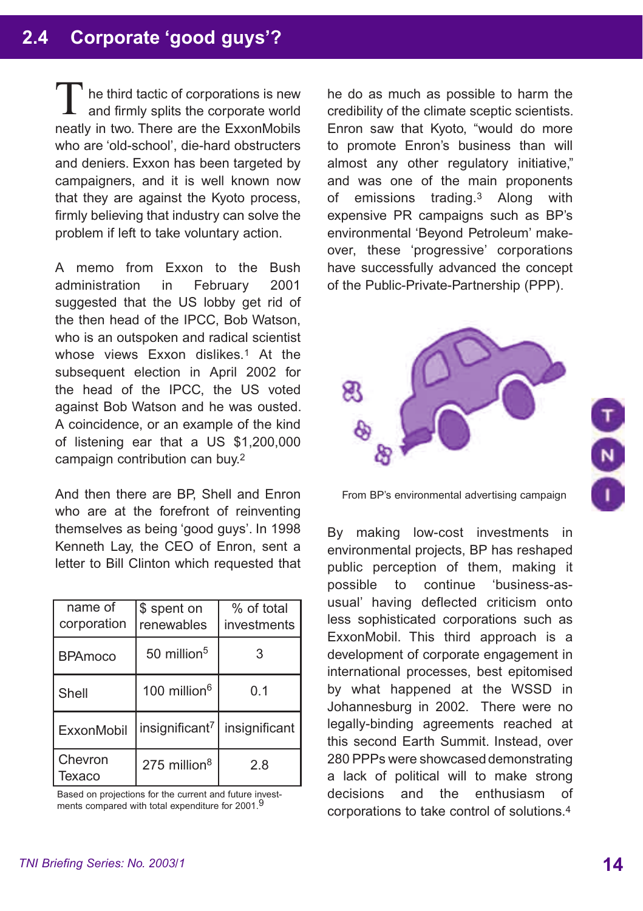## 2.4 Corporate 'good guys'?

The third tactic of corporations is new and firmly splits the corporate world neatly in two. There are the ExxonMobils who are 'old-school', die-hard obstructers and deniers. Exxon has been targeted by campaigners, and it is well known now that they are against the Kyoto process, firmly believing that industry can solve the problem if left to take voluntary action.

A memo from Exxon to the Bush administration in February 2001 suggested that the US lobby get rid of the then head of the IPCC, Bob Watson, who is an outspoken and radical scientist whose views Exxon dislikes.[1] At the subsequent election in April 2002 for the head of the IPCC, the US voted against Bob Watson and he was ousted. A coincidence, or an example of the kind of listening ear that a US $1,200,000 campaign contribution can buy.[2]

And then there are BP, Shell and Enron who are at the forefront of reinventing themselves as being 'good guys'. In 1998 Kenneth Lay, the CEO of Enron, sent a letter to Bill Clinton which requested that he do as much as possible to harm the credibility of the climate sceptic scientists. Enron saw that Kyoto, "would do more to promote Enron's business than will almost any other regulatory initiative," and was one of the main proponents of emissions trading.[3] Along with expensive PR campaigns such as BP's environmental 'Beyond Petroleum' make-over, these 'progressive' corporations have successfully advanced the concept of the Public-Private-Partnership (PPP).

| name of corporation | $ spent on renewables | % of total investments |
|---|---|---|
| BPAmoco | 50 million[5] | 3 |
| Shell | 100 million[6] | 0.1 |
| ExxonMobil | insignificant[7] | insignificant |
| Chevron Texaco | 275 million[8] | 2.8 |

Based on projections for the current and future investments compared with total expenditure for 2001.[9]

From BP's environmental advertising campaign

By making low-cost investments in environmental projects, BP has reshaped public perception of them, making it possible to continue 'business-as-usual' having deflected criticism onto less sophisticated corporations such as ExxonMobil. This third approach is a development of corporate engagement in international processes, best epitomised by what happened at the WSSD in Johannesburg in 2002. There were no legally-binding agreements reached at this second Earth Summit. Instead, over 280 PPPs were showcased demonstrating a lack of political will to make strong decisions and the enthusiasm of corporations to take control of solutions.[4]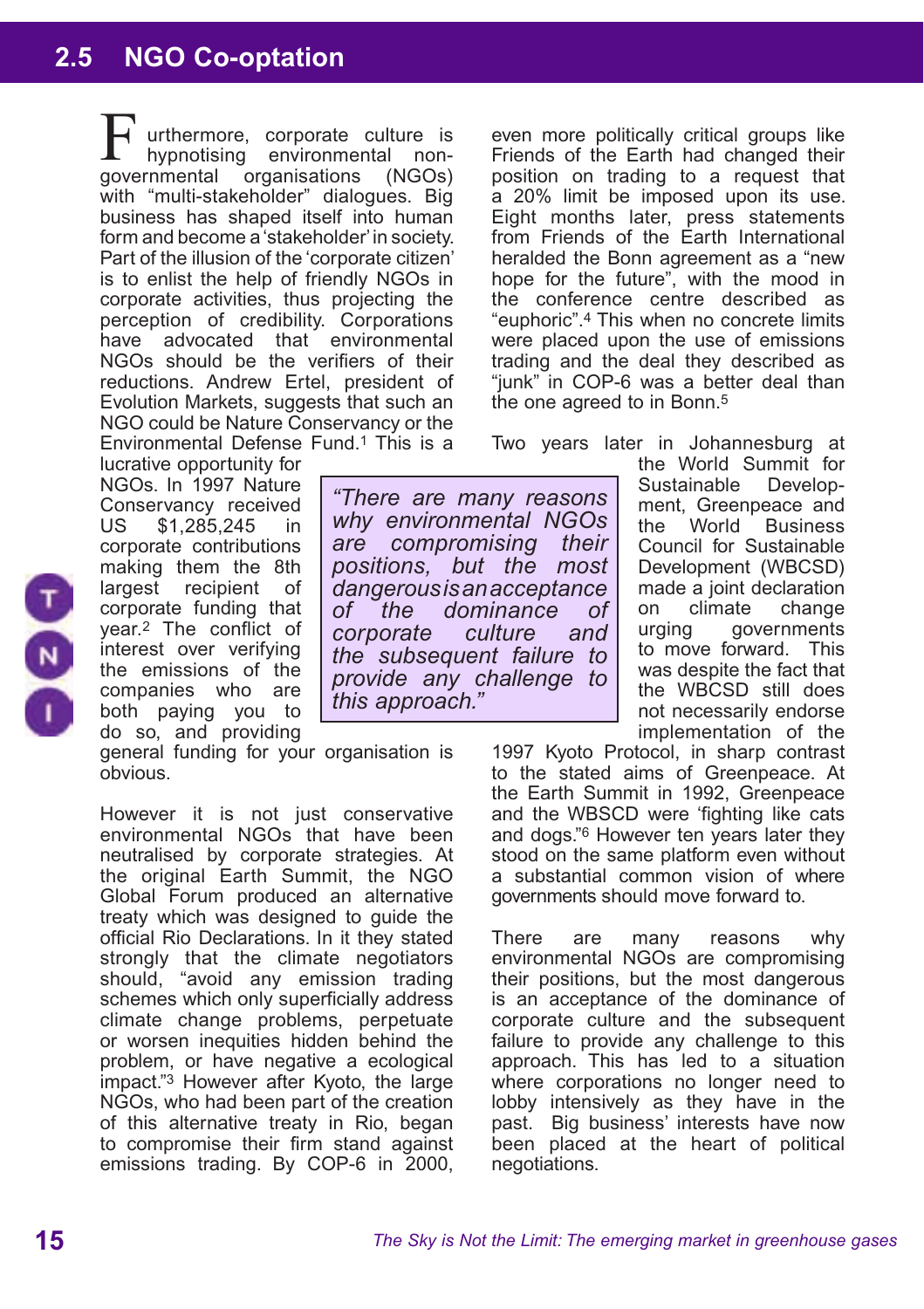## 2.5 NGO Co-optation

Furthermore, corporate culture is hypnotising environmental non-governmental organisations (NGOs) with "multi-stakeholder" dialogues. Big business has shaped itself into human form and become a 'stakeholder' in society. Part of the illusion of the 'corporate citizen' is to enlist the help of friendly NGOs in corporate activities, thus projecting the perception of credibility. Corporations have advocated that environmental NGOs should be the verifiers of their reductions. Andrew Ertel, president of Evolution Markets, suggests that such an NGO could be Nature Conservancy or the Environmental Defense Fund.[1] This is a lucrative opportunity for NGOs. In 1997 Nature Conservancy received US $1,285,245 in corporate contributions making them the 8th largest recipient of corporate funding that year.[2] The conflict of interest over verifying the emissions of the companies who are both paying you to do so, and providing general funding for your organisation is obvious.

> *"There are many reasons why environmental NGOs are compromising their positions, but the most dangerous is an acceptance of the dominance of corporate culture and the subsequent failure to provide any challenge to this approach."*

However it is not just conservative environmental NGOs that have been neutralised by corporate strategies. At the original Earth Summit, the NGO Global Forum produced an alternative treaty which was designed to guide the official Rio Declarations. In it they stated strongly that the climate negotiators should, "avoid any emission trading schemes which only superficially address climate change problems, perpetuate or worsen inequities hidden behind the problem, or have negative a ecological impact."[3] However after Kyoto, the large NGOs, who had been part of the creation of this alternative treaty in Rio, began to compromise their firm stand against emissions trading. By COP-6 in 2000, even more politically critical groups like Friends of the Earth had changed their position on trading to a request that a 20% limit be imposed upon its use. Eight months later, press statements from Friends of the Earth International heralded the Bonn agreement as a "new hope for the future", with the mood in the conference centre described as "euphoric".[4] This when no concrete limits were placed upon the use of emissions trading and the deal they described as "junk" in COP-6 was a better deal than the one agreed to in Bonn.[5]

Two years later in Johannesburg at the World Summit for Sustainable Development, Greenpeace and the World Business Council for Sustainable Development (WBCSD) made a joint declaration on climate change urging governments to move forward. This was despite the fact that the WBCSD still does not necessarily endorse implementation of the 1997 Kyoto Protocol, in sharp contrast to the stated aims of Greenpeace. At the Earth Summit in 1992, Greenpeace and the WBSCD were 'fighting like cats and dogs.'[6] However ten years later they stood on the same platform even without a substantial common vision of where governments should move forward to.

There are many reasons why environmental NGOs are compromising their positions, but the most dangerous is an acceptance of the dominance of corporate culture and the subsequent failure to provide any challenge to this approach. This has led to a situation where corporations no longer need to lobby intensively as they have in the past. Big business' interests have now been placed at the heart of political negotiations.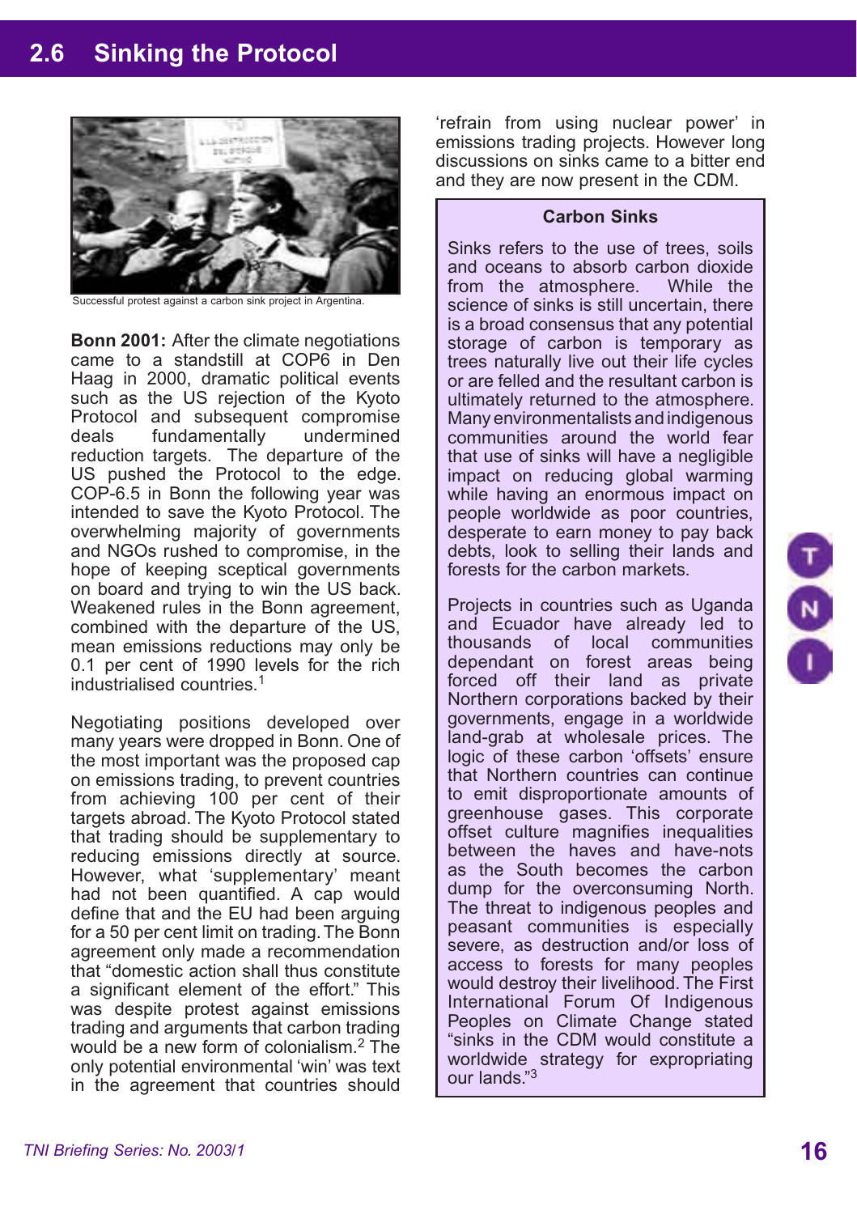## 2.6 Sinking the Protocol

Successful protest against a carbon sink project in Argentina.

**Bonn 2001:** After the climate negotiations came to a standstill at COP6 in Den Haag in 2000, dramatic political events such as the US rejection of the Kyoto Protocol and subsequent compromise deals fundamentally undermined reduction targets. The departure of the US pushed the Protocol to the edge. COP-6.5 in Bonn the following year was intended to save the Kyoto Protocol. The overwhelming majority of governments and NGOs rushed to compromise, in the hope of keeping sceptical governments on board and trying to win the US back. Weakened rules in the Bonn agreement, combined with the departure of the US, mean emissions reductions may only be 0.1 per cent of 1990 levels for the rich industrialised countries.[1]

Negotiating positions developed over many years were dropped in Bonn. One of the most important was the proposed cap on emissions trading, to prevent countries from achieving 100 per cent of their targets abroad. The Kyoto Protocol stated that trading should be supplementary to reducing emissions directly at source. However, what 'supplementary' meant had not been quantified. A cap would define that and the EU had been arguing for a 50 per cent limit on trading. The Bonn agreement only made a recommendation that "domestic action shall thus constitute a significant element of the effort." This was despite protest against emissions trading and arguments that carbon trading would be a new form of colonialism.[2] The only potential environmental 'win' was text in the agreement that countries should 'refrain from using nuclear power' in emissions trading projects. However long discussions on sinks came to a bitter end and they are now present in the CDM.

### Carbon Sinks

Sinks refers to the use of trees, soils and oceans to absorb carbon dioxide from the atmosphere. While the science of sinks is still uncertain, there is a broad consensus that any potential storage of carbon is temporary as trees naturally live out their life cycles or are felled and the resultant carbon is ultimately returned to the atmosphere. Many environmentalists and indigenous communities around the world fear that use of sinks will have a negligible impact on reducing global warming while having an enormous impact on people worldwide as poor countries, desperate to earn money to pay back debts, look to selling their lands and forests for the carbon markets.

Projects in countries such as Uganda and Ecuador have already led to thousands of local communities dependant on forest areas being forced off their land as private Northern corporations backed by their governments, engage in a worldwide land-grab at wholesale prices. The logic of these carbon 'offsets' ensure that Northern countries can continue to emit disproportionate amounts of greenhouse gases. This corporate offset culture magnifies inequalities between the haves and have-nots as the South becomes the carbon dump for the overconsuming North. The threat to indigenous peoples and peasant communities is especially severe, as destruction and/or loss of access to forests for many peoples would destroy their livelihood. The First International Forum Of Indigenous Peoples on Climate Change stated "sinks in the CDM would constitute a worldwide strategy for expropriating our lands."[3]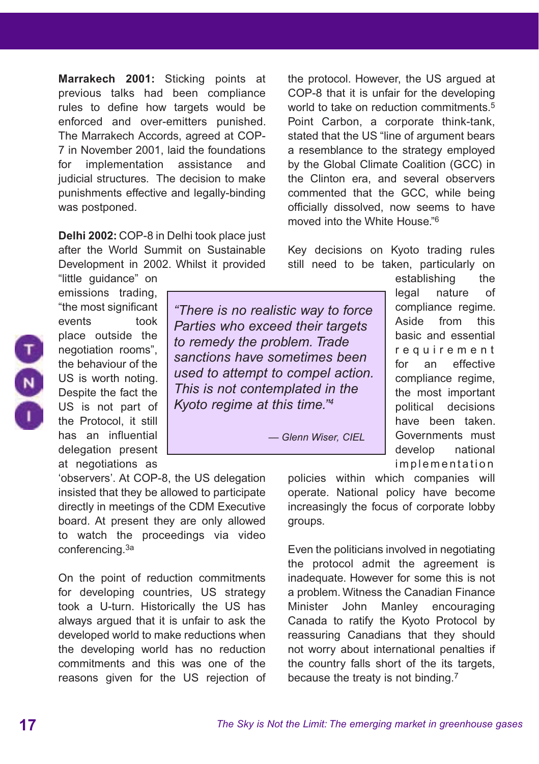**Marrakech 2001:** Sticking points at previous talks had been compliance rules to define how targets would be enforced and over-emitters punished. The Marrakech Accords, agreed at COP-7 in November 2001, laid the foundations for implementation assistance and judicial structures. The decision to make punishments effective and legally-binding was postponed.

**Delhi 2002:** COP-8 in Delhi took place just after the World Summit on Sustainable Development in 2002. Whilst it provided "little guidance" on emissions trading, "the most significant events took place outside the negotiation rooms", the behaviour of the US is worth noting. Despite the fact the US is not part of the Protocol, it still has an influential delegation present at negotiations as 'observers'. At COP-8, the US delegation insisted that they be allowed to participate directly in meetings of the CDM Executive board. At present they are only allowed to watch the proceedings via video conferencing.[3a]

On the point of reduction commitments for developing countries, US strategy took a U-turn. Historically the US has always argued that it is unfair to ask the developed world to make reductions when the developing world has no reduction commitments and this was one of the reasons given for the US rejection of the protocol. However, the US argued at COP-8 that it is unfair for the developing world to take on reduction commitments.[5] Point Carbon, a corporate think-tank, stated that the US "line of argument bears a resemblance to the strategy employed by the Global Climate Coalition (GCC) in the Clinton era, and several observers commented that the GCC, while being officially dissolved, now seems to have moved into the White House."[6]

> *"There is no realistic way to force Parties who exceed their targets to remedy the problem. Trade sanctions have sometimes been used to attempt to compel action. This is not contemplated in the Kyoto regime at this time."[4]*
>
> — Glenn Wiser, CIEL

Key decisions on Kyoto trading rules still need to be taken, particularly on establishing the legal nature of compliance regime. Aside from this basic and essential requirement for an effective compliance regime, the most important political decisions have been taken. Governments must develop national implementation policies within which companies will operate. National policy have become increasingly the focus of corporate lobby groups.

Even the politicians involved in negotiating the protocol admit the agreement is inadequate. However for some this is not a problem. Witness the Canadian Finance Minister John Manley encouraging Canada to ratify the Kyoto Protocol by reassuring Canadians that they should not worry about international penalties if the country falls short of the its targets, because the treaty is not binding.[7]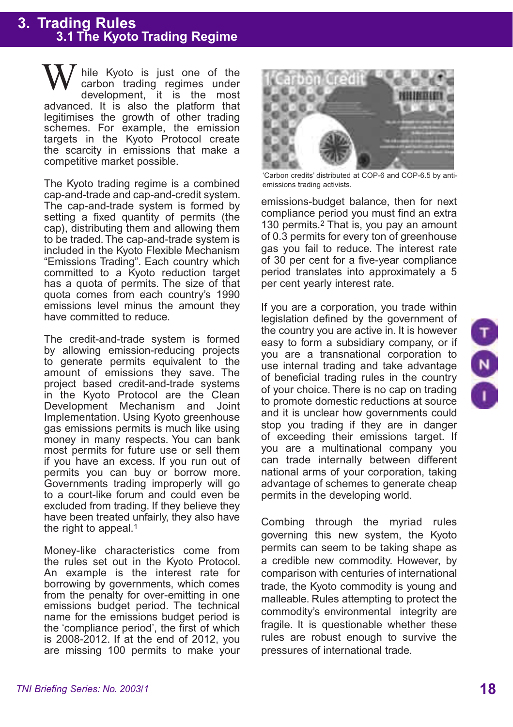# 3. Trading Rules

## 3.1 The Kyoto Trading Regime

While Kyoto is just one of the carbon trading regimes under development, it is the most advanced. It is also the platform that legitimises the growth of other trading schemes. For example, the emission targets in the Kyoto Protocol create the scarcity in emissions that make a competitive market possible.

The Kyoto trading regime is a combined cap-and-trade and cap-and-credit system. The cap-and-trade system is formed by setting a fixed quantity of permits (the cap), distributing them and allowing them to be traded. The cap-and-trade system is included in the Kyoto Flexible Mechanism "Emissions Trading". Each country which committed to a Kyoto reduction target has a quota of permits. The size of that quota comes from each country's 1990 emissions level minus the amount they have committed to reduce.

The credit-and-trade system is formed by allowing emission-reducing projects to generate permits equivalent to the amount of emissions they save. The project based credit-and-trade systems in the Kyoto Protocol are the Clean Development Mechanism and Joint Implementation. Using Kyoto greenhouse gas emissions permits is much like using money in many respects. You can bank most permits for future use or sell them if you have an excess. If you run out of permits you can buy or borrow more. Governments trading improperly will go to a court-like forum and could even be excluded from trading. If they believe they have been treated unfairly, they also have the right to appeal.[1]

Money-like characteristics come from the rules set out in the Kyoto Protocol. An example is the interest rate for borrowing by governments, which comes from the penalty for over-emitting in one emissions budget period. The technical name for the emissions budget period is the 'compliance period', the first of which is 2008-2012. If at the end of 2012, you are missing 100 permits to make your emissions-budget balance, then for next compliance period you must find an extra 130 permits.[2] That is, you pay an amount of 0.3 permits for every ton of greenhouse gas you fail to reduce. The interest rate of 30 per cent for a five-year compliance period translates into approximately a 5 per cent yearly interest rate.

'Carbon credits' distributed at COP-6 and COP-6.5 by anti-emissions trading activists.

If you are a corporation, you trade within legislation defined by the government of the country you are active in. It is however easy to form a subsidiary company, or if you are a transnational corporation to use internal trading and take advantage of beneficial trading rules in the country of your choice. There is no cap on trading to promote domestic reductions at source and it is unclear how governments could stop you trading if they are in danger of exceeding their emissions target. If you are a multinational company you can trade internally between different national arms of your corporation, taking advantage of schemes to generate cheap permits in the developing world.

Combing through the myriad rules governing this new system, the Kyoto permits can seem to be taking shape as a credible new commodity. However, by comparison with centuries of international trade, the Kyoto commodity is young and malleable. Rules attempting to protect the commodity's environmental integrity are fragile. It is questionable whether these rules are robust enough to survive the pressures of international trade.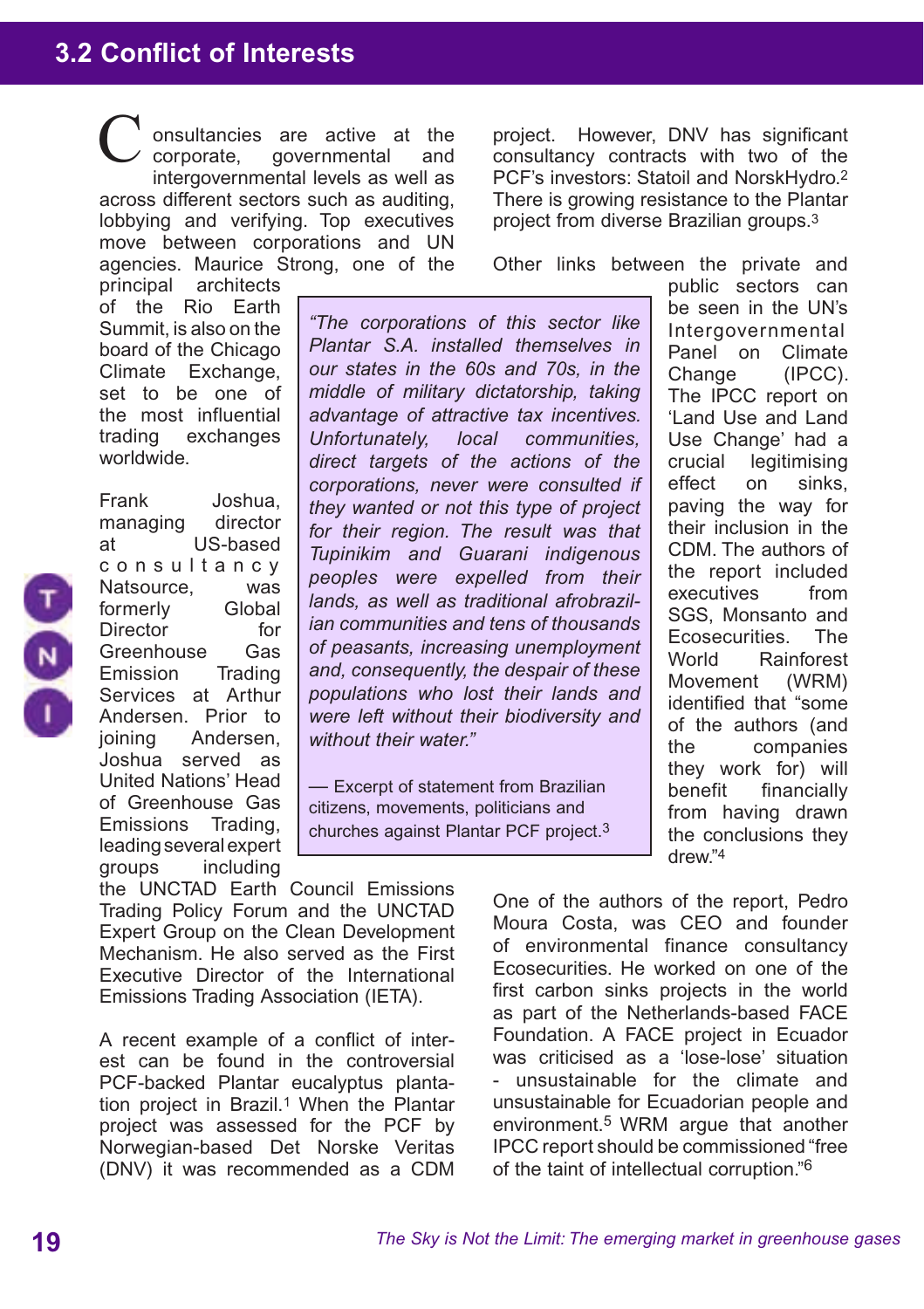## 3.2 Conflict of Interests

Consultancies are active at the corporate, governmental and intergovernmental levels as well as across different sectors such as auditing, lobbying and verifying. Top executives move between corporations and UN agencies. Maurice Strong, one of the principal architects of the Rio Earth Summit, is also on the board of the Chicago Climate Exchange, set to be one of the most influential trading exchanges worldwide.

Frank Joshua, managing director at US-based consultancy Natsource, was formerly Global Director for Greenhouse Gas Emission Trading Services at Arthur Andersen. Prior to joining Andersen, Joshua served as United Nations' Head of Greenhouse Gas Emissions Trading, leading several expert groups including the UNCTAD Earth Council Emissions Trading Policy Forum and the UNCTAD Expert Group on the Clean Development Mechanism. He also served as the First Executive Director of the International Emissions Trading Association (IETA).

A recent example of a conflict of interest can be found in the controversial PCF-backed Plantar eucalyptus plantation project in Brazil.[1] When the Plantar project was assessed for the PCF by Norwegian-based Det Norske Veritas (DNV) it was recommended as a CDM project. However, DNV has significant consultancy contracts with two of the PCF's investors: Statoil and NorskHydro.[2] There is growing resistance to the Plantar project from diverse Brazilian groups.[3]

> *"The corporations of this sector like Plantar S.A. installed themselves in our states in the 60s and 70s, in the middle of military dictatorship, taking advantage of attractive tax incentives. Unfortunately, local communities, direct targets of the actions of the corporations, never were consulted if they wanted or not this type of project for their region. The result was that Tupinikim and Guarani indigenous peoples were expelled from their lands, as well as traditional afrobrazilian communities and tens of thousands of peasants, increasing unemployment and, consequently, the despair of these populations who lost their lands and were left without their biodiversity and without their water."*
>
> — Excerpt of statement from Brazilian citizens, movements, politicians and churches against Plantar PCF project.[3]

Other links between the private and public sectors can be seen in the UN's Intergovernmental Panel on Climate Change (IPCC). The IPCC report on 'Land Use and Land Use Change' had a crucial legitimising effect on sinks, paving the way for their inclusion in the CDM. The authors of the report included executives from SGS, Monsanto and Ecosecurities. The World Rainforest Movement (WRM) identified that "some of the authors (and the companies they work for) will benefit financially from having drawn the conclusions they drew."[4]

One of the authors of the report, Pedro Moura Costa, was CEO and founder of environmental finance consultancy Ecosecurities. He worked on one of the first carbon sinks projects in the world as part of the Netherlands-based FACE Foundation. A FACE project in Ecuador was criticised as a 'lose-lose' situation - unsustainable for the climate and unsustainable for Ecuadorian people and environment.[5] WRM argue that another IPCC report should be commissioned "free of the taint of intellectual corruption."[6]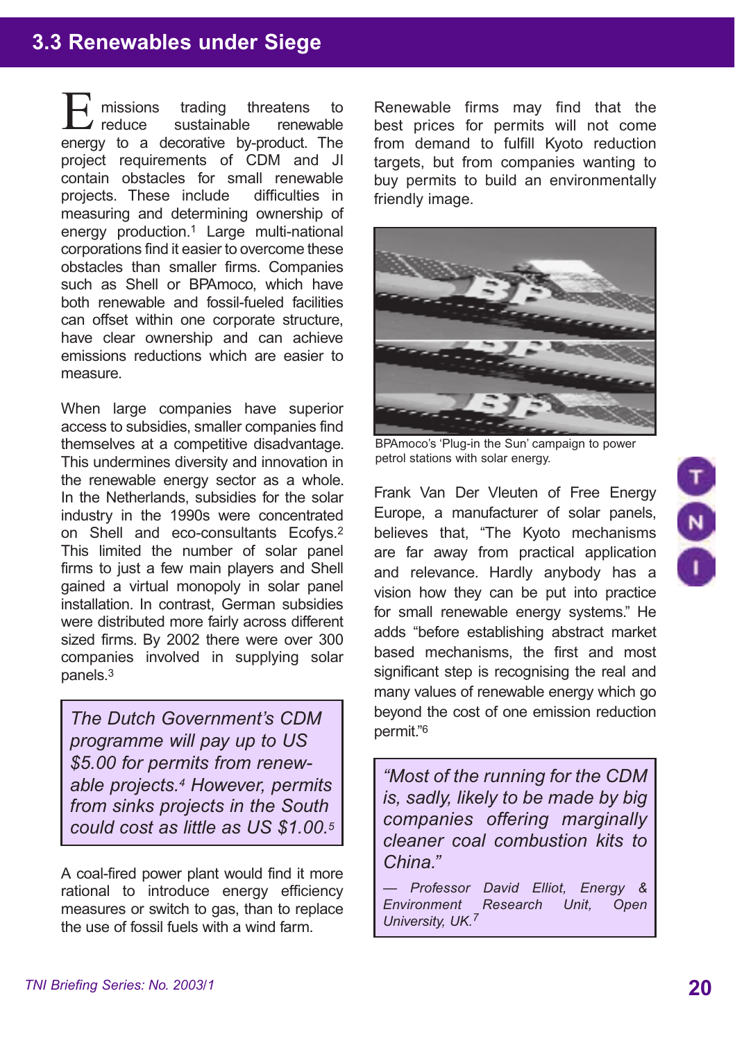## 3.3 Renewables under Siege

Emissions trading threatens to reduce sustainable renewable energy to a decorative by-product. The project requirements of CDM and JI contain obstacles for small renewable projects. These include difficulties in measuring and determining ownership of energy production.[1] Large multi-national corporations find it easier to overcome these obstacles than smaller firms. Companies such as Shell or BPAmoco, which have both renewable and fossil-fueled facilities can offset within one corporate structure, have clear ownership and can achieve emissions reductions which are easier to measure.

When large companies have superior access to subsidies, smaller companies find themselves at a competitive disadvantage. This undermines diversity and innovation in the renewable energy sector as a whole. In the Netherlands, subsidies for the solar industry in the 1990s were concentrated on Shell and eco-consultants Ecofys.[2] This limited the number of solar panel firms to just a few main players and Shell gained a virtual monopoly in solar panel installation. In contrast, German subsidies were distributed more fairly across different sized firms. By 2002 there were over 300 companies involved in supplying solar panels.[3]

> *The Dutch Government's CDM programme will pay up to US $5.00 for permits from renewable projects.[4] However, permits from sinks projects in the South could cost as little as US $1.00.[5]*

A coal-fired power plant would find it more rational to introduce energy efficiency measures or switch to gas, than to replace the use of fossil fuels with a wind farm.

Renewable firms may find that the best prices for permits will not come from demand to fulfill Kyoto reduction targets, but from companies wanting to buy permits to build an environmentally friendly image.

BPAmoco's 'Plug-in the Sun' campaign to power petrol stations with solar energy.

Frank Van Der Vleuten of Free Energy Europe, a manufacturer of solar panels, believes that, "The Kyoto mechanisms are far away from practical application and relevance. Hardly anybody has a vision how they can be put into practice for small renewable energy systems." He adds "before establishing abstract market based mechanisms, the first and most significant step is recognising the real and many values of renewable energy which go beyond the cost of one emission reduction permit."[6]

> *"Most of the running for the CDM is, sadly, likely to be made by big companies offering marginally cleaner coal combustion kits to China."*
>
> *— Professor David Elliot, Energy & Environment Research Unit, Open University, UK.[7]*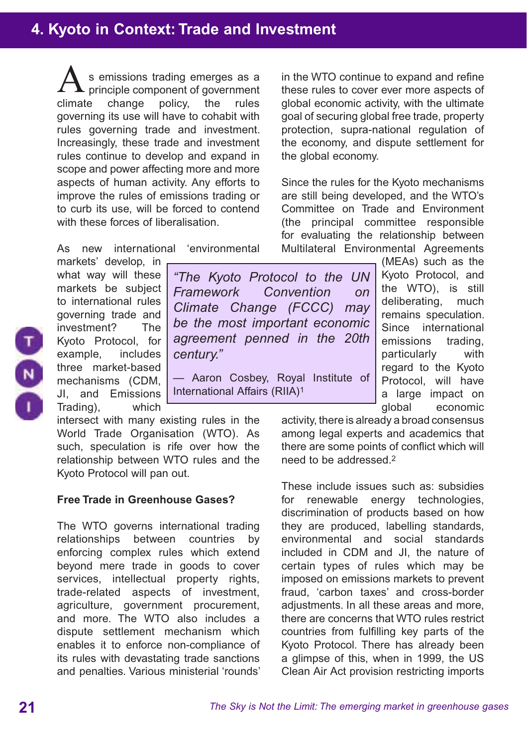# 4. Kyoto in Context: Trade and Investment

As emissions trading emerges as a principle component of government climate change policy, the rules governing its use will have to cohabit with rules governing trade and investment. Increasingly, these trade and investment rules continue to develop and expand in scope and power affecting more and more aspects of human activity. Any efforts to improve the rules of emissions trading or to curb its use, will be forced to contend with these forces of liberalisation.

As new international 'environmental markets' develop, in what way will these markets be subject to international rules governing trade and investment? The Kyoto Protocol, for example, includes three market-based mechanisms (CDM, JI, and Emissions Trading), which intersect with many existing rules in the World Trade Organisation (WTO). As such, speculation is rife over how the relationship between WTO rules and the Kyoto Protocol will pan out.

> *"The Kyoto Protocol to the UN Framework Convention on Climate Change (FCCC) may be the most important economic agreement penned in the 20th century."*
>
> — Aaron Cosbey, Royal Institute of International Affairs (RIIA)[1]

**Free Trade in Greenhouse Gases?**

The WTO governs international trading relationships between countries by enforcing complex rules which extend beyond mere trade in goods to cover services, intellectual property rights, trade-related aspects of investment, agriculture, government procurement, and more. The WTO also includes a dispute settlement mechanism which enables it to enforce non-compliance of its rules with devastating trade sanctions and penalties. Various ministerial 'rounds' in the WTO continue to expand and refine these rules to cover ever more aspects of global economic activity, with the ultimate goal of securing global free trade, property protection, supra-national regulation of the economy, and dispute settlement for the global economy.

Since the rules for the Kyoto mechanisms are still being developed, and the WTO's Committee on Trade and Environment (the principal committee responsible for evaluating the relationship between Multilateral Environmental Agreements (MEAs) such as the Kyoto Protocol, and the WTO), is still deliberating, much remains speculation. Since international emissions trading, particularly with regard to the Kyoto Protocol, will have a large impact on global economic activity, there is already a broad consensus among legal experts and academics that there are some points of conflict which will need to be addressed.[2]

These include issues such as: subsidies for renewable energy technologies, discrimination of products based on how they are produced, labelling standards, environmental and social standards included in CDM and JI, the nature of certain types of rules which may be imposed on emissions markets to prevent fraud, 'carbon taxes' and cross-border adjustments. In all these areas and more, there are concerns that WTO rules restrict countries from fulfilling key parts of the Kyoto Protocol. There has already been a glimpse of this, when in 1999, the US Clean Air Act provision restricting imports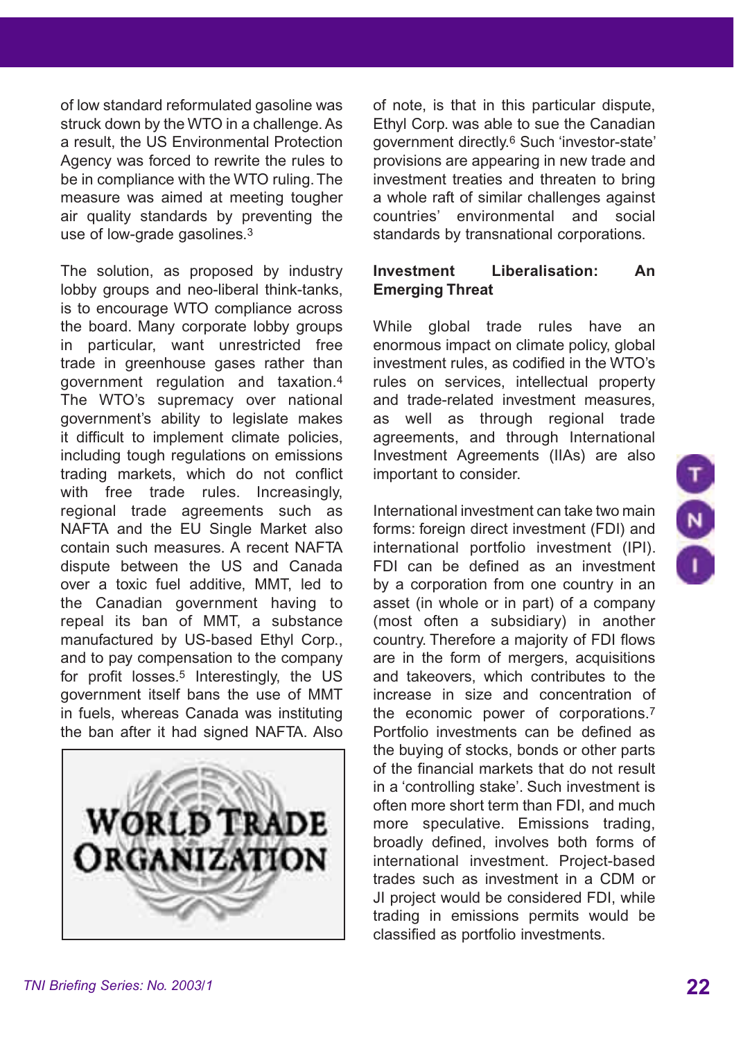of low standard reformulated gasoline was struck down by the WTO in a challenge. As a result, the US Environmental Protection Agency was forced to rewrite the rules to be in compliance with the WTO ruling. The measure was aimed at meeting tougher air quality standards by preventing the use of low-grade gasolines.[3]

The solution, as proposed by industry lobby groups and neo-liberal think-tanks, is to encourage WTO compliance across the board. Many corporate lobby groups in particular, want unrestricted free trade in greenhouse gases rather than government regulation and taxation.[4] The WTO's supremacy over national government's ability to legislate makes it difficult to implement climate policies, including tough regulations on emissions trading markets, which do not conflict with free trade rules. Increasingly, regional trade agreements such as NAFTA and the EU Single Market also contain such measures. A recent NAFTA dispute between the US and Canada over a toxic fuel additive, MMT, led to the Canadian government having to repeal its ban of MMT, a substance manufactured by US-based Ethyl Corp., and to pay compensation to the company for profit losses.[5] Interestingly, the US government itself bans the use of MMT in fuels, whereas Canada was instituting the ban after it had signed NAFTA. Also of note, is that in this particular dispute, Ethyl Corp. was able to sue the Canadian government directly.[6] Such 'investor-state' provisions are appearing in new trade and investment treaties and threaten to bring a whole raft of similar challenges against countries' environmental and social standards by transnational corporations.

WORLD TRADE ORGANIZATION

## Investment Liberalisation: An Emerging Threat

While global trade rules have an enormous impact on climate policy, global investment rules, as codified in the WTO's rules on services, intellectual property and trade-related investment measures, as well as through regional trade agreements, and through International Investment Agreements (IIAs) are also important to consider.

International investment can take two main forms: foreign direct investment (FDI) and international portfolio investment (IPI). FDI can be defined as an investment by a corporation from one country in an asset (in whole or in part) of a company (most often a subsidiary) in another country. Therefore a majority of FDI flows are in the form of mergers, acquisitions and takeovers, which contributes to the increase in size and concentration of the economic power of corporations.[7] Portfolio investments can be defined as the buying of stocks, bonds or other parts of the financial markets that do not result in a 'controlling stake'. Such investment is often more short term than FDI, and much more speculative. Emissions trading, broadly defined, involves both forms of international investment. Project-based trades such as investment in a CDM or JI project would be considered FDI, while trading in emissions permits would be classified as portfolio investments.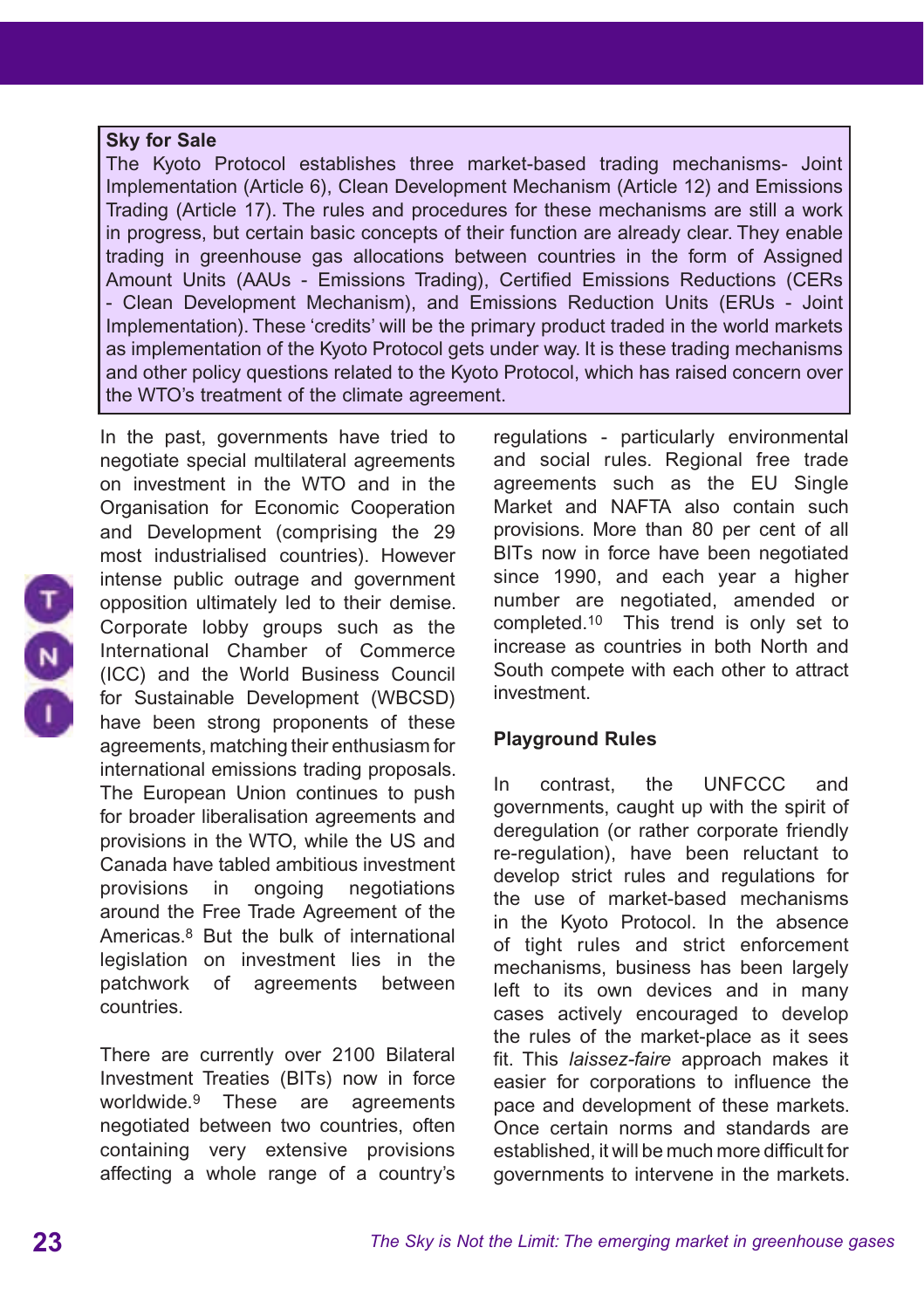**Sky for Sale**

The Kyoto Protocol establishes three market-based trading mechanisms- Joint Implementation (Article 6), Clean Development Mechanism (Article 12) and Emissions Trading (Article 17). The rules and procedures for these mechanisms are still a work in progress, but certain basic concepts of their function are already clear. They enable trading in greenhouse gas allocations between countries in the form of Assigned Amount Units (AAUs - Emissions Trading), Certified Emissions Reductions (CERs - Clean Development Mechanism), and Emissions Reduction Units (ERUs - Joint Implementation). These 'credits' will be the primary product traded in the world markets as implementation of the Kyoto Protocol gets under way. It is these trading mechanisms and other policy questions related to the Kyoto Protocol, which has raised concern over the WTO's treatment of the climate agreement.

In the past, governments have tried to negotiate special multilateral agreements on investment in the WTO and in the Organisation for Economic Cooperation and Development (comprising the 29 most industrialised countries). However intense public outrage and government opposition ultimately led to their demise. Corporate lobby groups such as the International Chamber of Commerce (ICC) and the World Business Council for Sustainable Development (WBCSD) have been strong proponents of these agreements, matching their enthusiasm for international emissions trading proposals. The European Union continues to push for broader liberalisation agreements and provisions in the WTO, while the US and Canada have tabled ambitious investment provisions in ongoing negotiations around the Free Trade Agreement of the Americas.[8] But the bulk of international legislation on investment lies in the patchwork of agreements between countries.

There are currently over 2100 Bilateral Investment Treaties (BITs) now in force worldwide.[9] These are agreements negotiated between two countries, often containing very extensive provisions affecting a whole range of a country's regulations - particularly environmental and social rules. Regional free trade agreements such as the EU Single Market and NAFTA also contain such provisions. More than 80 per cent of all BITs now in force have been negotiated since 1990, and each year a higher number are negotiated, amended or completed.[10] This trend is only set to increase as countries in both North and South compete with each other to attract investment.

## Playground Rules

In contrast, the UNFCCC and governments, caught up with the spirit of deregulation (or rather corporate friendly re-regulation), have been reluctant to develop strict rules and regulations for the use of market-based mechanisms in the Kyoto Protocol. In the absence of tight rules and strict enforcement mechanisms, business has been largely left to its own devices and in many cases actively encouraged to develop the rules of the market-place as it sees fit. This *laissez-faire* approach makes it easier for corporations to influence the pace and development of these markets. Once certain norms and standards are established, it will be much more difficult for governments to intervene in the markets.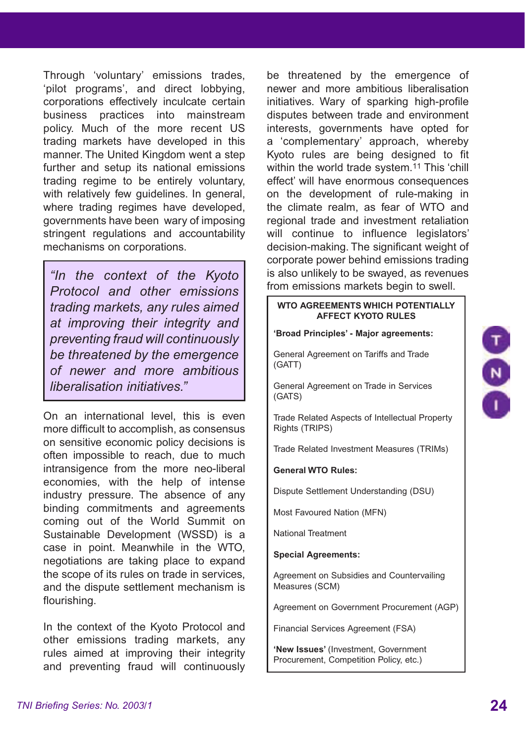Through 'voluntary' emissions trades, 'pilot programs', and direct lobbying, corporations effectively inculcate certain business practices into mainstream policy. Much of the more recent US trading markets have developed in this manner. The United Kingdom went a step further and setup its national emissions trading regime to be entirely voluntary, with relatively few guidelines. In general, where trading regimes have developed, governments have been wary of imposing stringent regulations and accountability mechanisms on corporations.

> *"In the context of the Kyoto Protocol and other emissions trading markets, any rules aimed at improving their integrity and preventing fraud will continuously be threatened by the emergence of newer and more ambitious liberalisation initiatives."*

On an international level, this is even more difficult to accomplish, as consensus on sensitive economic policy decisions is often impossible to reach, due to much intransigence from the more neo-liberal economies, with the help of intense industry pressure. The absence of any binding commitments and agreements coming out of the World Summit on Sustainable Development (WSSD) is a case in point. Meanwhile in the WTO, negotiations are taking place to expand the scope of its rules on trade in services, and the dispute settlement mechanism is flourishing.

In the context of the Kyoto Protocol and other emissions trading markets, any rules aimed at improving their integrity and preventing fraud will continuously be threatened by the emergence of newer and more ambitious liberalisation initiatives. Wary of sparking high-profile disputes between trade and environment interests, governments have opted for a 'complementary' approach, whereby Kyoto rules are being designed to fit within the world trade system.[11] This 'chill effect' will have enormous consequences on the development of rule-making in the climate realm, as fear of WTO and regional trade and investment retaliation will continue to influence legislators' decision-making. The significant weight of corporate power behind emissions trading is also unlikely to be swayed, as revenues from emissions markets begin to swell.

**WTO AGREEMENTS WHICH POTENTIALLY AFFECT KYOTO RULES**

**'Broad Principles' - Major agreements:**

General Agreement on Tariffs and Trade (GATT)

General Agreement on Trade in Services (GATS)

Trade Related Aspects of Intellectual Property Rights (TRIPS)

Trade Related Investment Measures (TRIMs)

**General WTO Rules:**

Dispute Settlement Understanding (DSU)

Most Favoured Nation (MFN)

National Treatment

**Special Agreements:**

Agreement on Subsidies and Countervailing Measures (SCM)

Agreement on Government Procurement (AGP)

Financial Services Agreement (FSA)

**'New Issues'** (Investment, Government Procurement, Competition Policy, etc.)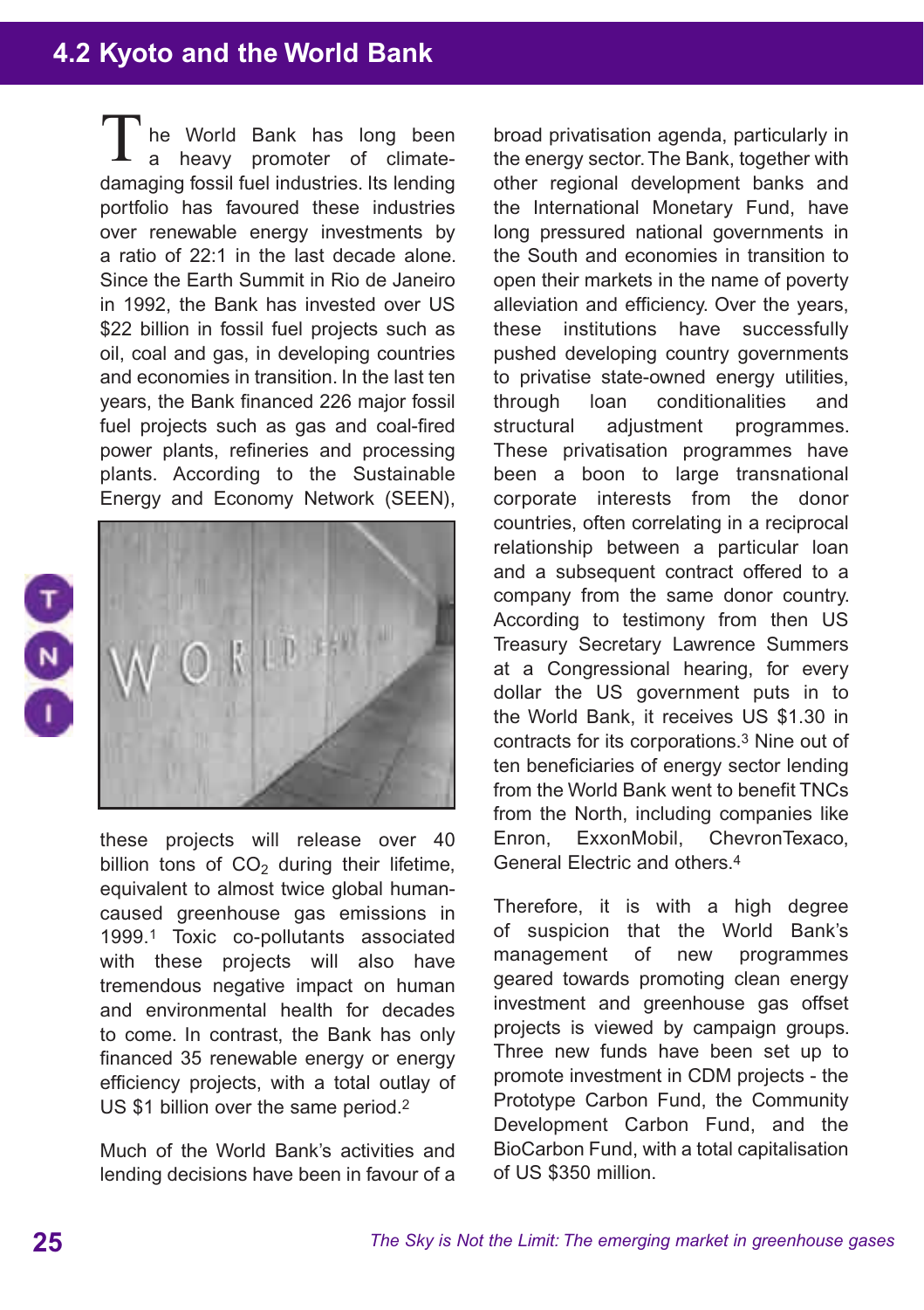## 4.2 Kyoto and the World Bank

The World Bank has long been a heavy promoter of climate-damaging fossil fuel industries. Its lending portfolio has favoured these industries over renewable energy investments by a ratio of 22:1 in the last decade alone. Since the Earth Summit in Rio de Janeiro in 1992, the Bank has invested over US $22 billion in fossil fuel projects such as oil, coal and gas, in developing countries and economies in transition. In the last ten years, the Bank financed 226 major fossil fuel projects such as gas and coal-fired power plants, refineries and processing plants. According to the Sustainable Energy and Economy Network (SEEN), these projects will release over 40 billion tons of $CO_2$ during their lifetime, equivalent to almost twice global human-caused greenhouse gas emissions in 1999.[1] Toxic co-pollutants associated with these projects will also have tremendous negative impact on human and environmental health for decades to come. In contrast, the Bank has only financed 35 renewable energy or energy efficiency projects, with a total outlay of US $1 billion over the same period.[2]

Much of the World Bank's activities and lending decisions have been in favour of a broad privatisation agenda, particularly in the energy sector. The Bank, together with other regional development banks and the International Monetary Fund, have long pressured national governments in the South and economies in transition to open their markets in the name of poverty alleviation and efficiency. Over the years, these institutions have successfully pushed developing country governments to privatise state-owned energy utilities, through loan conditionalities and structural adjustment programmes. These privatisation programmes have been a boon to large transnational corporate interests from the donor countries, often correlating in a reciprocal relationship between a particular loan and a subsequent contract offered to a company from the same donor country. According to testimony from then US Treasury Secretary Lawrence Summers at a Congressional hearing, for every dollar the US government puts in to the World Bank, it receives US $1.30 in contracts for its corporations.[3] Nine out of ten beneficiaries of energy sector lending from the World Bank went to benefit TNCs from the North, including companies like Enron, ExxonMobil, ChevronTexaco, General Electric and others.[4]

Therefore, it is with a high degree of suspicion that the World Bank's management of new programmes geared towards promoting clean energy investment and greenhouse gas offset projects is viewed by campaign groups. Three new funds have been set up to promote investment in CDM projects - the Prototype Carbon Fund, the Community Development Carbon Fund, and the BioCarbon Fund, with a total capitalisation of US $350 million.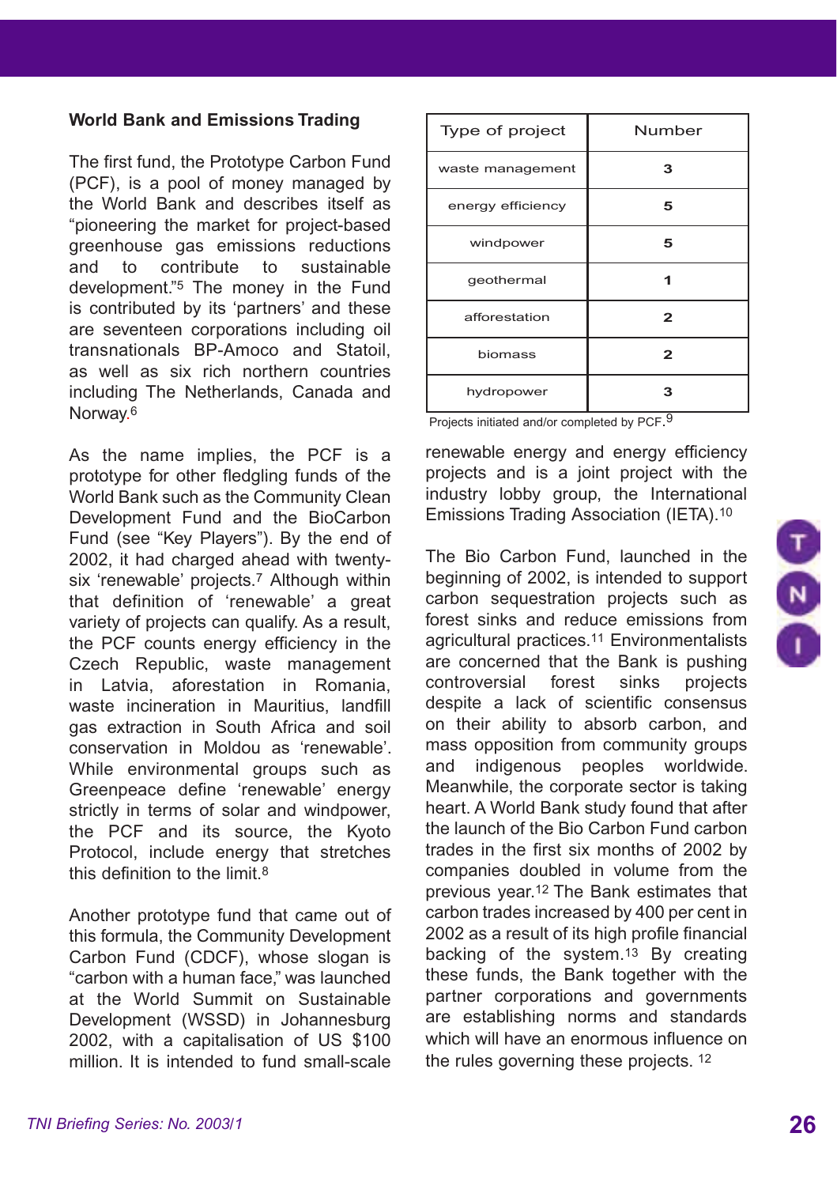## World Bank and Emissions Trading

The first fund, the Prototype Carbon Fund (PCF), is a pool of money managed by the World Bank and describes itself as "pioneering the market for project-based greenhouse gas emissions reductions and to contribute to sustainable development."[5] The money in the Fund is contributed by its 'partners' and these are seventeen corporations including oil transnationals BP-Amoco and Statoil, as well as six rich northern countries including The Netherlands, Canada and Norway.[6]

As the name implies, the PCF is a prototype for other fledgling funds of the World Bank such as the Community Clean Development Fund and the BioCarbon Fund (see "Key Players"). By the end of 2002, it had charged ahead with twenty-six 'renewable' projects.[7] Although within that definition of 'renewable' a great variety of projects can qualify. As a result, the PCF counts energy efficiency in the Czech Republic, waste management in Latvia, aforestation in Romania, waste incineration in Mauritius, landfill gas extraction in South Africa and soil conservation in Moldou as 'renewable'. While environmental groups such as Greenpeace define 'renewable' energy strictly in terms of solar and windpower, the PCF and its source, the Kyoto Protocol, include energy that stretches this definition to the limit.[8]

Another prototype fund that came out of this formula, the Community Development Carbon Fund (CDCF), whose slogan is "carbon with a human face," was launched at the World Summit on Sustainable Development (WSSD) in Johannesburg 2002, with a capitalisation of US $100 million. It is intended to fund small-scale renewable energy and energy efficiency projects and is a joint project with the industry lobby group, the International Emissions Trading Association (IETA).[10]

| Type of project | Number |
|---|---|
| waste management | 3 |
| energy efficiency | 5 |
| windpower | 5 |
| geothermal | 1 |
| afforestation | 2 |
| biomass | 2 |
| hydropower | 3 |

Projects initiated and/or completed by PCF.[9]

The Bio Carbon Fund, launched in the beginning of 2002, is intended to support carbon sequestration projects such as forest sinks and reduce emissions from agricultural practices.[11] Environmentalists are concerned that the Bank is pushing controversial forest sinks projects despite a lack of scientific consensus on their ability to absorb carbon, and mass opposition from community groups and indigenous peoples worldwide. Meanwhile, the corporate sector is taking heart. A World Bank study found that after the launch of the Bio Carbon Fund carbon trades in the first six months of 2002 by companies doubled in volume from the previous year.[12] The Bank estimates that carbon trades increased by 400 per cent in 2002 as a result of its high profile financial backing of the system.[13] By creating these funds, the Bank together with the partner corporations and governments are establishing norms and standards which will have an enormous influence on the rules governing these projects. [12]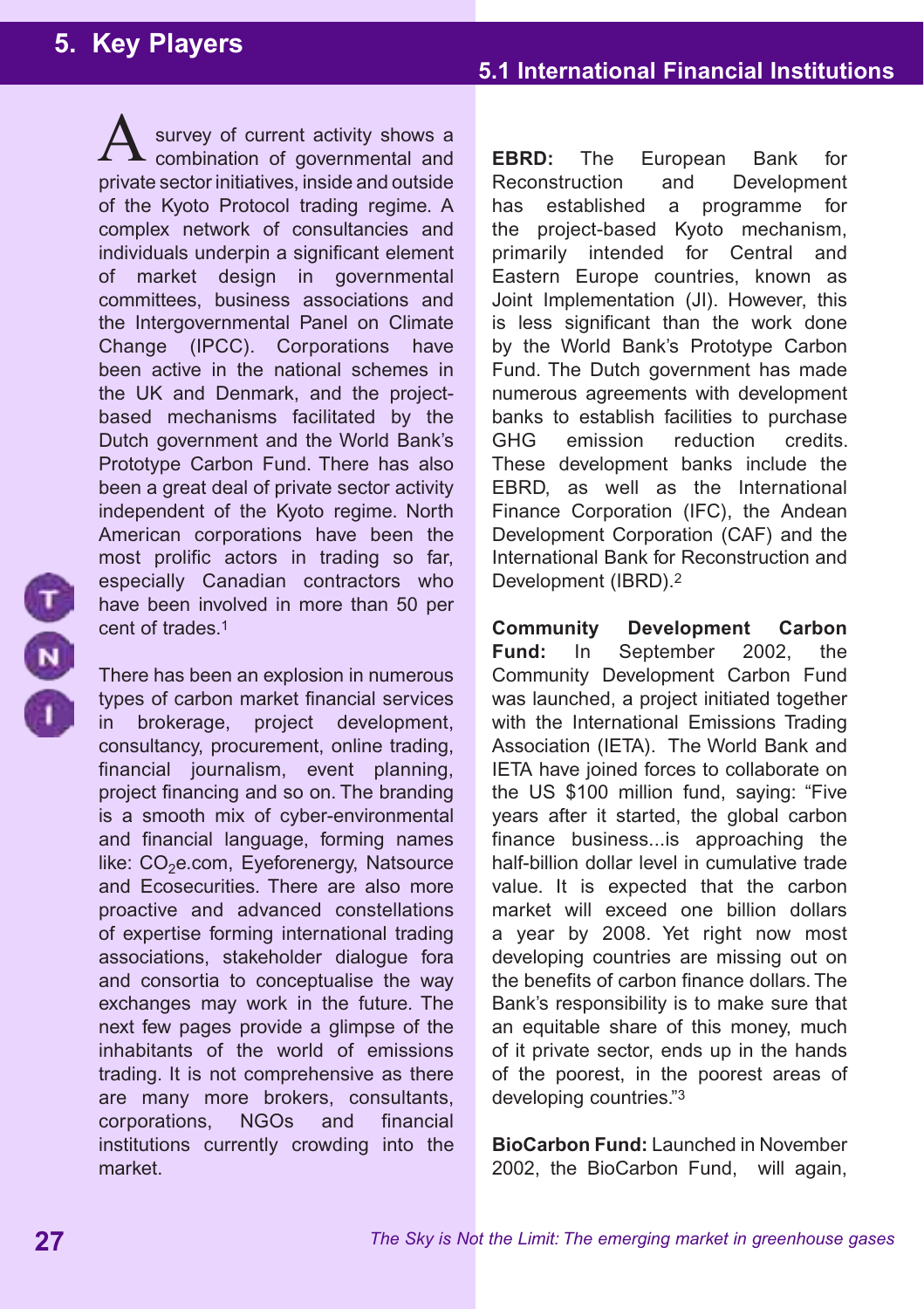# 5. Key Players

A survey of current activity shows a combination of governmental and private sector initiatives, inside and outside of the Kyoto Protocol trading regime. A complex network of consultancies and individuals underpin a significant element of market design in governmental committees, business associations and the Intergovernmental Panel on Climate Change (IPCC). Corporations have been active in the national schemes in the UK and Denmark, and the project-based mechanisms facilitated by the Dutch government and the World Bank's Prototype Carbon Fund. There has also been a great deal of private sector activity independent of the Kyoto regime. North American corporations have been the most prolific actors in trading so far, especially Canadian contractors who have been involved in more than 50 per cent of trades.[1]

There has been an explosion in numerous types of carbon market financial services in brokerage, project development, consultancy, procurement, online trading, financial journalism, event planning, project financing and so on. The branding is a smooth mix of cyber-environmental and financial language, forming names like: $CO_2$e.com, Eyeforenergy, Natsource and Ecosecurities. There are also more proactive and advanced constellations of expertise forming international trading associations, stakeholder dialogue fora and consortia to conceptualise the way exchanges may work in the future. The next few pages provide a glimpse of the inhabitants of the world of emissions trading. It is not comprehensive as there are many more brokers, consultants, corporations, NGOs and financial institutions currently crowding into the market.

## 5.1 International Financial Institutions

**EBRD:** The European Bank for Reconstruction and Development has established a programme for the project-based Kyoto mechanism, primarily intended for Central and Eastern Europe countries, known as Joint Implementation (JI). However, this is less significant than the work done by the World Bank's Prototype Carbon Fund. The Dutch government has made numerous agreements with development banks to establish facilities to purchase GHG emission reduction credits. These development banks include the EBRD, as well as the International Finance Corporation (IFC), the Andean Development Corporation (CAF) and the International Bank for Reconstruction and Development (IBRD).[2]

**Community Development Carbon Fund:** In September 2002, the Community Development Carbon Fund was launched, a project initiated together with the International Emissions Trading Association (IETA). The World Bank and IETA have joined forces to collaborate on the US $100 million fund, saying: "Five years after it started, the global carbon finance business...is approaching the half-billion dollar level in cumulative trade value. It is expected that the carbon market will exceed one billion dollars a year by 2008. Yet right now most developing countries are missing out on the benefits of carbon finance dollars. The Bank's responsibility is to make sure that an equitable share of this money, much of it private sector, ends up in the hands of the poorest, in the poorest areas of developing countries."[3]

**BioCarbon Fund:** Launched in November 2002, the BioCarbon Fund, will again,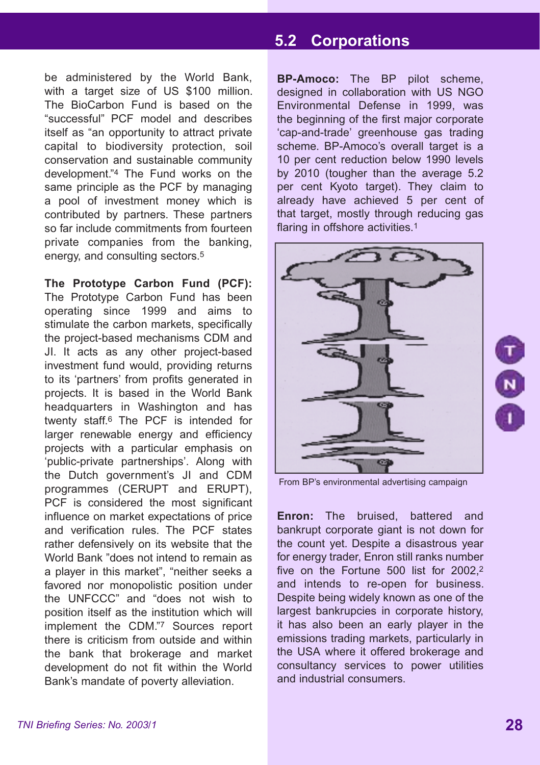be administered by the World Bank, with a target size of US $100 million. The BioCarbon Fund is based on the "successful" PCF model and describes itself as "an opportunity to attract private capital to biodiversity protection, soil conservation and sustainable community development."[4] The Fund works on the same principle as the PCF by managing a pool of investment money which is contributed by partners. These partners so far include commitments from fourteen private companies from the banking, energy, and consulting sectors.[5]

**The Prototype Carbon Fund (PCF):** The Prototype Carbon Fund has been operating since 1999 and aims to stimulate the carbon markets, specifically the project-based mechanisms CDM and JI. It acts as any other project-based investment fund would, providing returns to its 'partners' from profits generated in projects. It is based in the World Bank headquarters in Washington and has twenty staff.[6] The PCF is intended for larger renewable energy and efficiency projects with a particular emphasis on 'public-private partnerships'. Along with the Dutch government's JI and CDM programmes (CERUPT and ERUPT), PCF is considered the most significant influence on market expectations of price and verification rules. The PCF states rather defensively on its website that the World Bank "does not intend to remain as a player in this market", "neither seeks a favored nor monopolistic position under the UNFCCC" and "does not wish to position itself as the institution which will implement the CDM."[7] Sources report there is criticism from outside and within the bank that brokerage and market development do not fit within the World Bank's mandate of poverty alleviation.

## 5.2 Corporations

**BP-Amoco:** The BP pilot scheme, designed in collaboration with US NGO Environmental Defense in 1999, was the beginning of the first major corporate 'cap-and-trade' greenhouse gas trading scheme. BP-Amoco's overall target is a 10 per cent reduction below 1990 levels by 2010 (tougher than the average 5.2 per cent Kyoto target). They claim to already have achieved 5 per cent of that target, mostly through reducing gas flaring in offshore activities.[1]

From BP's environmental advertising campaign

**Enron:** The bruised, battered and bankrupt corporate giant is not down for the count yet. Despite a disastrous year for energy trader, Enron still ranks number five on the Fortune 500 list for 2002,[2] and intends to re-open for business. Despite being widely known as one of the largest bankruptcies in corporate history, it has also been an early player in the emissions trading markets, particularly in the USA where it offered brokerage and consultancy services to power utilities and industrial consumers.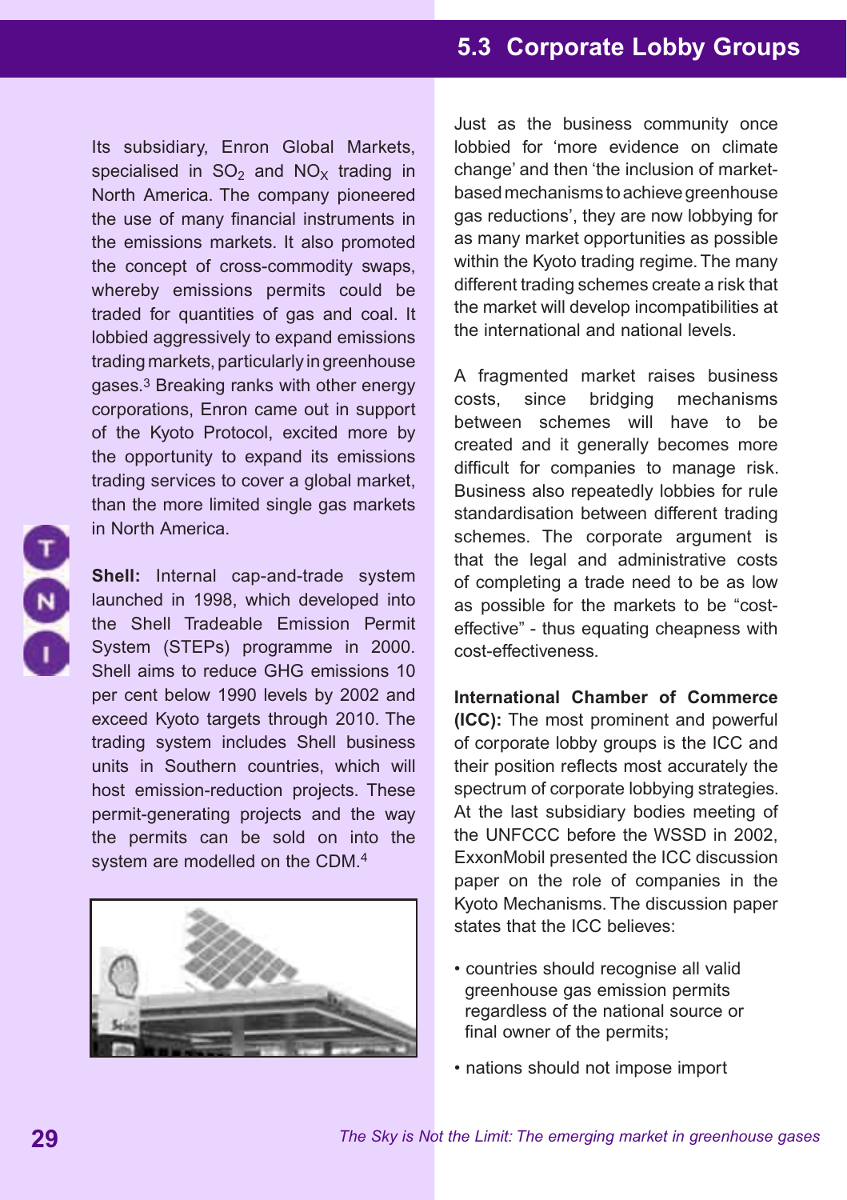## 5.3 Corporate Lobby Groups

Its subsidiary, Enron Global Markets, specialised in $SO_2$ and $NO_X$ trading in North America. The company pioneered the use of many financial instruments in the emissions markets. It also promoted the concept of cross-commodity swaps, whereby emissions permits could be traded for quantities of gas and coal. It lobbied aggressively to expand emissions trading markets, particularly in greenhouse gases.[3] Breaking ranks with other energy corporations, Enron came out in support of the Kyoto Protocol, excited more by the opportunity to expand its emissions trading services to cover a global market, than the more limited single gas markets in North America.

**Shell:** Internal cap-and-trade system launched in 1998, which developed into the Shell Tradeable Emission Permit System (STEPs) programme in 2000. Shell aims to reduce GHG emissions 10 per cent below 1990 levels by 2002 and exceed Kyoto targets through 2010. The trading system includes Shell business units in Southern countries, which will host emission-reduction projects. These permit-generating projects and the way the permits can be sold on into the system are modelled on the CDM.[4]

Just as the business community once lobbied for 'more evidence on climate change' and then 'the inclusion of market-based mechanisms to achieve greenhouse gas reductions', they are now lobbying for as many market opportunities as possible within the Kyoto trading regime. The many different trading schemes create a risk that the market will develop incompatibilities at the international and national levels.

A fragmented market raises business costs, since bridging mechanisms between schemes will have to be created and it generally becomes more difficult for companies to manage risk. Business also repeatedly lobbies for rule standardisation between different trading schemes. The corporate argument is that the legal and administrative costs of completing a trade need to be as low as possible for the markets to be "cost-effective" - thus equating cheapness with cost-effectiveness.

**International Chamber of Commerce (ICC):** The most prominent and powerful of corporate lobby groups is the ICC and their position reflects most accurately the spectrum of corporate lobbying strategies. At the last subsidiary bodies meeting of the UNFCCC before the WSSD in 2002, ExxonMobil presented the ICC discussion paper on the role of companies in the Kyoto Mechanisms. The discussion paper states that the ICC believes:

- countries should recognise all valid greenhouse gas emission permits regardless of the national source or final owner of the permits;
- nations should not impose import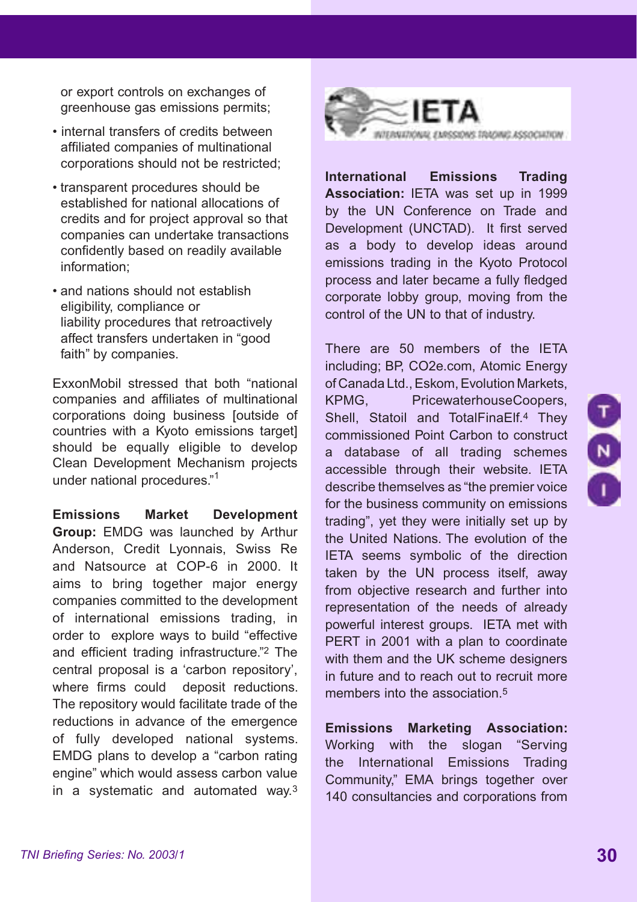or export controls on exchanges of greenhouse gas emissions permits;

- internal transfers of credits between affiliated companies of multinational corporations should not be restricted;
- transparent procedures should be established for national allocations of credits and for project approval so that companies can undertake transactions confidently based on readily available information;
- and nations should not establish eligibility, compliance or liability procedures that retroactively affect transfers undertaken in "good faith" by companies.

ExxonMobil stressed that both "national companies and affiliates of multinational corporations doing business [outside of countries with a Kyoto emissions target] should be equally eligible to develop Clean Development Mechanism projects under national procedures."[1]

**Emissions Market Development Group:** EMDG was launched by Arthur Anderson, Credit Lyonnais, Swiss Re and Natsource at COP-6 in 2000. It aims to bring together major energy companies committed to the development of international emissions trading, in order to explore ways to build "effective and efficient trading infrastructure."[2] The central proposal is a 'carbon repository', where firms could deposit reductions. The repository would facilitate trade of the reductions in advance of the emergence of fully developed national systems. EMDG plans to develop a "carbon rating engine" which would assess carbon value in a systematic and automated way.[3]

IETA
INTERNATIONAL EMISSIONS TRADING ASSOCIATION

**International Emissions Trading Association:** IETA was set up in 1999 by the UN Conference on Trade and Development (UNCTAD). It first served as a body to develop ideas around emissions trading in the Kyoto Protocol process and later became a fully fledged corporate lobby group, moving from the control of the UN to that of industry.

There are 50 members of the IETA including; BP, CO2e.com, Atomic Energy of Canada Ltd., Eskom, Evolution Markets, KPMG, PricewaterhouseCoopers, Shell, Statoil and TotalFinaElf.[4] They commissioned Point Carbon to construct a database of all trading schemes accessible through their website. IETA describe themselves as "the premier voice for the business community on emissions trading", yet they were initially set up by the United Nations. The evolution of the IETA seems symbolic of the direction taken by the UN process itself, away from objective research and further into representation of the needs of already powerful interest groups. IETA met with PERT in 2001 with a plan to coordinate with them and the UK scheme designers in future and to reach out to recruit more members into the association.[5]

**Emissions Marketing Association:** Working with the slogan "Serving the International Emissions Trading Community," EMA brings together over 140 consultancies and corporations from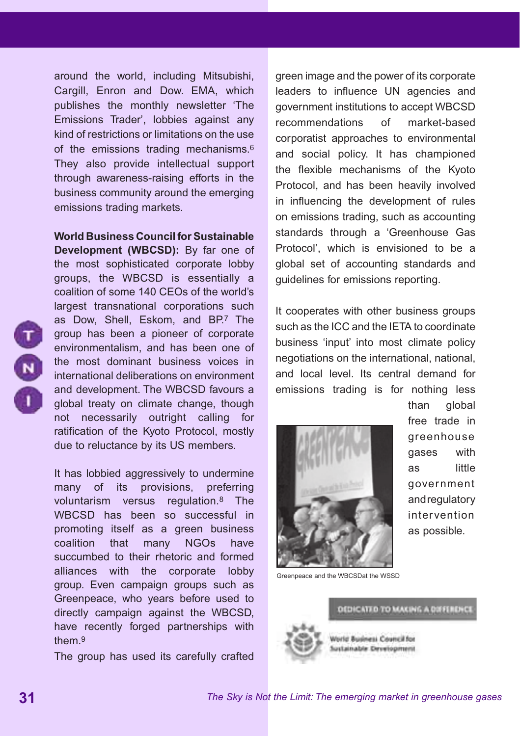around the world, including Mitsubishi, Cargill, Enron and Dow. EMA, which publishes the monthly newsletter 'The Emissions Trader', lobbies against any kind of restrictions or limitations on the use of the emissions trading mechanisms.[6] They also provide intellectual support through awareness-raising efforts in the business community around the emerging emissions trading markets.

**World Business Council for Sustainable Development (WBCSD):** By far one of the most sophisticated corporate lobby groups, the WBCSD is essentially a coalition of some 140 CEOs of the world's largest transnational corporations such as Dow, Shell, Eskom, and BP.[7] The group has been a pioneer of corporate environmentalism, and has been one of the most dominant business voices in international deliberations on environment and development. The WBCSD favours a global treaty on climate change, though not necessarily outright calling for ratification of the Kyoto Protocol, mostly due to reluctance by its US members.

It has lobbied aggressively to undermine many of its provisions, preferring voluntarism versus regulation.[8] The WBCSD has been so successful in promoting itself as a green business coalition that many NGOs have succumbed to their rhetoric and formed alliances with the corporate lobby group. Even campaign groups such as Greenpeace, who years before used to directly campaign against the WBCSD, have recently forged partnerships with them.[9]

The group has used its carefully crafted green image and the power of its corporate leaders to influence UN agencies and government institutions to accept WBCSD recommendations of market-based corporatist approaches to environmental and social policy. It has championed the flexible mechanisms of the Kyoto Protocol, and has been heavily involved in influencing the development of rules on emissions trading, such as accounting standards through a 'Greenhouse Gas Protocol', which is envisioned to be a global set of accounting standards and guidelines for emissions reporting.

It cooperates with other business groups such as the ICC and the IETA to coordinate business 'input' into most climate policy negotiations on the international, national, and local level. Its central demand for emissions trading is for nothing less than global free trade in greenhouse gases with as little government and regulatory intervention as possible.

Greenpeace and the WBCSDat the WSSD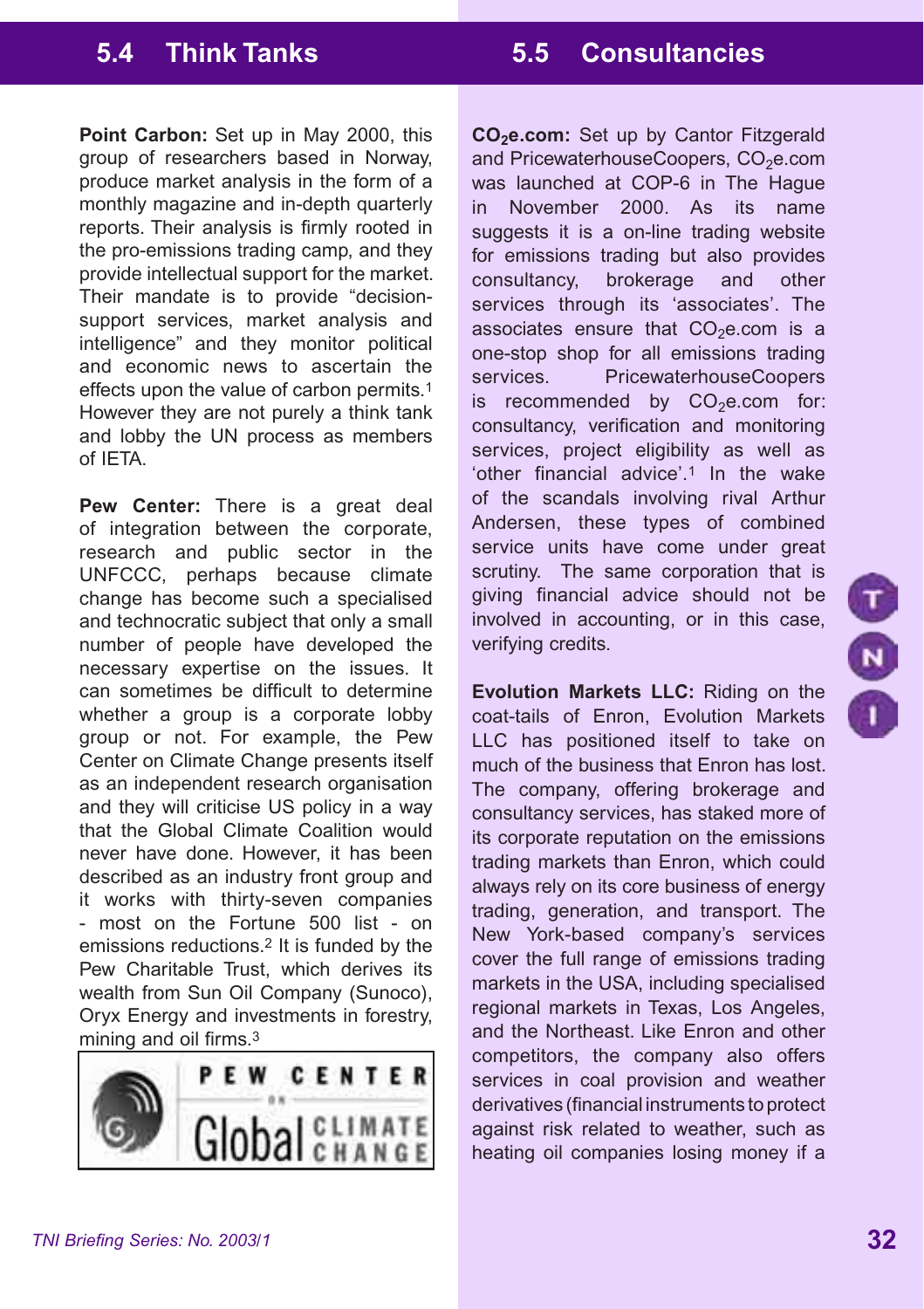## 5.4 Think Tanks

**Point Carbon:** Set up in May 2000, this group of researchers based in Norway, produce market analysis in the form of a monthly magazine and in-depth quarterly reports. Their analysis is firmly rooted in the pro-emissions trading camp, and they provide intellectual support for the market. Their mandate is to provide "decision-support services, market analysis and intelligence" and they monitor political and economic news to ascertain the effects upon the value of carbon permits.[1] However they are not purely a think tank and lobby the UN process as members of IETA.

**Pew Center:** There is a great deal of integration between the corporate, research and public sector in the UNFCCC, perhaps because climate change has become such a specialised and technocratic subject that only a small number of people have developed the necessary expertise on the issues. It can sometimes be difficult to determine whether a group is a corporate lobby group or not. For example, the Pew Center on Climate Change presents itself as an independent research organisation and they will criticise US policy in a way that the Global Climate Coalition would never have done. However, it has been described as an industry front group and it works with thirty-seven companies - most on the Fortune 500 list - on emissions reductions.[2] It is funded by the Pew Charitable Trust, which derives its wealth from Sun Oil Company (Sunoco), Oryx Energy and investments in forestry, mining and oil firms.[3]

PEW CENTER ON Global CLIMATE CHANGE

## 5.5 Consultancies

**$CO_2$e.com:** Set up by Cantor Fitzgerald and PricewaterhouseCoopers, $CO_2$e.com was launched at COP-6 in The Hague in November 2000. As its name suggests it is a on-line trading website for emissions trading but also provides consultancy, brokerage and other services through its 'associates'. The associates ensure that $CO_2$e.com is a one-stop shop for all emissions trading services. PricewaterhouseCoopers is recommended by $CO_2$e.com for: consultancy, verification and monitoring services, project eligibility as well as 'other financial advice'.[1] In the wake of the scandals involving rival Arthur Andersen, these types of combined service units have come under great scrutiny. The same corporation that is giving financial advice should not be involved in accounting, or in this case, verifying credits.

**Evolution Markets LLC:** Riding on the coat-tails of Enron, Evolution Markets LLC has positioned itself to take on much of the business that Enron has lost. The company, offering brokerage and consultancy services, has staked more of its corporate reputation on the emissions trading markets than Enron, which could always rely on its core business of energy trading, generation, and transport. The New York-based company's services cover the full range of emissions trading markets in the USA, including specialised regional markets in Texas, Los Angeles, and the Northeast. Like Enron and other competitors, the company also offers services in coal provision and weather derivatives (financial instruments to protect against risk related to weather, such as heating oil companies losing money if a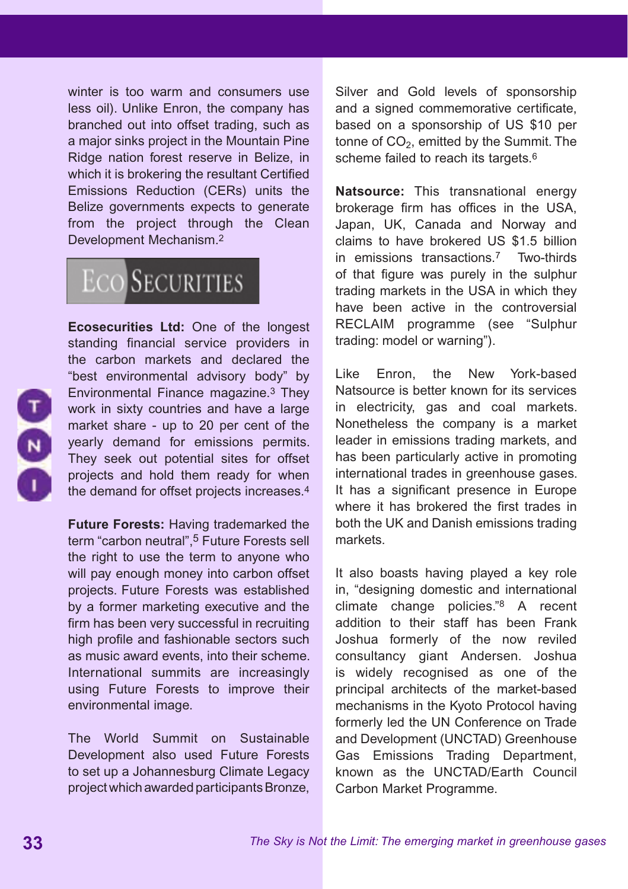winter is too warm and consumers use less oil). Unlike Enron, the company has branched out into offset trading, such as a major sinks project in the Mountain Pine Ridge nation forest reserve in Belize, in which it is brokering the resultant Certified Emissions Reduction (CERs) units the Belize governments expects to generate from the project through the Clean Development Mechanism.[2]

ECO SECURITIES

**Ecosecurities Ltd:** One of the longest standing financial service providers in the carbon markets and declared the "best environmental advisory body" by Environmental Finance magazine.[3] They work in sixty countries and have a large market share - up to 20 per cent of the yearly demand for emissions permits. They seek out potential sites for offset projects and hold them ready for when the demand for offset projects increases.[4]

**Future Forests:** Having trademarked the term "carbon neutral",[5] Future Forests sell the right to use the term to anyone who will pay enough money into carbon offset projects. Future Forests was established by a former marketing executive and the firm has been very successful in recruiting high profile and fashionable sectors such as music award events, into their scheme. International summits are increasingly using Future Forests to improve their environmental image.

The World Summit on Sustainable Development also used Future Forests to set up a Johannesburg Climate Legacy project which awarded participants Bronze, Silver and Gold levels of sponsorship and a signed commemorative certificate, based on a sponsorship of US $10 per tonne of $CO_2$, emitted by the Summit. The scheme failed to reach its targets.[6]

**Natsource:** This transnational energy brokerage firm has offices in the USA, Japan, UK, Canada and Norway and claims to have brokered US $1.5 billion in emissions transactions.[7] Two-thirds of that figure was purely in the sulphur trading markets in the USA in which they have been active in the controversial RECLAIM programme (see "Sulphur trading: model or warning").

Like Enron, the New York-based Natsource is better known for its services in electricity, gas and coal markets. Nonetheless the company is a market leader in emissions trading markets, and has been particularly active in promoting international trades in greenhouse gases. It has a significant presence in Europe where it has brokered the first trades in both the UK and Danish emissions trading markets.

It also boasts having played a key role in, "designing domestic and international climate change policies."[8] A recent addition to their staff has been Frank Joshua formerly of the now reviled consultancy giant Andersen. Joshua is widely recognised as one of the principal architects of the market-based mechanisms in the Kyoto Protocol having formerly led the UN Conference on Trade and Development (UNCTAD) Greenhouse Gas Emissions Trading Department, known as the UNCTAD/Earth Council Carbon Market Programme.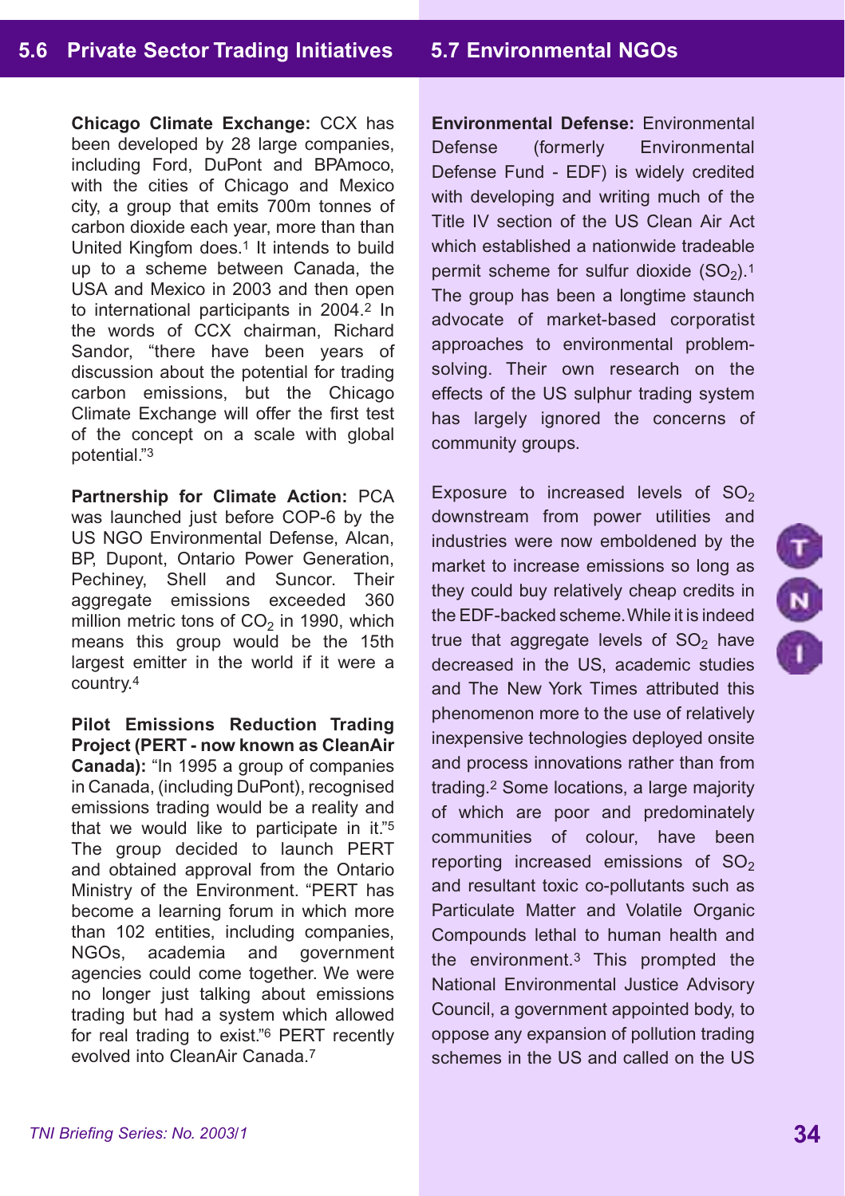## 5.6 Private Sector Trading Initiatives

**Chicago Climate Exchange:** CCX has been developed by 28 large companies, including Ford, DuPont and BPAmoco, with the cities of Chicago and Mexico city, a group that emits 700m tonnes of carbon dioxide each year, more than than United Kingfom does.[1] It intends to build up to a scheme between Canada, the USA and Mexico in 2003 and then open to international participants in 2004.[2] In the words of CCX chairman, Richard Sandor, "there have been years of discussion about the potential for trading carbon emissions, but the Chicago Climate Exchange will offer the first test of the concept on a scale with global potential."[3]

**Partnership for Climate Action:** PCA was launched just before COP-6 by the US NGO Environmental Defense, Alcan, BP, Dupont, Ontario Power Generation, Pechiney, Shell and Suncor. Their aggregate emissions exceeded 360 million metric tons of $CO_2$ in 1990, which means this group would be the 15th largest emitter in the world if it were a country.[4]

**Pilot Emissions Reduction Trading Project (PERT - now known as CleanAir Canada):** "In 1995 a group of companies in Canada, (including DuPont), recognised emissions trading would be a reality and that we would like to participate in it."[5] The group decided to launch PERT and obtained approval from the Ontario Ministry of the Environment. "PERT has become a learning forum in which more than 102 entities, including companies, NGOs, academia and government agencies could come together. We were no longer just talking about emissions trading but had a system which allowed for real trading to exist."[6] PERT recently evolved into CleanAir Canada.[7]

## 5.7 Environmental NGOs

**Environmental Defense:** Environmental Defense (formerly Environmental Defense Fund - EDF) is widely credited with developing and writing much of the Title IV section of the US Clean Air Act which established a nationwide tradeable permit scheme for sulfur dioxide ($SO_2$).[1] The group has been a longtime staunch advocate of market-based corporatist approaches to environmental problem-solving. Their own research on the effects of the US sulphur trading system has largely ignored the concerns of community groups.

Exposure to increased levels of $SO_2$ downstream from power utilities and industries were now emboldened by the market to increase emissions so long as they could buy relatively cheap credits in the EDF-backed scheme. While it is indeed true that aggregate levels of $SO_2$ have decreased in the US, academic studies and The New York Times attributed this phenomenon more to the use of relatively inexpensive technologies deployed onsite and process innovations rather than from trading.[2] Some locations, a large majority of which are poor and predominately communities of colour, have been reporting increased emissions of $SO_2$ and resultant toxic co-pollutants such as Particulate Matter and Volatile Organic Compounds lethal to human health and the environment.[3] This prompted the National Environmental Justice Advisory Council, a government appointed body, to oppose any expansion of pollution trading schemes in the US and called on the US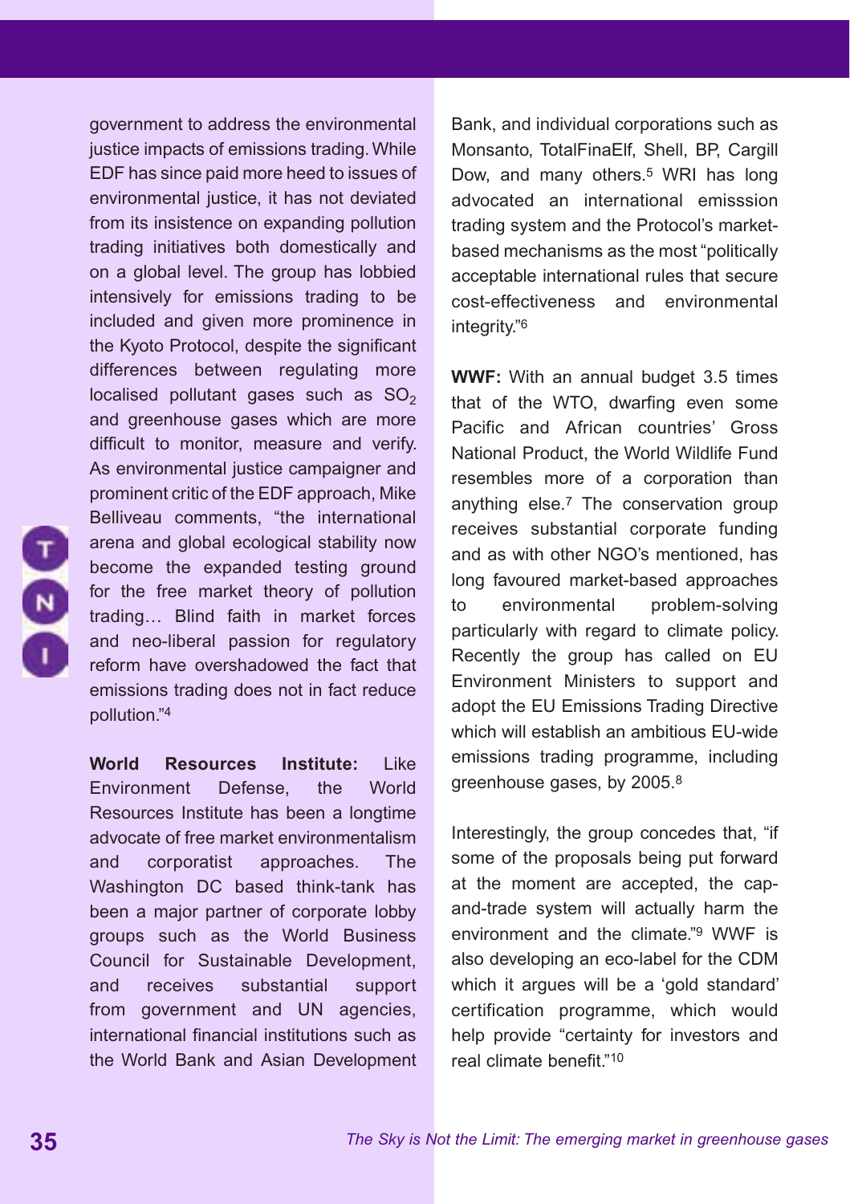government to address the environmental justice impacts of emissions trading. While EDF has since paid more heed to issues of environmental justice, it has not deviated from its insistence on expanding pollution trading initiatives both domestically and on a global level. The group has lobbied intensively for emissions trading to be included and given more prominence in the Kyoto Protocol, despite the significant differences between regulating more localised pollutant gases such as $SO_2$ and greenhouse gases which are more difficult to monitor, measure and verify. As environmental justice campaigner and prominent critic of the EDF approach, Mike Belliveau comments, "the international arena and global ecological stability now become the expanded testing ground for the free market theory of pollution trading… Blind faith in market forces and neo-liberal passion for regulatory reform have overshadowed the fact that emissions trading does not in fact reduce pollution."[4]

**World Resources Institute:** Like Environment Defense, the World Resources Institute has been a longtime advocate of free market environmentalism and corporatist approaches. The Washington DC based think-tank has been a major partner of corporate lobby groups such as the World Business Council for Sustainable Development, and receives substantial support from government and UN agencies, international financial institutions such as the World Bank and Asian Development Bank, and individual corporations such as Monsanto, TotalFinaElf, Shell, BP, Cargill Dow, and many others.[5] WRI has long advocated an international emisssion trading system and the Protocol's market-based mechanisms as the most "politically acceptable international rules that secure cost-effectiveness and environmental integrity."[6]

**WWF:** With an annual budget 3.5 times that of the WTO, dwarfing even some Pacific and African countries' Gross National Product, the World Wildlife Fund resembles more of a corporation than anything else.[7] The conservation group receives substantial corporate funding and as with other NGO's mentioned, has long favoured market-based approaches to environmental problem-solving particularly with regard to climate policy. Recently the group has called on EU Environment Ministers to support and adopt the EU Emissions Trading Directive which will establish an ambitious EU-wide emissions trading programme, including greenhouse gases, by 2005.[8]

Interestingly, the group concedes that, "if some of the proposals being put forward at the moment are accepted, the cap-and-trade system will actually harm the environment and the climate."[9] WWF is also developing an eco-label for the CDM which it argues will be a 'gold standard' certification programme, which would help provide "certainty for investors and real climate benefit."[10]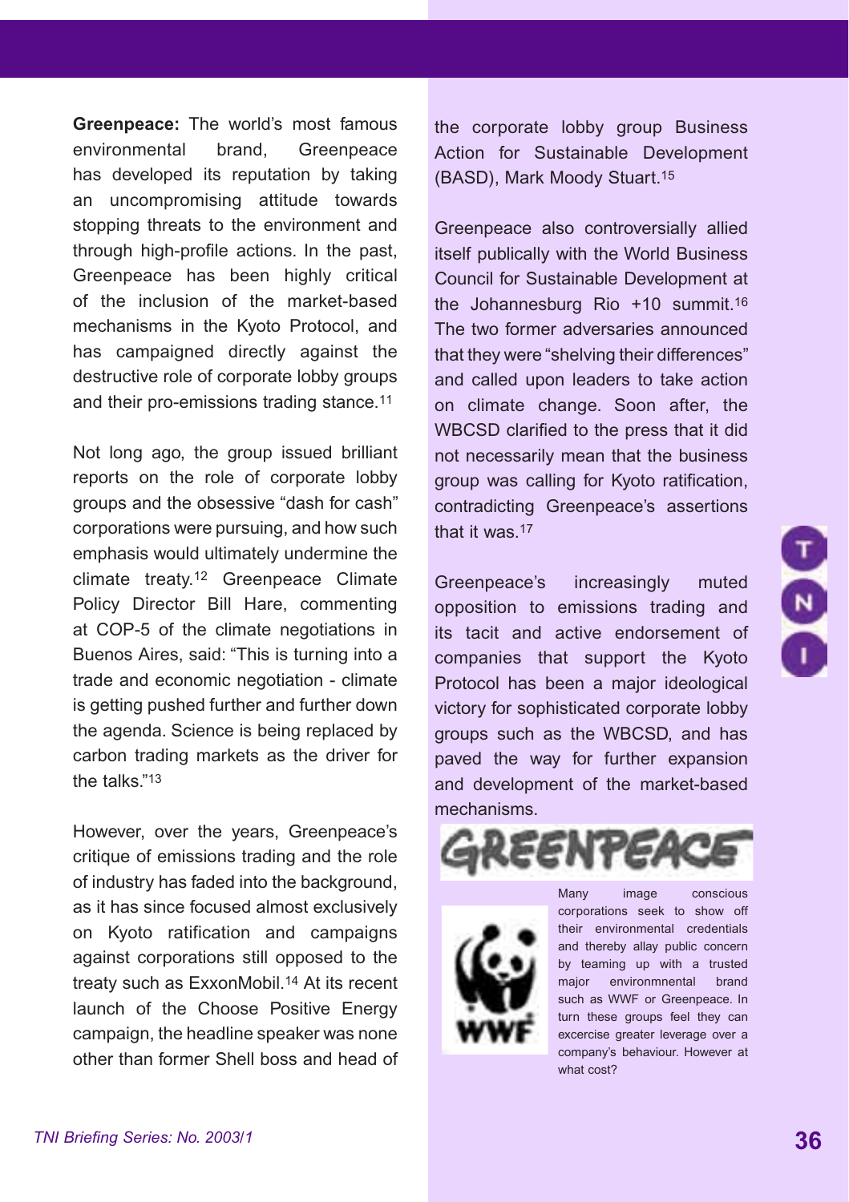**Greenpeace:** The world's most famous environmental brand, Greenpeace has developed its reputation by taking an uncompromising attitude towards stopping threats to the environment and through high-profile actions. In the past, Greenpeace has been highly critical of the inclusion of the market-based mechanisms in the Kyoto Protocol, and has campaigned directly against the destructive role of corporate lobby groups and their pro-emissions trading stance.[11]

Not long ago, the group issued brilliant reports on the role of corporate lobby groups and the obsessive "dash for cash" corporations were pursuing, and how such emphasis would ultimately undermine the climate treaty.[12] Greenpeace Climate Policy Director Bill Hare, commenting at COP-5 of the climate negotiations in Buenos Aires, said: "This is turning into a trade and economic negotiation - climate is getting pushed further and further down the agenda. Science is being replaced by carbon trading markets as the driver for the talks."[13]

However, over the years, Greenpeace's critique of emissions trading and the role of industry has faded into the background, as it has since focused almost exclusively on Kyoto ratification and campaigns against corporations still opposed to the treaty such as ExxonMobil.[14] At its recent launch of the Choose Positive Energy campaign, the headline speaker was none other than former Shell boss and head of the corporate lobby group Business Action for Sustainable Development (BASD), Mark Moody Stuart.[15]

Greenpeace also controversially allied itself publically with the World Business Council for Sustainable Development at the Johannesburg Rio +10 summit.[16] The two former adversaries announced that they were "shelving their differences" and called upon leaders to take action on climate change. Soon after, the WBCSD clarified to the press that it did not necessarily mean that the business group was calling for Kyoto ratification, contradicting Greenpeace's assertions that it was.[17]

Greenpeace's increasingly muted opposition to emissions trading and its tacit and active endorsement of companies that support the Kyoto Protocol has been a major ideological victory for sophisticated corporate lobby groups such as the WBCSD, and has paved the way for further expansion and development of the market-based mechanisms.

Many image conscious corporations seek to show off their environmental credentials and thereby allay public concern by teaming up with a trusted major environmnental brand such as WWF or Greenpeace. In turn these groups feel they can excercise greater leverage over a company's behaviour. However at what cost?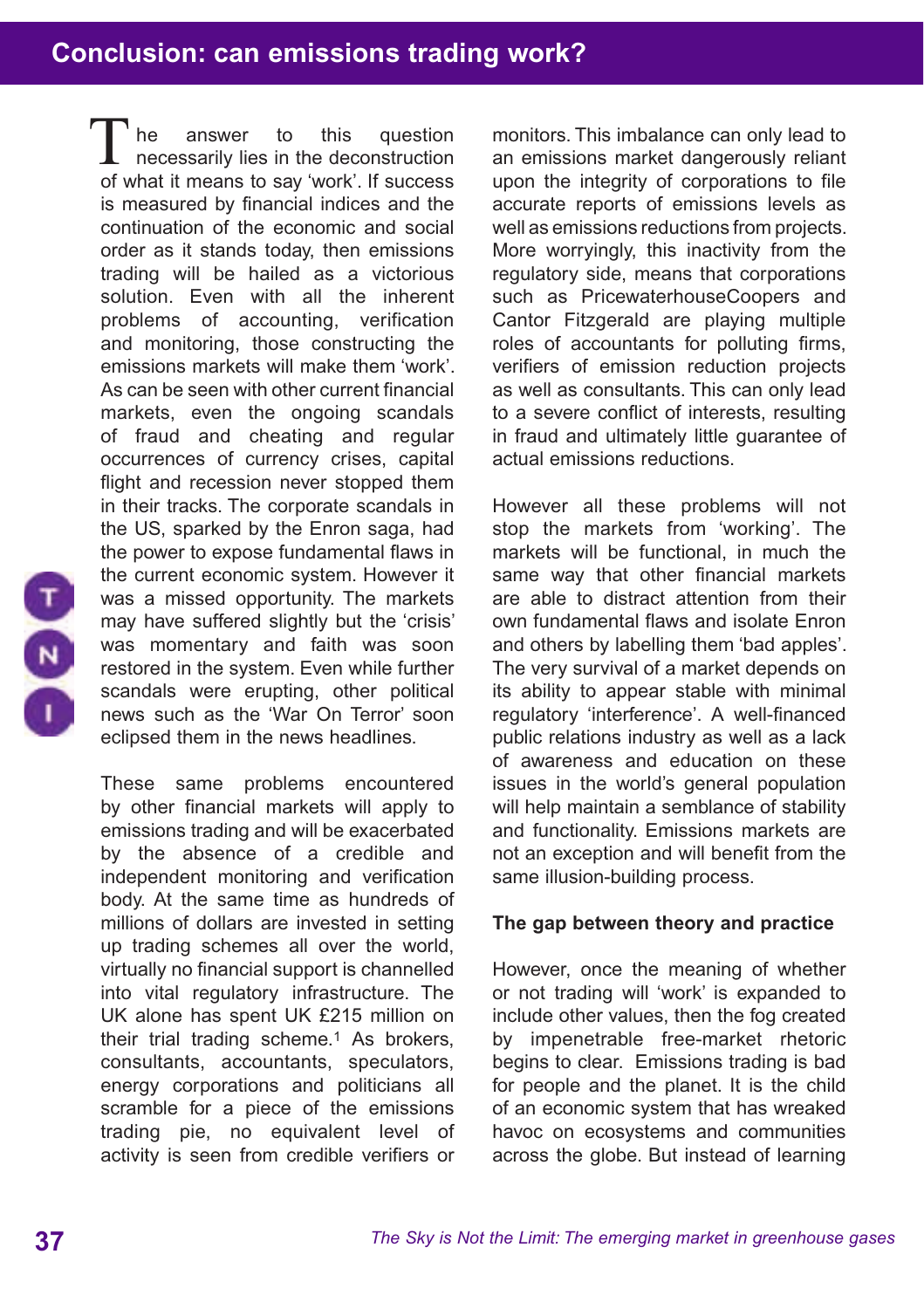## Conclusion: can emissions trading work?

The answer to this question necessarily lies in the deconstruction of what it means to say 'work'. If success is measured by financial indices and the continuation of the economic and social order as it stands today, then emissions trading will be hailed as a victorious solution. Even with all the inherent problems of accounting, verification and monitoring, those constructing the emissions markets will make them 'work'. As can be seen with other current financial markets, even the ongoing scandals of fraud and cheating and regular occurrences of currency crises, capital flight and recession never stopped them in their tracks. The corporate scandals in the US, sparked by the Enron saga, had the power to expose fundamental flaws in the current economic system. However it was a missed opportunity. The markets may have suffered slightly but the 'crisis' was momentary and faith was soon restored in the system. Even while further scandals were erupting, other political news such as the 'War On Terror' soon eclipsed them in the news headlines.

These same problems encountered by other financial markets will apply to emissions trading and will be exacerbated by the absence of a credible and independent monitoring and verification body. At the same time as hundreds of millions of dollars are invested in setting up trading schemes all over the world, virtually no financial support is channelled into vital regulatory infrastructure. The UK alone has spent UK £215 million on their trial trading scheme.[1] As brokers, consultants, accountants, speculators, energy corporations and politicians all scramble for a piece of the emissions trading pie, no equivalent level of activity is seen from credible verifiers or monitors. This imbalance can only lead to an emissions market dangerously reliant upon the integrity of corporations to file accurate reports of emissions levels as well as emissions reductions from projects. More worryingly, this inactivity from the regulatory side, means that corporations such as PricewaterhouseCoopers and Cantor Fitzgerald are playing multiple roles of accountants for polluting firms, verifiers of emission reduction projects as well as consultants. This can only lead to a severe conflict of interests, resulting in fraud and ultimately little guarantee of actual emissions reductions.

However all these problems will not stop the markets from 'working'. The markets will be functional, in much the same way that other financial markets are able to distract attention from their own fundamental flaws and isolate Enron and others by labelling them 'bad apples'. The very survival of a market depends on its ability to appear stable with minimal regulatory 'interference'. A well-financed public relations industry as well as a lack of awareness and education on these issues in the world's general population will help maintain a semblance of stability and functionality. Emissions markets are not an exception and will benefit from the same illusion-building process.

### The gap between theory and practice

However, once the meaning of whether or not trading will 'work' is expanded to include other values, then the fog created by impenetrable free-market rhetoric begins to clear. Emissions trading is bad for people and the planet. It is the child of an economic system that has wreaked havoc on ecosystems and communities across the globe. But instead of learning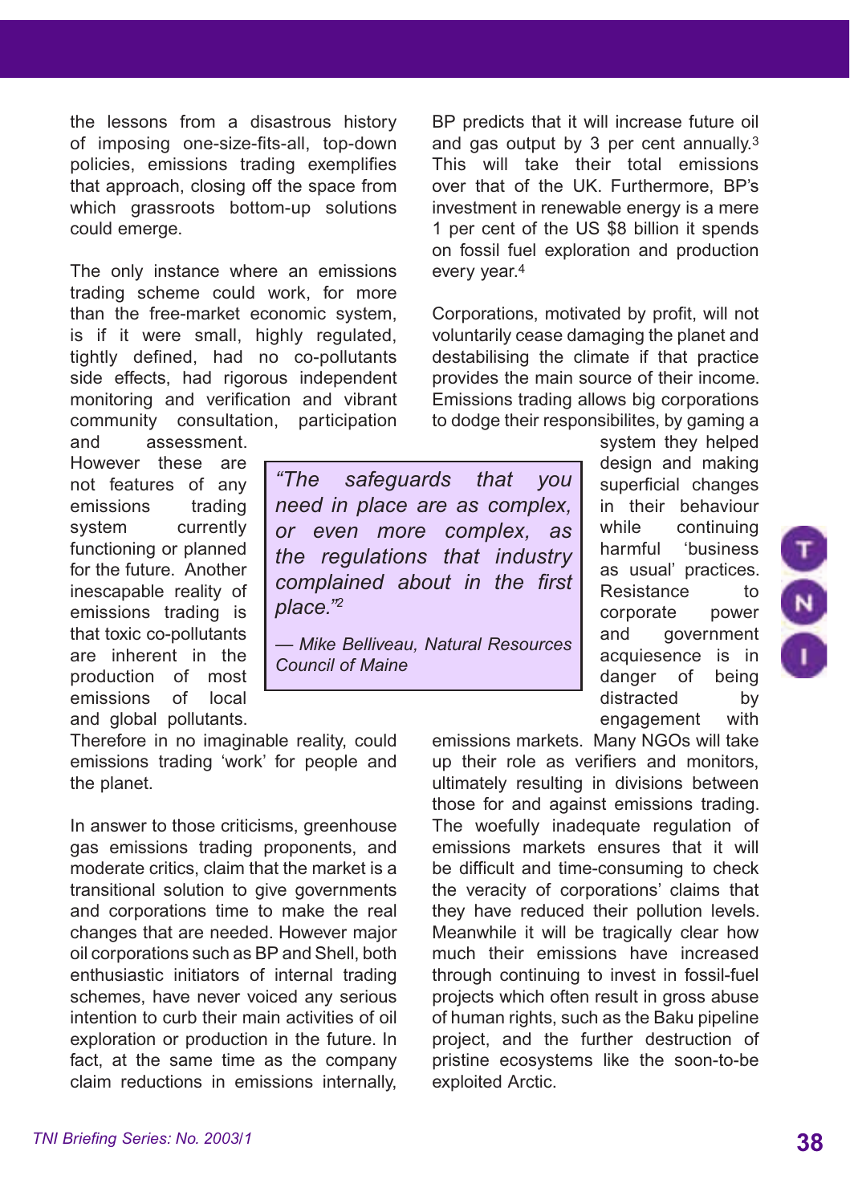the lessons from a disastrous history of imposing one-size-fits-all, top-down policies, emissions trading exemplifies that approach, closing off the space from which grassroots bottom-up solutions could emerge.

The only instance where an emissions trading scheme could work, for more than the free-market economic system, is if it were small, highly regulated, tightly defined, had no co-pollutants side effects, had rigorous independent monitoring and verification and vibrant community consultation, participation and assessment. However these are not features of any emissions trading system currently functioning or planned for the future. Another inescapable reality of emissions trading is that toxic co-pollutants are inherent in the production of most emissions of local and global pollutants. Therefore in no imaginable reality, could emissions trading 'work' for people and the planet.

> *"The safeguards that you need in place are as complex, or even more complex, as the regulations that industry complained about in the first place."*[2]
>
> *— Mike Belliveau, Natural Resources Council of Maine*

In answer to those criticisms, greenhouse gas emissions trading proponents, and moderate critics, claim that the market is a transitional solution to give governments and corporations time to make the real changes that are needed. However major oil corporations such as BP and Shell, both enthusiastic initiators of internal trading schemes, have never voiced any serious intention to curb their main activities of oil exploration or production in the future. In fact, at the same time as the company claim reductions in emissions internally, BP predicts that it will increase future oil and gas output by 3 per cent annually.[3] This will take their total emissions over that of the UK. Furthermore, BP's investment in renewable energy is a mere 1 per cent of the US $8 billion it spends on fossil fuel exploration and production every year.[4]

Corporations, motivated by profit, will not voluntarily cease damaging the planet and destabilising the climate if that practice provides the main source of their income. Emissions trading allows big corporations to dodge their responsibilites, by gaming a system they helped design and making superficial changes in their behaviour while continuing harmful 'business as usual' practices. Resistance to corporate power and government acquiescence is in danger of being distracted by engagement with emissions markets. Many NGOs will take up their role as verifiers and monitors, ultimately resulting in divisions between those for and against emissions trading. The woefully inadequate regulation of emissions markets ensures that it will be difficult and time-consuming to check the veracity of corporations' claims that they have reduced their pollution levels. Meanwhile it will be tragically clear how much their emissions have increased through continuing to invest in fossil-fuel projects which often result in gross abuse of human rights, such as the Baku pipeline project, and the further destruction of pristine ecosystems like the soon-to-be exploited Arctic.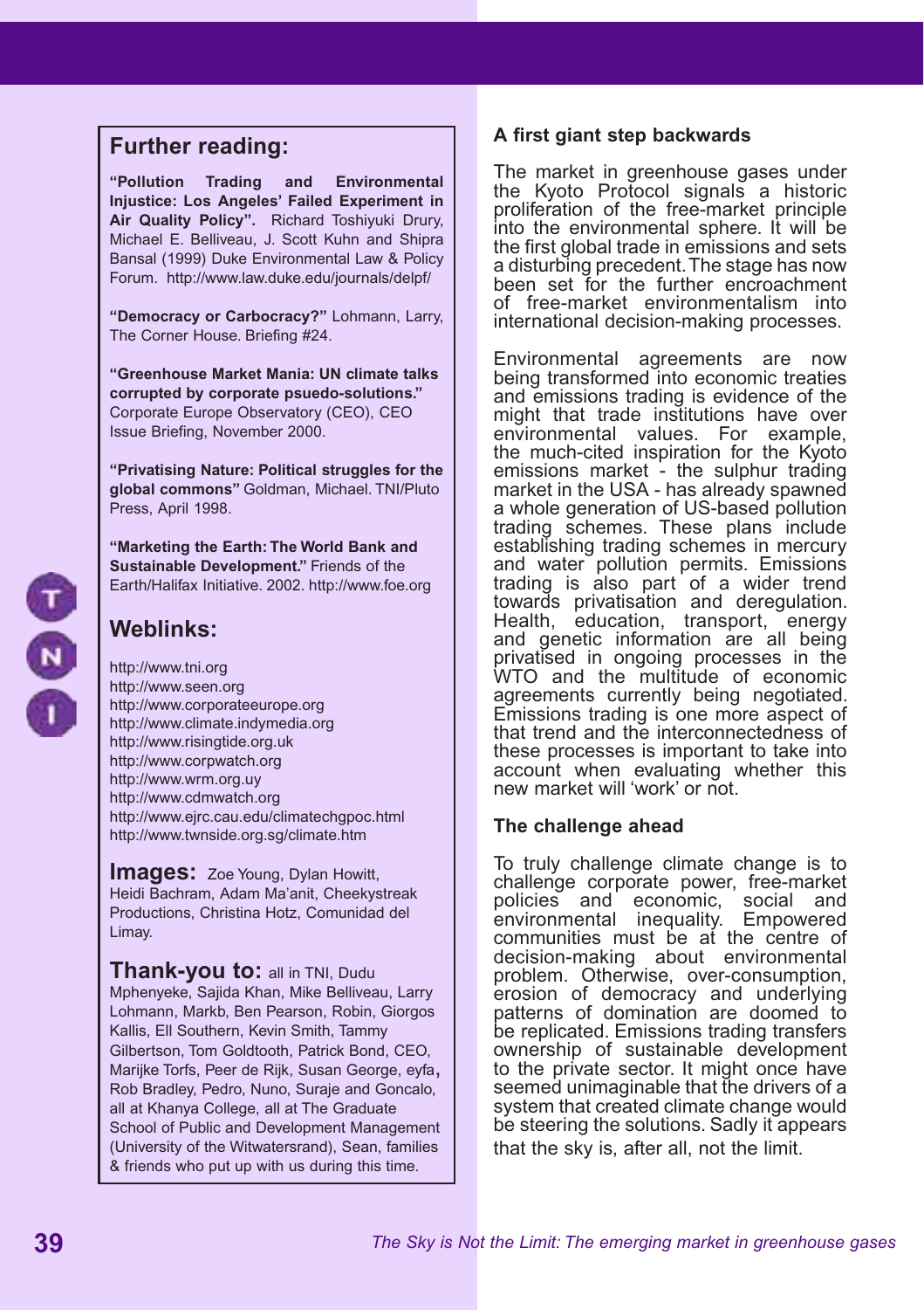## Further reading:

**"Pollution Trading and Environmental Injustice: Los Angeles' Failed Experiment in Air Quality Policy".** Richard Toshiyuki Drury, Michael E. Belliveau, J. Scott Kuhn and Shipra Bansal (1999) Duke Environmental Law & Policy Forum. http://www.law.duke.edu/journals/delpf/

**"Democracy or Carbocracy?"** Lohmann, Larry, The Corner House. Briefing #24.

**"Greenhouse Market Mania: UN climate talks corrupted by corporate psuedo-solutions."** Corporate Europe Observatory (CEO), CEO Issue Briefing, November 2000.

**"Privatising Nature: Political struggles for the global commons"** Goldman, Michael. TNI/Pluto Press, April 1998.

**"Marketing the Earth: The World Bank and Sustainable Development."** Friends of the Earth/Halifax Initiative. 2002. http://www.foe.org

## Weblinks:

http://www.tni.org
http://www.seen.org
http://www.corporateeurope.org
http://www.climate.indymedia.org
http://www.risingtide.org.uk
http://www.corpwatch.org
http://www.wrm.org.uy
http://www.cdmwatch.org
http://www.ejrc.cau.edu/climatechgpoc.html
http://www.twnside.org.sg/climate.htm

**Images:** Zoe Young, Dylan Howitt, Heidi Bachram, Adam Ma'anit, Cheekystreak Productions, Christina Hotz, Comunidad del Limay.

**Thank-you to:** all in TNI, Dudu Mphenyeke, Sajida Khan, Mike Belliveau, Larry Lohmann, Markb, Ben Pearson, Robin, Giorgos Kallis, Ell Southern, Kevin Smith, Tammy Gilbertson, Tom Goldtooth, Patrick Bond, CEO, Marijke Torfs, Peer de Rijk, Susan George, eyfa, Rob Bradley, Pedro, Nuno, Suraje and Goncalo, all at Khanya College, all at The Graduate School of Public and Development Management (University of the Witwatersrand), Sean, families & friends who put up with us during this time.

### A first giant step backwards

The market in greenhouse gases under the Kyoto Protocol signals a historic proliferation of the free-market principle into the environmental sphere. It will be the first global trade in emissions and sets a disturbing precedent. The stage has now been set for the further encroachment of free-market environmentalism into international decision-making processes.

Environmental agreements are now being transformed into economic treaties and emissions trading is evidence of the might that trade institutions have over environmental values. For example, the much-cited inspiration for the Kyoto emissions market - the sulphur trading market in the USA - has already spawned a whole generation of US-based pollution trading schemes. These plans include establishing trading schemes in mercury and water pollution permits. Emissions trading is also part of a wider trend towards privatisation and deregulation. Health, education, transport, energy and genetic information are all being privatised in ongoing processes in the WTO and the multitude of economic agreements currently being negotiated. Emissions trading is one more aspect of that trend and the interconnectedness of these processes is important to take into account when evaluating whether this new market will 'work' or not.

### The challenge ahead

To truly challenge climate change is to challenge corporate power, free-market policies and economic, social and environmental inequality. Empowered communities must be at the centre of decision-making about environmental problem. Otherwise, over-consumption, erosion of democracy and underlying patterns of domination are doomed to be replicated. Emissions trading transfers ownership of sustainable development to the private sector. It might once have seemed unimaginable that the drivers of a system that created climate change would be steering the solutions. Sadly it appears that the sky is, after all, not the limit.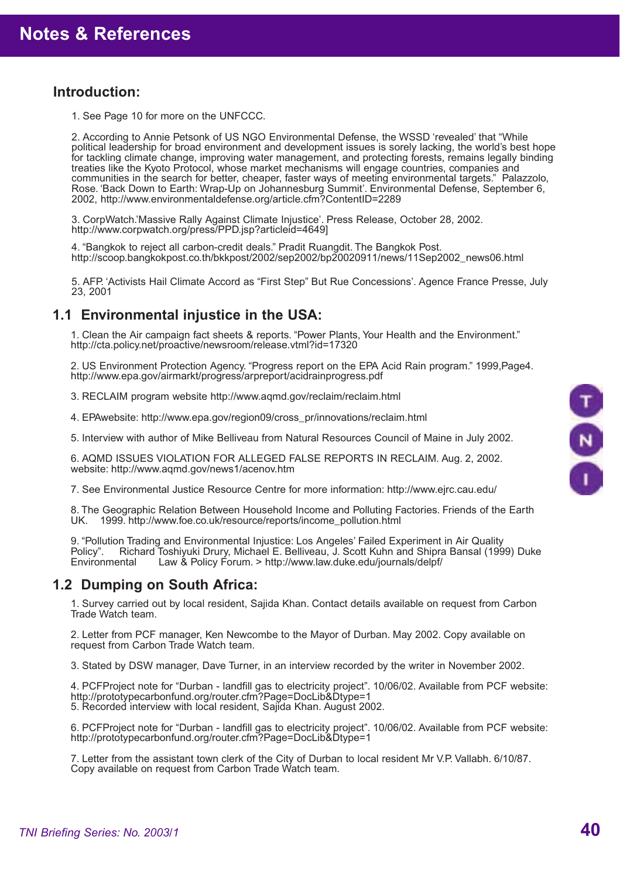# Notes & References

## Introduction:

1. See Page 10 for more on the UNFCCC.

2. According to Annie Petsonk of US NGO Environmental Defense, the WSSD 'revealed' that "While political leadership for broad environment and development issues is sorely lacking, the world's best hope for tackling climate change, improving water management, and protecting forests, remains legally binding treaties like the Kyoto Protocol, whose market mechanisms will engage countries, companies and communities in the search for better, cheaper, faster ways of meeting environmental targets." Palazzolo, Rose. 'Back Down to Earth: Wrap-Up on Johannesburg Summit'. Environmental Defense, September 6, 2002, http://www.environmentaldefense.org/article.cfm?ContentID=2289

3. CorpWatch.'Massive Rally Against Climate Injustice'. Press Release, October 28, 2002. http://www.corpwatch.org/press/PPD.jsp?articleid=4649]

4. "Bangkok to reject all carbon-credit deals." Pradit Ruangdit. The Bangkok Post. http://scoop.bangkokpost.co.th/bkkpost/2002/sep2002/bp20020911/news/11Sep2002_news06.html

5. AFP. 'Activists Hail Climate Accord as "First Step" But Rue Concessions'. Agence France Presse, July 23, 2001

## 1.1 Environmental injustice in the USA:

1. Clean the Air campaign fact sheets & reports. "Power Plants, Your Health and the Environment." http://cta.policy.net/proactive/newsroom/release.vtml?id=17320

2. US Environment Protection Agency. "Progress report on the EPA Acid Rain program." 1999,Page4. http://www.epa.gov/airmarkt/progress/arpreport/acidrainprogress.pdf

3. RECLAIM program website http://www.aqmd.gov/reclaim/reclaim.html

4. EPAwebsite: http://www.epa.gov/region09/cross_pr/innovations/reclaim.html

5. Interview with author of Mike Belliveau from Natural Resources Council of Maine in July 2002.

6. AQMD ISSUES VIOLATION FOR ALLEGED FALSE REPORTS IN RECLAIM. Aug. 2, 2002. website: http://www.aqmd.gov/news1/acenov.htm

7. See Environmental Justice Resource Centre for more information: http://www.ejrc.cau.edu/

8. The Geographic Relation Between Household Income and Polluting Factories. Friends of the Earth UK. 1999. http://www.foe.co.uk/resource/reports/income_pollution.html

9. "Pollution Trading and Environmental Injustice: Los Angeles' Failed Experiment in Air Quality Policy". Richard Toshiyuki Drury, Michael E. Belliveau, J. Scott Kuhn and Shipra Bansal (1999) Duke Environmental Law & Policy Forum. > http://www.law.duke.edu/journals/delpf/

## 1.2 Dumping on South Africa:

1. Survey carried out by local resident, Sajida Khan. Contact details available on request from Carbon Trade Watch team.

2. Letter from PCF manager, Ken Newcombe to the Mayor of Durban. May 2002. Copy available on request from Carbon Trade Watch team.

3. Stated by DSW manager, Dave Turner, in an interview recorded by the writer in November 2002.

4. PCFProject note for "Durban - landfill gas to electricity project". 10/06/02. Available from PCF website: http://prototypecarbonfund.org/router.cfm?Page=DocLib&Dtype=1

5. Recorded interview with local resident, Sajida Khan. August 2002.

6. PCFProject note for "Durban - landfill gas to electricity project". 10/06/02. Available from PCF website: http://prototypecarbonfund.org/router.cfm?Page=DocLib&Dtype=1

7. Letter from the assistant town clerk of the City of Durban to local resident Mr V.P. Vallabh. 6/10/87. Copy available on request from Carbon Trade Watch team.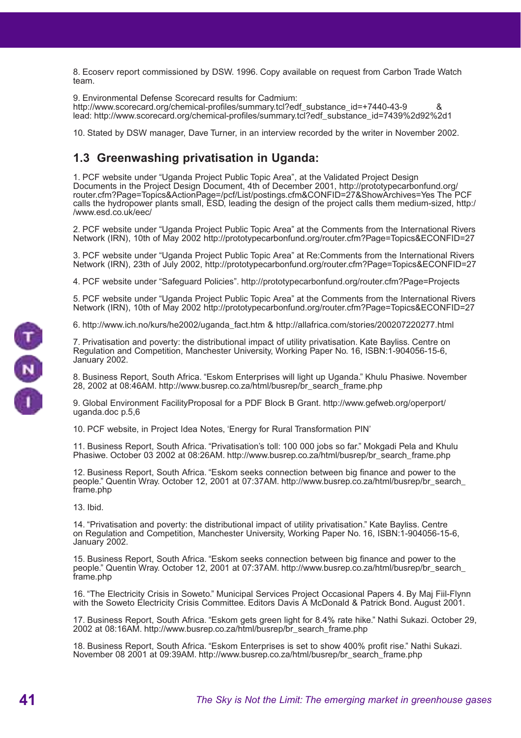8. Ecoserv report commissioned by DSW. 1996. Copy available on request from Carbon Trade Watch team.

9. Environmental Defense Scorecard results for Cadmium: http://www.scorecard.org/chemical-profiles/summary.tcl?edf_substance_id=+7440-43-9 & lead: http://www.scorecard.org/chemical-profiles/summary.tcl?edf_substance_id=7439%2d92%2d1

10. Stated by DSW manager, Dave Turner, in an interview recorded by the writer in November 2002.

## 1.3 Greenwashing privatisation in Uganda:

1. PCF website under "Uganda Project Public Topic Area", at the Validated Project Design Documents in the Project Design Document, 4th of December 2001, http://prototypecarbonfund.org/router.cfm?Page=Topics&ActionPage=/pcf/List/postings.cfm&CONFID=27&ShowArchives=Yes The PCF calls the hydropower plants small, ESD, leading the design of the project calls them medium-sized, http://www.esd.co.uk/eec/

2. PCF website under "Uganda Project Public Topic Area" at the Comments from the International Rivers Network (IRN), 10th of May 2002 http://prototypecarbonfund.org/router.cfm?Page=Topics&ECONFID=27

3. PCF website under "Uganda Project Public Topic Area" at Re:Comments from the International Rivers Network (IRN), 23th of July 2002, http://prototypecarbonfund.org/router.cfm?Page=Topics&ECONFID=27

4. PCF website under "Safeguard Policies". http://prototypecarbonfund.org/router.cfm?Page=Projects

5. PCF website under "Uganda Project Public Topic Area" at the Comments from the International Rivers Network (IRN), 10th of May 2002 http://prototypecarbonfund.org/router.cfm?Page=Topics&ECONFID=27

6. http://www.ich.no/kurs/he2002/uganda_fact.htm & http://allafrica.com/stories/200207220277.html

7. Privatisation and poverty: the distributional impact of utility privatisation. Kate Bayliss. Centre on Regulation and Competition, Manchester University, Working Paper No. 16, ISBN:1-904056-15-6, January 2002.

8. Business Report, South Africa. "Eskom Enterprises will light up Uganda." Khulu Phasiwe. November 28, 2002 at 08:46AM. http://www.busrep.co.za/html/busrep/br_search_frame.php

9. Global Environment FacilityProposal for a PDF Block B Grant. http://www.gefweb.org/operport/uganda.doc p.5,6

10. PCF website, in Project Idea Notes, 'Energy for Rural Transformation PIN'

11. Business Report, South Africa. "Privatisation's toll: 100 000 jobs so far." Mokgadi Pela and Khulu Phasiwe. October 03 2002 at 08:26AM. http://www.busrep.co.za/html/busrep/br_search_frame.php

12. Business Report, South Africa. "Eskom seeks connection between big finance and power to the people." Quentin Wray. October 12, 2001 at 07:37AM. http://www.busrep.co.za/html/busrep/br_search_frame.php

13. Ibid.

14. "Privatisation and poverty: the distributional impact of utility privatisation." Kate Bayliss. Centre on Regulation and Competition, Manchester University, Working Paper No. 16, ISBN:1-904056-15-6, January 2002.

15. Business Report, South Africa. "Eskom seeks connection between big finance and power to the people." Quentin Wray. October 12, 2001 at 07:37AM. http://www.busrep.co.za/html/busrep/br_search_frame.php

16. "The Electricity Crisis in Soweto." Municipal Services Project Occasional Papers 4. By Maj Fiil-Flynn with the Soweto Electricity Crisis Committee. Editors Davis A McDonald & Patrick Bond. August 2001.

17. Business Report, South Africa. "Eskom gets green light for 8.4% rate hike." Nathi Sukazi. October 29, 2002 at 08:16AM. http://www.busrep.co.za/html/busrep/br_search_frame.php

18. Business Report, South Africa. "Eskom Enterprises is set to show 400% profit rise." Nathi Sukazi. November 08 2001 at 09:39AM. http://www.busrep.co.za/html/busrep/br_search_frame.php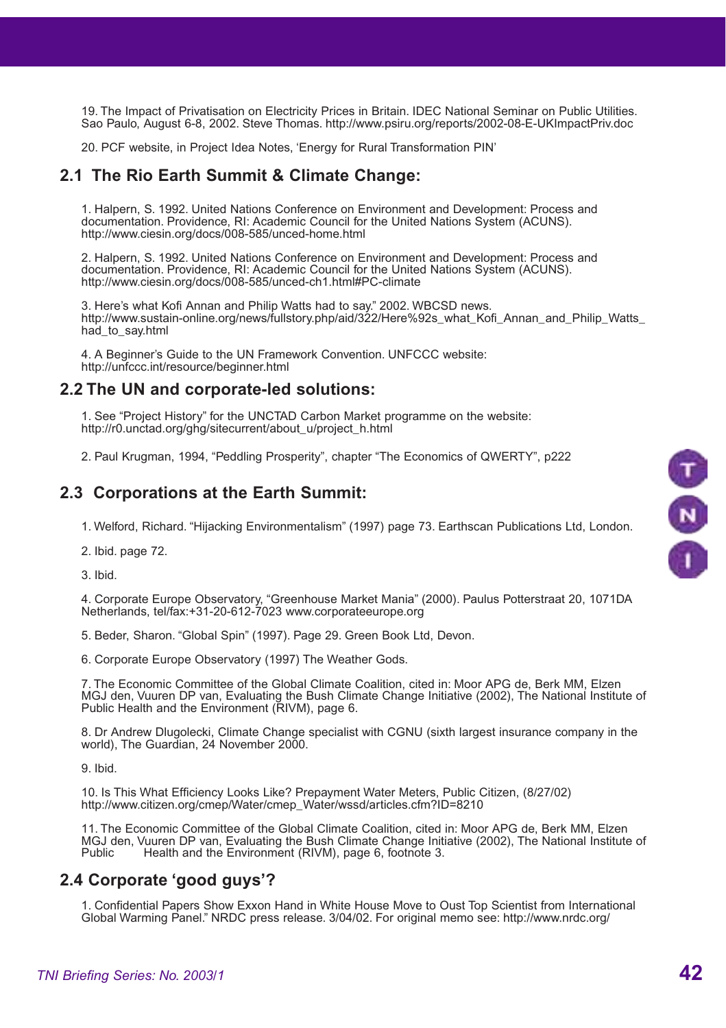19. The Impact of Privatisation on Electricity Prices in Britain. IDEC National Seminar on Public Utilities. Sao Paulo, August 6-8, 2002. Steve Thomas. http://www.psiru.org/reports/2002-08-E-UKImpactPriv.doc

20. PCF website, in Project Idea Notes, 'Energy for Rural Transformation PIN'

## 2.1 The Rio Earth Summit & Climate Change:

1. Halpern, S. 1992. United Nations Conference on Environment and Development: Process and documentation. Providence, RI: Academic Council for the United Nations System (ACUNS). http://www.ciesin.org/docs/008-585/unced-home.html

2. Halpern, S. 1992. United Nations Conference on Environment and Development: Process and documentation. Providence, RI: Academic Council for the United Nations System (ACUNS). http://www.ciesin.org/docs/008-585/unced-ch1.html#PC-climate

3. Here's what Kofi Annan and Philip Watts had to say." 2002. WBCSD news. http://www.sustain-online.org/news/fullstory.php/aid/322/Here%92s_what_Kofi_Annan_and_Philip_Watts_had_to_say.html

4. A Beginner's Guide to the UN Framework Convention. UNFCCC website: http://unfccc.int/resource/beginner.html

## 2.2 The UN and corporate-led solutions:

1. See "Project History" for the UNCTAD Carbon Market programme on the website: http://r0.unctad.org/ghg/sitecurrent/about_u/project_h.html

2. Paul Krugman, 1994, "Peddling Prosperity", chapter "The Economics of QWERTY", p222

## 2.3 Corporations at the Earth Summit:

1. Welford, Richard. "Hijacking Environmentalism" (1997) page 73. Earthscan Publications Ltd, London.

2. Ibid. page 72.

3. Ibid.

4. Corporate Europe Observatory, "Greenhouse Market Mania" (2000). Paulus Potterstraat 20, 1071DA Netherlands, tel/fax:+31-20-612-7023 www.corporateeurope.org

5. Beder, Sharon. "Global Spin" (1997). Page 29. Green Book Ltd, Devon.

6. Corporate Europe Observatory (1997) The Weather Gods.

7. The Economic Committee of the Global Climate Coalition, cited in: Moor APG de, Berk MM, Elzen MGJ den, Vuuren DP van, Evaluating the Bush Climate Change Initiative (2002), The National Institute of Public Health and the Environment (RIVM), page 6.

8. Dr Andrew Dlugolecki, Climate Change specialist with CGNU (sixth largest insurance company in the world), The Guardian, 24 November 2000.

9. Ibid.

10. Is This What Efficiency Looks Like? Prepayment Water Meters, Public Citizen, (8/27/02) http://www.citizen.org/cmep/Water/cmep_Water/wssd/articles.cfm?ID=8210

11. The Economic Committee of the Global Climate Coalition, cited in: Moor APG de, Berk MM, Elzen MGJ den, Vuuren DP van, Evaluating the Bush Climate Change Initiative (2002), The National Institute of Public Health and the Environment (RIVM), page 6, footnote 3.

## 2.4 Corporate 'good guys'?

1. Confidential Papers Show Exxon Hand in White House Move to Oust Top Scientist from International Global Warming Panel." NRDC press release. 3/04/02. For original memo see: http://www.nrdc.org/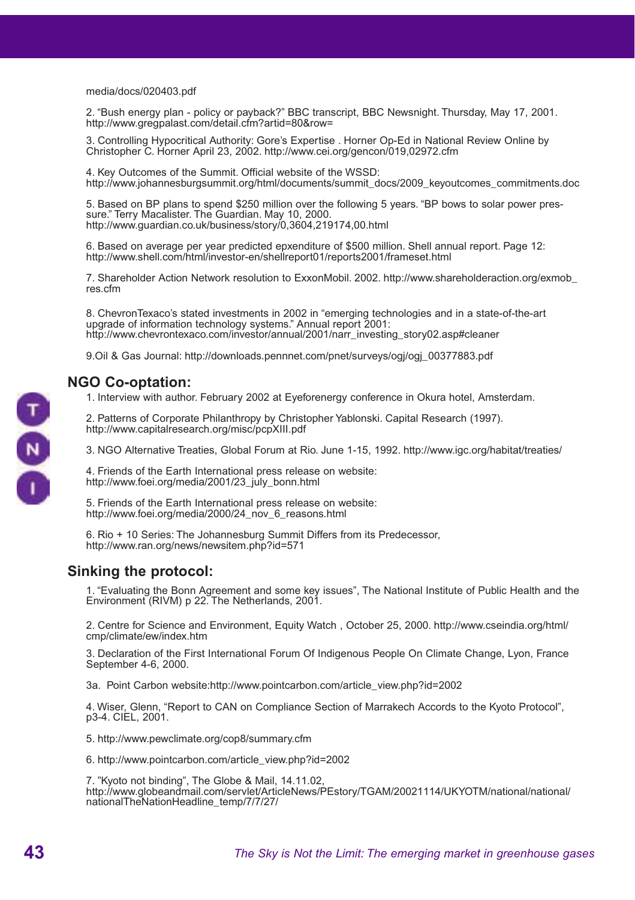media/docs/020403.pdf

2. "Bush energy plan - policy or payback?" BBC transcript, BBC Newsnight. Thursday, May 17, 2001. http://www.gregpalast.com/detail.cfm?artid=80&row=

3. Controlling Hypocritical Authority: Gore's Expertise . Horner Op-Ed in National Review Online by Christopher C. Horner April 23, 2002. http://www.cei.org/gencon/019,02972.cfm

4. Key Outcomes of the Summit. Official website of the WSSD: http://www.johannesburgsummit.org/html/documents/summit_docs/2009_keyoutcomes_commitments.doc

5. Based on BP plans to spend $250 million over the following 5 years. "BP bows to solar power pressure." Terry Macalister. The Guardian. May 10, 2000. http://www.guardian.co.uk/business/story/0,3604,219174,00.html

6. Based on average per year predicted epxenditure of $500 million. Shell annual report. Page 12: http://www.shell.com/html/investor-en/shellreport01/reports2001/frameset.html

7. Shareholder Action Network resolution to ExxonMobil. 2002. http://www.shareholderaction.org/exmob_res.cfm

8. ChevronTexaco's stated investments in 2002 in "emerging technologies and in a state-of-the-art upgrade of information technology systems." Annual report 2001: http://www.chevrontexaco.com/investor/annual/2001/narr_investing_story02.asp#cleaner

9.Oil & Gas Journal: http://downloads.pennnet.com/pnet/surveys/ogj/ogj_00377883.pdf

## NGO Co-optation:

1. Interview with author. February 2002 at Eyeforenergy conference in Okura hotel, Amsterdam.

2. Patterns of Corporate Philanthropy by Christopher Yablonski. Capital Research (1997). http://www.capitalresearch.org/misc/pcpXIII.pdf

3. NGO Alternative Treaties, Global Forum at Rio. June 1-15, 1992. http://www.igc.org/habitat/treaties/

4. Friends of the Earth International press release on website: http://www.foei.org/media/2001/23_july_bonn.html

5. Friends of the Earth International press release on website: http://www.foei.org/media/2000/24_nov_6_reasons.html

6. Rio + 10 Series: The Johannesburg Summit Differs from its Predecessor, http://www.ran.org/news/newsitem.php?id=571

## Sinking the protocol:

1. "Evaluating the Bonn Agreement and some key issues", The National Institute of Public Health and the Environment (RIVM) p 22. The Netherlands, 2001.

2. Centre for Science and Environment, Equity Watch , October 25, 2000. http://www.cseindia.org/html/cmp/climate/ew/index.htm

3. Declaration of the First International Forum Of Indigenous People On Climate Change, Lyon, France September 4-6, 2000.

3a. Point Carbon website:http://www.pointcarbon.com/article_view.php?id=2002

4. Wiser, Glenn, "Report to CAN on Compliance Section of Marrakech Accords to the Kyoto Protocol", p3-4. CIEL, 2001.

5. http://www.pewclimate.org/cop8/summary.cfm

6. http://www.pointcarbon.com/article_view.php?id=2002

7. "Kyoto not binding", The Globe & Mail, 14.11.02, http://www.globeandmail.com/servlet/ArticleNews/PEstory/TGAM/20021114/UKYOTM/national/national/nationalTheNationHeadline_temp/7/7/27/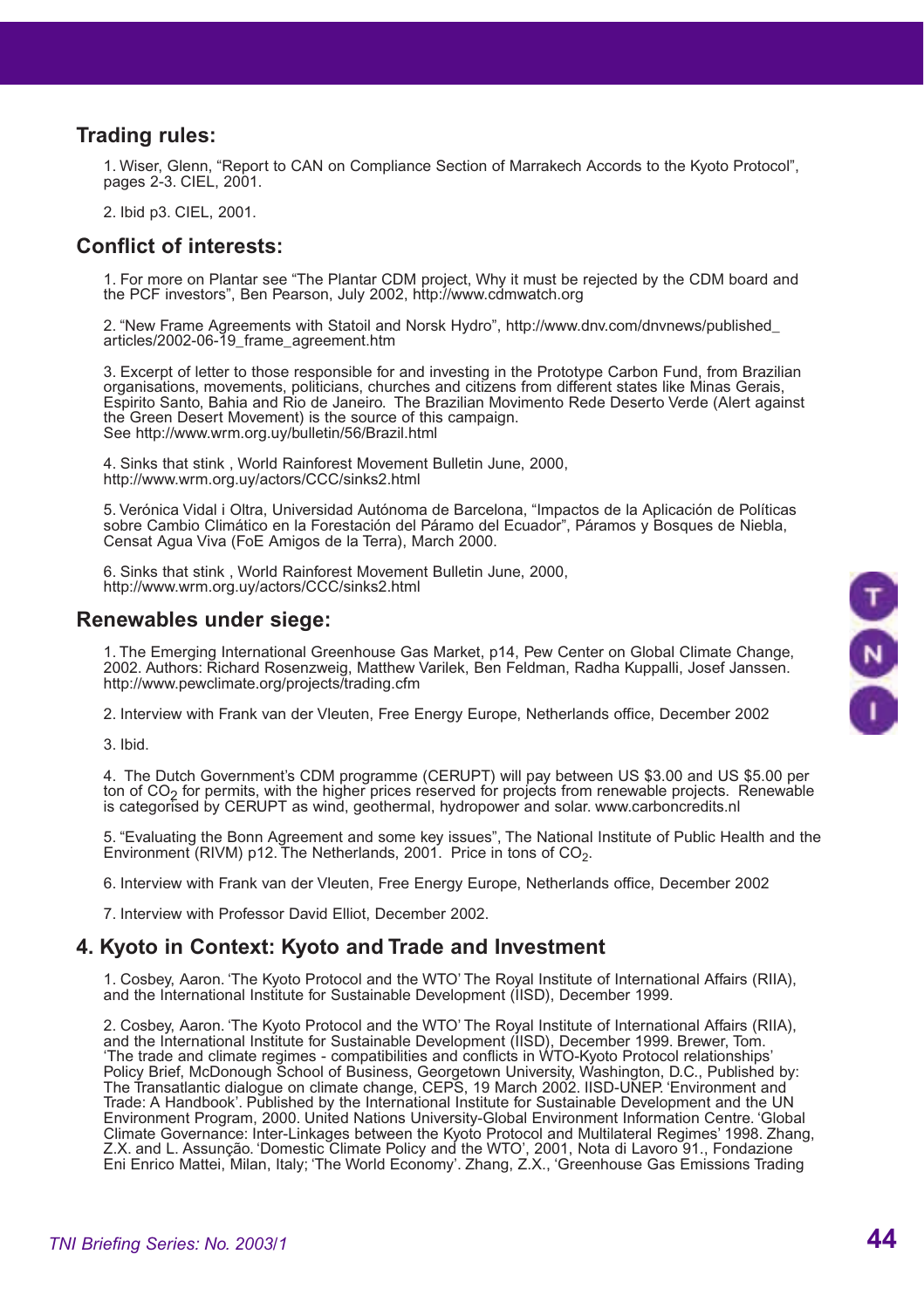## Trading rules:

1. Wiser, Glenn, "Report to CAN on Compliance Section of Marrakech Accords to the Kyoto Protocol", pages 2-3. CIEL, 2001.

2. Ibid p3. CIEL, 2001.

## Conflict of interests:

1. For more on Plantar see "The Plantar CDM project, Why it must be rejected by the CDM board and the PCF investors", Ben Pearson, July 2002, http://www.cdmwatch.org

2. "New Frame Agreements with Statoil and Norsk Hydro", http://www.dnv.com/dnvnews/published_articles/2002-06-19_frame_agreement.htm

3. Excerpt of letter to those responsible for and investing in the Prototype Carbon Fund, from Brazilian organisations, movements, politicians, churches and citizens from different states like Minas Gerais, Espirito Santo, Bahia and Rio de Janeiro. The Brazilian Movimento Rede Deserto Verde (Alert against the Green Desert Movement) is the source of this campaign.
See http://www.wrm.org.uy/bulletin/56/Brazil.html

4. Sinks that stink , World Rainforest Movement Bulletin June, 2000, http://www.wrm.org.uy/actors/CCC/sinks2.html

5. Verónica Vidal i Oltra, Universidad Autónoma de Barcelona, "Impactos de la Aplicación de Políticas sobre Cambio Climático en la Forestación del Páramo del Ecuador", Páramos y Bosques de Niebla, Censat Agua Viva (FoE Amigos de la Terra), March 2000.

6. Sinks that stink , World Rainforest Movement Bulletin June, 2000, http://www.wrm.org.uy/actors/CCC/sinks2.html

## Renewables under siege:

1. The Emerging International Greenhouse Gas Market, p14, Pew Center on Global Climate Change, 2002. Authors: Richard Rosenzweig, Matthew Varilek, Ben Feldman, Radha Kuppalli, Josef Janssen. http://www.pewclimate.org/projects/trading.cfm

2. Interview with Frank van der Vleuten, Free Energy Europe, Netherlands office, December 2002

3. Ibid.

4. The Dutch Government's CDM programme (CERUPT) will pay between US $3.00 and US $5.00 per ton of $CO_2$ for permits, with the higher prices reserved for projects from renewable projects. Renewable is categorised by CERUPT as wind, geothermal, hydropower and solar. www.carboncredits.nl

5. "Evaluating the Bonn Agreement and some key issues", The National Institute of Public Health and the Environment (RIVM) p12. The Netherlands, 2001. Price in tons of $CO_2$.

6. Interview with Frank van der Vleuten, Free Energy Europe, Netherlands office, December 2002

7. Interview with Professor David Elliot, December 2002.

## 4. Kyoto in Context: Kyoto and Trade and Investment

1. Cosbey, Aaron. 'The Kyoto Protocol and the WTO' The Royal Institute of International Affairs (RIIA), and the International Institute for Sustainable Development (IISD), December 1999.

2. Cosbey, Aaron. 'The Kyoto Protocol and the WTO' The Royal Institute of International Affairs (RIIA), and the International Institute for Sustainable Development (IISD), December 1999. Brewer, Tom. 'The trade and climate regimes - compatibilities and conflicts in WTO-Kyoto Protocol relationships' Policy Brief, McDonough School of Business, Georgetown University, Washington, D.C., Published by: The Transatlantic dialogue on climate change, CEPS, 19 March 2002. IISD-UNEP. 'Environment and Trade: A Handbook'. Published by the International Institute for Sustainable Development and the UN Environment Program, 2000. United Nations University-Global Environment Information Centre. 'Global Climate Governance: Inter-Linkages between the Kyoto Protocol and Multilateral Regimes' 1998. Zhang, Z.X. and L. Assunção. 'Domestic Climate Policy and the WTO', 2001, Nota di Lavoro 91., Fondazione Eni Enrico Mattei, Milan, Italy; 'The World Economy'. Zhang, Z.X., 'Greenhouse Gas Emissions Trading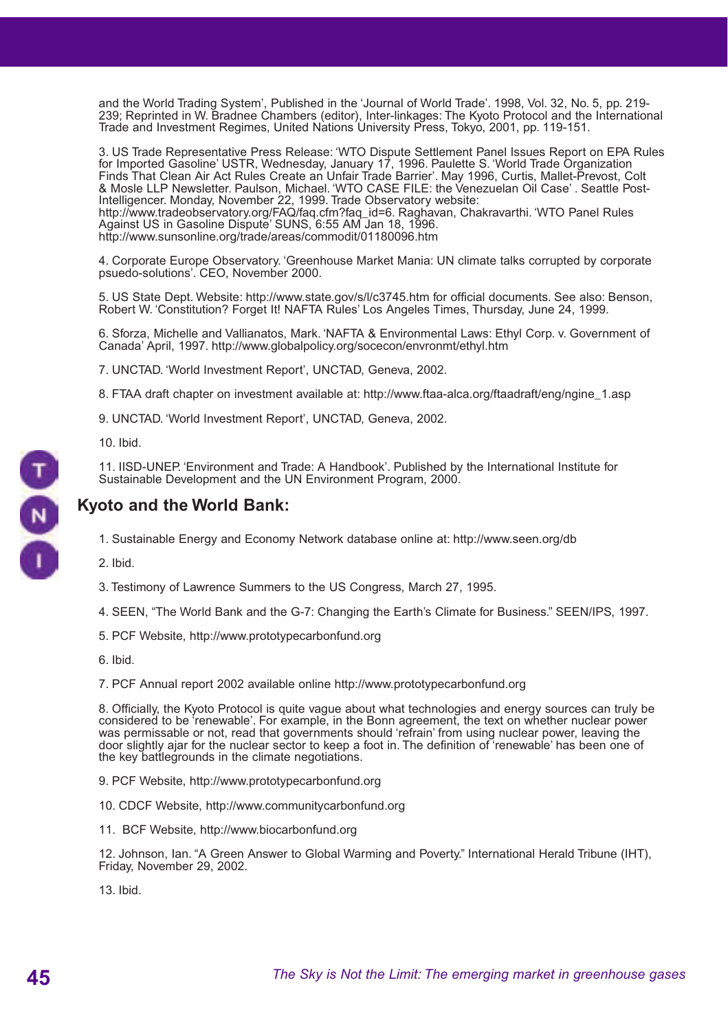and the World Trading System', Published in the 'Journal of World Trade'. 1998, Vol. 32, No. 5, pp. 219-239; Reprinted in W. Bradnee Chambers (editor), Inter-linkages: The Kyoto Protocol and the International Trade and Investment Regimes, United Nations University Press, Tokyo, 2001, pp. 119-151.

3. US Trade Representative Press Release: 'WTO Dispute Settlement Panel Issues Report on EPA Rules for Imported Gasoline' USTR, Wednesday, January 17, 1996. Paulette S. 'World Trade Organization Finds That Clean Air Act Rules Create an Unfair Trade Barrier'. May 1996, Curtis, Mallet-Prevost, Colt & Mosle LLP Newsletter. Paulson, Michael. 'WTO CASE FILE: the Venezuelan Oil Case' . Seattle Post-Intelligencer. Monday, November 22, 1999. Trade Observatory website: http://www.tradeobservatory.org/FAQ/faq.cfm?faq_id=6. Raghavan, Chakravarthi. 'WTO Panel Rules Against US in Gasoline Dispute' SUNS, 6:55 AM Jan 18, 1996. http://www.sunsonline.org/trade/areas/commodit/01180096.htm

4. Corporate Europe Observatory. 'Greenhouse Market Mania: UN climate talks corrupted by corporate psuedo-solutions'. CEO, November 2000.

5. US State Dept. Website: http://www.state.gov/s/l/c3745.htm for official documents. See also: Benson, Robert W. 'Constitution? Forget It! NAFTA Rules' Los Angeles Times, Thursday, June 24, 1999.

6. Sforza, Michelle and Vallianatos, Mark. 'NAFTA & Environmental Laws: Ethyl Corp. v. Government of Canada' April, 1997. http://www.globalpolicy.org/socecon/envronmt/ethyl.htm

7. UNCTAD. 'World Investment Report', UNCTAD, Geneva, 2002.

8. FTAA draft chapter on investment available at: http://www.ftaa-alca.org/ftaadraft/eng/ngine_1.asp

9. UNCTAD. 'World Investment Report', UNCTAD, Geneva, 2002.

10. Ibid.

11. IISD-UNEP. 'Environment and Trade: A Handbook'. Published by the International Institute for Sustainable Development and the UN Environment Program, 2000.

## Kyoto and the World Bank:

1. Sustainable Energy and Economy Network database online at: http://www.seen.org/db

2. Ibid.

3. Testimony of Lawrence Summers to the US Congress, March 27, 1995.

4. SEEN, "The World Bank and the G-7: Changing the Earth's Climate for Business." SEEN/IPS, 1997.

5. PCF Website, http://www.prototypecarbonfund.org

6. Ibid.

7. PCF Annual report 2002 available online http://www.prototypecarbonfund.org

8. Officially, the Kyoto Protocol is quite vague about what technologies and energy sources can truly be considered to be 'renewable'. For example, in the Bonn agreement, the text on whether nuclear power was permissable or not, read that governments should 'refrain' from using nuclear power, leaving the door slightly ajar for the nuclear sector to keep a foot in. The definition of 'renewable' has been one of the key battlegrounds in the climate negotiations.

9. PCF Website, http://www.prototypecarbonfund.org

10. CDCF Website, http://www.communitycarbonfund.org

11. BCF Website, http://www.biocarbonfund.org

12. Johnson, Ian. "A Green Answer to Global Warming and Poverty." International Herald Tribune (IHT), Friday, November 29, 2002.

13. Ibid.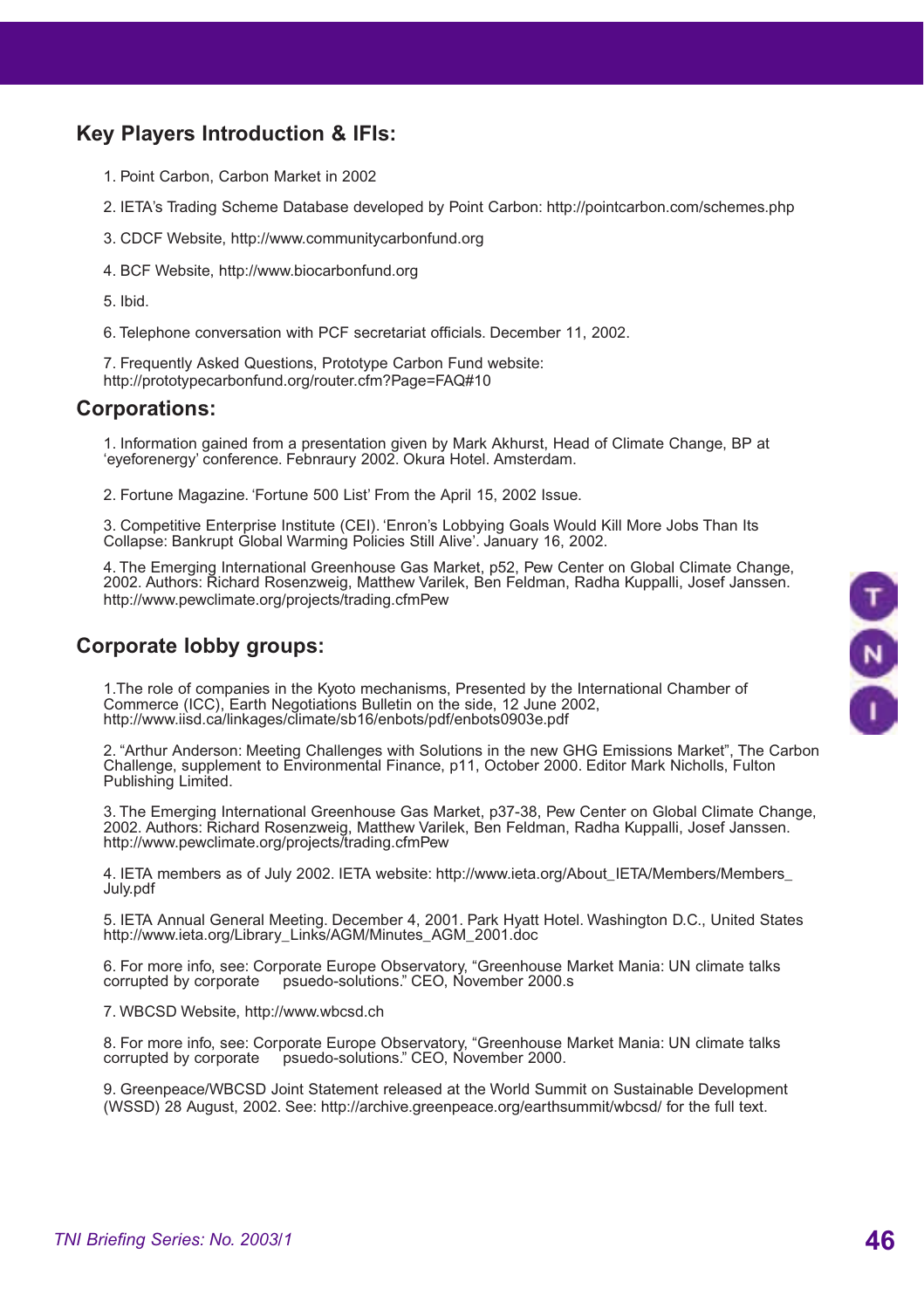## Key Players Introduction & IFIs:

1. Point Carbon, Carbon Market in 2002

2. IETA's Trading Scheme Database developed by Point Carbon: http://pointcarbon.com/schemes.php

3. CDCF Website, http://www.communitycarbonfund.org

4. BCF Website, http://www.biocarbonfund.org

5. Ibid.

6. Telephone conversation with PCF secretariat officials. December 11, 2002.

7. Frequently Asked Questions, Prototype Carbon Fund website: http://prototypecarbonfund.org/router.cfm?Page=FAQ#10

## Corporations:

1. Information gained from a presentation given by Mark Akhurst, Head of Climate Change, BP at 'eyeforenergy' conference. Febnraury 2002. Okura Hotel. Amsterdam.

2. Fortune Magazine. 'Fortune 500 List' From the April 15, 2002 Issue.

3. Competitive Enterprise Institute (CEI). 'Enron's Lobbying Goals Would Kill More Jobs Than Its Collapse: Bankrupt Global Warming Policies Still Alive'. January 16, 2002.

4. The Emerging International Greenhouse Gas Market, p52, Pew Center on Global Climate Change, 2002. Authors: Richard Rosenzweig, Matthew Varilek, Ben Feldman, Radha Kuppalli, Josef Janssen. http://www.pewclimate.org/projects/trading.cfmPew

## Corporate lobby groups:

1. The role of companies in the Kyoto mechanisms, Presented by the International Chamber of Commerce (ICC), Earth Negotiations Bulletin on the side, 12 June 2002, http://www.iisd.ca/linkages/climate/sb16/enbots/pdf/enbots0903e.pdf

2. "Arthur Anderson: Meeting Challenges with Solutions in the new GHG Emissions Market", The Carbon Challenge, supplement to Environmental Finance, p11, October 2000. Editor Mark Nicholls, Fulton Publishing Limited.

3. The Emerging International Greenhouse Gas Market, p37-38, Pew Center on Global Climate Change, 2002. Authors: Richard Rosenzweig, Matthew Varilek, Ben Feldman, Radha Kuppalli, Josef Janssen. http://www.pewclimate.org/projects/trading.cfmPew

4. IETA members as of July 2002. IETA website: http://www.ieta.org/About_IETA/Members/Members_July.pdf

5. IETA Annual General Meeting. December 4, 2001. Park Hyatt Hotel. Washington D.C., United States http://www.ieta.org/Library_Links/AGM/Minutes_AGM_2001.doc

6. For more info, see: Corporate Europe Observatory, "Greenhouse Market Mania: UN climate talks corrupted by corporate psuedo-solutions." CEO, November 2000.s

7. WBCSD Website, http://www.wbcsd.ch

8. For more info, see: Corporate Europe Observatory, "Greenhouse Market Mania: UN climate talks corrupted by corporate psuedo-solutions." CEO, November 2000.

9. Greenpeace/WBCSD Joint Statement released at the World Summit on Sustainable Development (WSSD) 28 August, 2002. See: http://archive.greenpeace.org/earthsummit/wbcsd/ for the full text.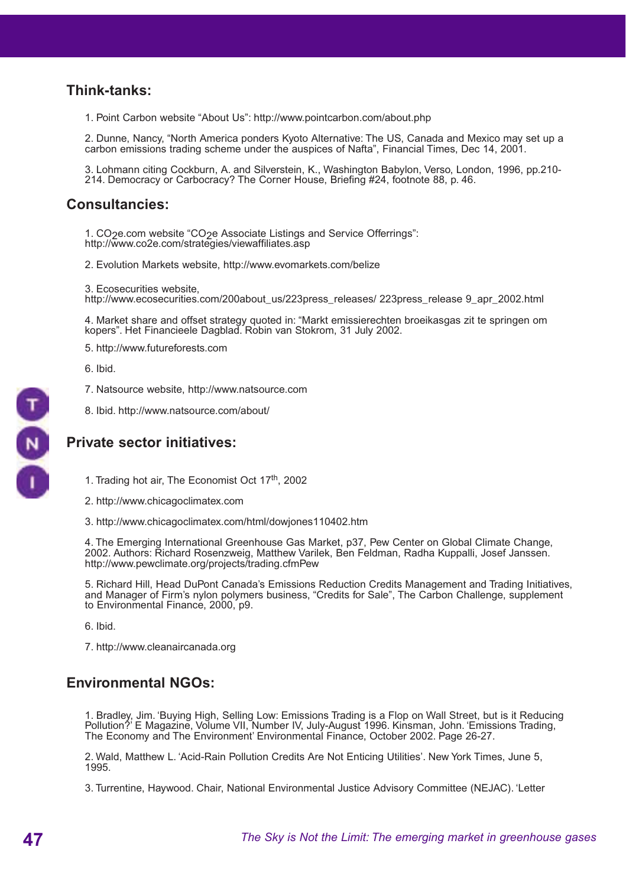## Think-tanks:

1. Point Carbon website “About Us”: http://www.pointcarbon.com/about.php

2. Dunne, Nancy, “North America ponders Kyoto Alternative: The US, Canada and Mexico may set up a carbon emissions trading scheme under the auspices of Nafta”, Financial Times, Dec 14, 2001.

3. Lohmann citing Cockburn, A. and Silverstein, K., Washington Babylon, Verso, London, 1996, pp.210-214. Democracy or Carbocracy? The Corner House, Briefing #24, footnote 88, p. 46.

## Consultancies:

1. $CO_2$e.com website “$CO_2$e Associate Listings and Service Offerrings”: http://www.co2e.com/strategies/viewaffiliates.asp

2. Evolution Markets website, http://www.evomarkets.com/belize

3. Ecosecurities website, http://www.ecosecurities.com/200about_us/223press_releases/ 223press_release 9_apr_2002.html

4. Market share and offset strategy quoted in: “Markt emissierechten broeikasgas zit te springen om kopers”. Het Financieele Dagblad. Robin van Stokrom, 31 July 2002.

5. http://www.futureforests.com

6. Ibid.

7. Natsource website, http://www.natsource.com

8. Ibid. http://www.natsource.com/about/

## Private sector initiatives:

1. Trading hot air, The Economist Oct 17th, 2002

2. http://www.chicagoclimatex.com

3. http://www.chicagoclimatex.com/html/dowjones110402.htm

4. The Emerging International Greenhouse Gas Market, p37, Pew Center on Global Climate Change, 2002. Authors: Richard Rosenzweig, Matthew Varilek, Ben Feldman, Radha Kuppalli, Josef Janssen. http://www.pewclimate.org/projects/trading.cfmPew

5. Richard Hill, Head DuPont Canada’s Emissions Reduction Credits Management and Trading Initiatives, and Manager of Firm’s nylon polymers business, “Credits for Sale”, The Carbon Challenge, supplement to Environmental Finance, 2000, p9.

6. Ibid.

7. http://www.cleanaircanada.org

## Environmental NGOs:

1. Bradley, Jim. ‘Buying High, Selling Low: Emissions Trading is a Flop on Wall Street, but is it Reducing Pollution?’ E Magazine, Volume VII, Number IV, July-August 1996. Kinsman, John. ‘Emissions Trading, The Economy and The Environment’ Environmental Finance, October 2002. Page 26-27.

2. Wald, Matthew L. ‘Acid-Rain Pollution Credits Are Not Enticing Utilities’. New York Times, June 5, 1995.

3. Turrentine, Haywood. Chair, National Environmental Justice Advisory Committee (NEJAC). ‘Letter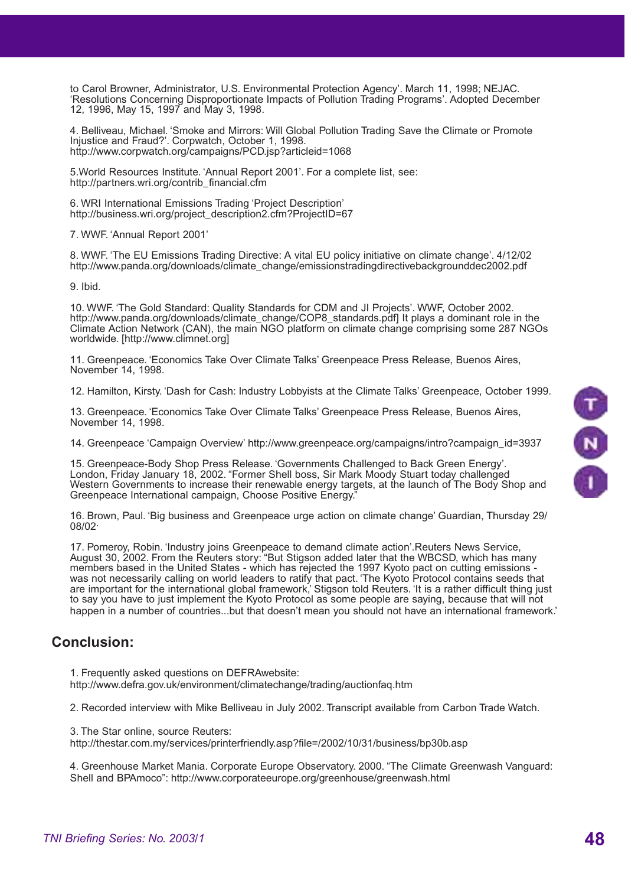to Carol Browner, Administrator, U.S. Environmental Protection Agency'. March 11, 1998; NEJAC. 'Resolutions Concerning Disproportionate Impacts of Pollution Trading Programs'. Adopted December 12, 1996, May 15, 1997 and May 3, 1998.

4. Belliveau, Michael. 'Smoke and Mirrors: Will Global Pollution Trading Save the Climate or Promote Injustice and Fraud?'. Corpwatch, October 1, 1998. http://www.corpwatch.org/campaigns/PCD.jsp?articleid=1068

5.World Resources Institute. 'Annual Report 2001'. For a complete list, see: http://partners.wri.org/contrib_financial.cfm

6. WRI International Emissions Trading 'Project Description' http://business.wri.org/project_description2.cfm?ProjectID=67

7. WWF. 'Annual Report 2001'

8. WWF. 'The EU Emissions Trading Directive: A vital EU policy initiative on climate change'. 4/12/02 http://www.panda.org/downloads/climate_change/emissionstradingdirectivebackgrounddec2002.pdf

9. Ibid.

10. WWF. 'The Gold Standard: Quality Standards for CDM and JI Projects'. WWF, October 2002. http://www.panda.org/downloads/climate_change/COP8_standards.pdf] It plays a dominant role in the Climate Action Network (CAN), the main NGO platform on climate change comprising some 287 NGOs worldwide. [http://www.climnet.org]

11. Greenpeace. 'Economics Take Over Climate Talks' Greenpeace Press Release, Buenos Aires, November 14, 1998.

12. Hamilton, Kirsty. 'Dash for Cash: Industry Lobbyists at the Climate Talks' Greenpeace, October 1999.

13. Greenpeace. 'Economics Take Over Climate Talks' Greenpeace Press Release, Buenos Aires, November 14, 1998.

14. Greenpeace 'Campaign Overview' http://www.greenpeace.org/campaigns/intro?campaign_id=3937

15. Greenpeace-Body Shop Press Release. 'Governments Challenged to Back Green Energy'. London, Friday January 18, 2002. "Former Shell boss, Sir Mark Moody Stuart today challenged Western Governments to increase their renewable energy targets, at the launch of The Body Shop and Greenpeace International campaign, Choose Positive Energy."

16. Brown, Paul. 'Big business and Greenpeace urge action on climate change' Guardian, Thursday 29/08/02·

17. Pomeroy, Robin. 'Industry joins Greenpeace to demand climate action'.Reuters News Service, August 30, 2002. From the Reuters story: "But Stigson added later that the WBCSD, which has many members based in the United States - which has rejected the 1997 Kyoto pact on cutting emissions - was not necessarily calling on world leaders to ratify that pact. 'The Kyoto Protocol contains seeds that are important for the international global framework,' Stigson told Reuters. 'It is a rather difficult thing just to say you have to just implement the Kyoto Protocol as some people are saying, because that will not happen in a number of countries...but that doesn't mean you should not have an international framework.'

## Conclusion:

1. Frequently asked questions on DEFRAwebsite: http://www.defra.gov.uk/environment/climatechange/trading/auctionfaq.htm

2. Recorded interview with Mike Belliveau in July 2002. Transcript available from Carbon Trade Watch.

3. The Star online, source Reuters: http://thestar.com.my/services/printerfriendly.asp?file=/2002/10/31/business/bp30b.asp

4. Greenhouse Market Mania. Corporate Europe Observatory. 2000. "The Climate Greenwash Vanguard: Shell and BPAmoco": http://www.corporateeurope.org/greenhouse/greenwash.html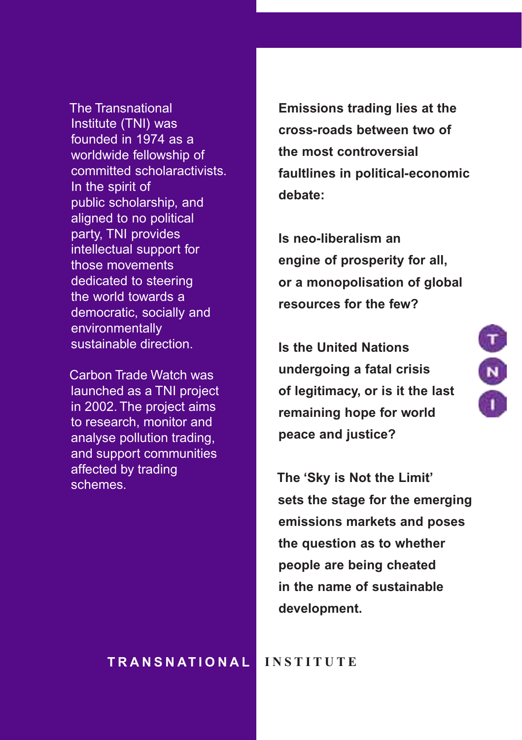The Transnational Institute (TNI) was founded in 1974 as a worldwide fellowship of committed scholaractivists. In the spirit of public scholarship, and aligned to no political party, TNI provides intellectual support for those movements dedicated to steering the world towards a democratic, socially and environmentally sustainable direction.

Carbon Trade Watch was launched as a TNI project in 2002. The project aims to research, monitor and analyse pollution trading, and support communities affected by trading schemes.

**Emissions trading lies at the cross-roads between two of the most controversial faultlines in political-economic debate:**

**Is neo-liberalism an engine of prosperity for all, or a monopolisation of global resources for the few?**

**Is the United Nations undergoing a fatal crisis of legitimacy, or is it the last remaining hope for world peace and justice?**

**The 'Sky is Not the Limit' sets the stage for the emerging emissions markets and poses the question as to whether people are being cheated in the name of sustainable development.**

TNI

**TRANSNATIONAL INSTITUTE**